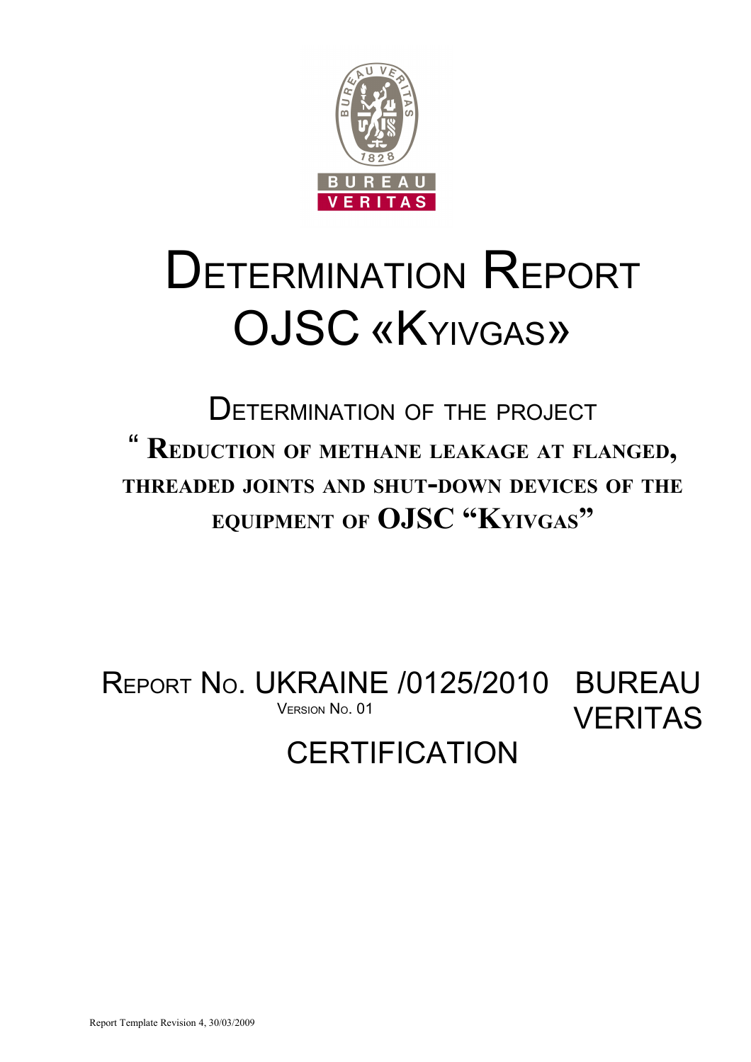# DETERMINATION REPORT OJSC «KYIVGAS»

## DETERMINATION OF THE PROJECT

## " REDUCTION OF METHANE LEAKAGE AT FLANGED, THREADED JOINTS AND SHUT-DOWN DEVICES OF THE EQUIPMENT OF OJSC "KYIVGAS"

REPORT NO. UKRAINE /0125/2010

VERSION NO. 01

BUREAU VERITAS CERTIFICATION

Report Template Revision 4, 30/03/2009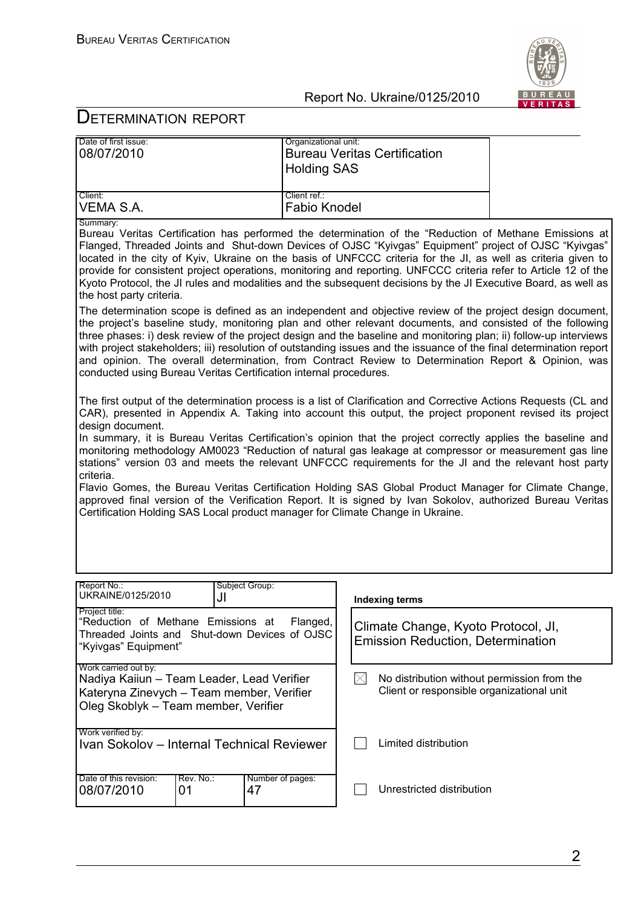# DETERMINATION REPORT

| Date of first issue: 08/07/2010 | Organizational unit: Bureau Veritas Certification Holding SAS |
|---|---|
| Client: VEMA S.A. | Client ref.: Fabio Knodel |

Summary:

Bureau Veritas Certification has performed the determination of the "Reduction of Methane Emissions at Flanged, Threaded Joints and Shut-down Devices of OJSC "Kyivgas" Equipment" project of OJSC "Kyivgas" located in the city of Kyiv, Ukraine on the basis of UNFCCC criteria for the JI, as well as criteria given to provide for consistent project operations, monitoring and reporting. UNFCCC criteria refer to Article 12 of the Kyoto Protocol, the JI rules and modalities and the subsequent decisions by the JI Executive Board, as well as the host party criteria.

The determination scope is defined as an independent and objective review of the project design document, the project's baseline study, monitoring plan and other relevant documents, and consisted of the following three phases: i) desk review of the project design and the baseline and monitoring plan; ii) follow-up interviews with project stakeholders; iii) resolution of outstanding issues and the issuance of the final determination report and opinion. The overall determination, from Contract Review to Determination Report & Opinion, was conducted using Bureau Veritas Certification internal procedures.

The first output of the determination process is a list of Clarification and Corrective Actions Requests (CL and CAR), presented in Appendix A. Taking into account this output, the project proponent revised its project design document.

In summary, it is Bureau Veritas Certification's opinion that the project correctly applies the baseline and monitoring methodology AM0023 "Reduction of natural gas leakage at compressor or measurement gas line stations" version 03 and meets the relevant UNFCCC requirements for the JI and the relevant host party criteria.

Flavio Gomes, the Bureau Veritas Certification Holding SAS Global Product Manager for Climate Change, approved final version of the Verification Report. It is signed by Ivan Sokolov, authorized Bureau Veritas Certification Holding SAS Local product manager for Climate Change in Ukraine.

| Report No.: UKRAINE/0125/2010 | Subject Group: JI | Indexing terms |
|---|---|---|
| Project title: "Reduction of Methane Emissions at Flanged, Threaded Joints and Shut-down Devices of OJSC "Kyivgas" Equipment" | | Climate Change, Kyoto Protocol, JI, Emission Reduction, Determination |

| Work carried out by: | |
|---|---|
| Nadiya Kaiiun – Team Leader, Lead Verifier<br>Kateryna Zinevych – Team member, Verifier<br>Oleg Skoblyk – Team member, Verifier | ☒ No distribution without permission from the Client or responsible organizational unit |
| Work verified by: Ivan Sokolov – Internal Technical Reviewer | ☐ Limited distribution |
| Date of this revision: 08/07/2010 — Rev. No.: 01 — Number of pages: 47 | ☐ Unrestricted distribution |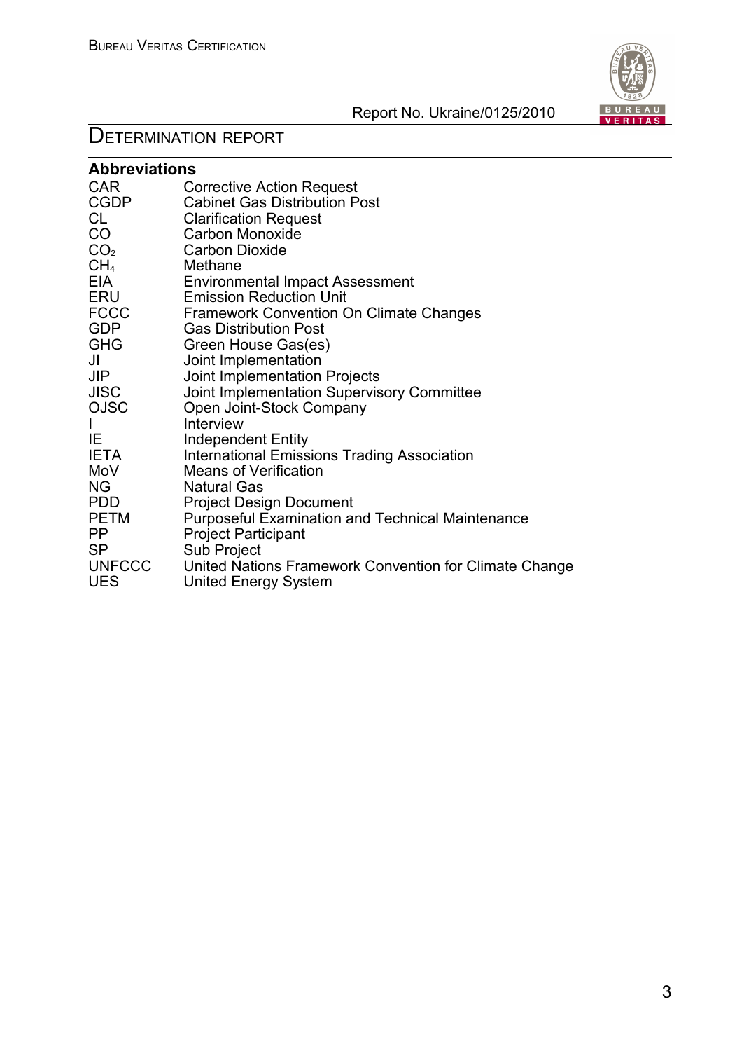## Abbreviations

| | |
|---|---|
| CAR | Corrective Action Request |
| CGDP | Cabinet Gas Distribution Post |
| CL | Clarification Request |
| CO | Carbon Monoxide |
| $CO_2$ | Carbon Dioxide |
| $CH_4$ | Methane |
| EIA | Environmental Impact Assessment |
| ERU | Emission Reduction Unit |
| FCCC | Framework Convention On Climate Changes |
| GDP | Gas Distribution Post |
| GHG | Green House Gas(es) |
| JI | Joint Implementation |
| JIP | Joint Implementation Projects |
| JISC | Joint Implementation Supervisory Committee |
| OJSC | Open Joint-Stock Company |
| I | Interview |
| IE | Independent Entity |
| IETA | International Emissions Trading Association |
| MoV | Means of Verification |
| NG | Natural Gas |
| PDD | Project Design Document |
| PETM | Purposeful Examination and Technical Maintenance |
| PP | Project Participant |
| SP | Sub Project |
| UNFCCC | United Nations Framework Convention for Climate Change |
| UES | United Energy System |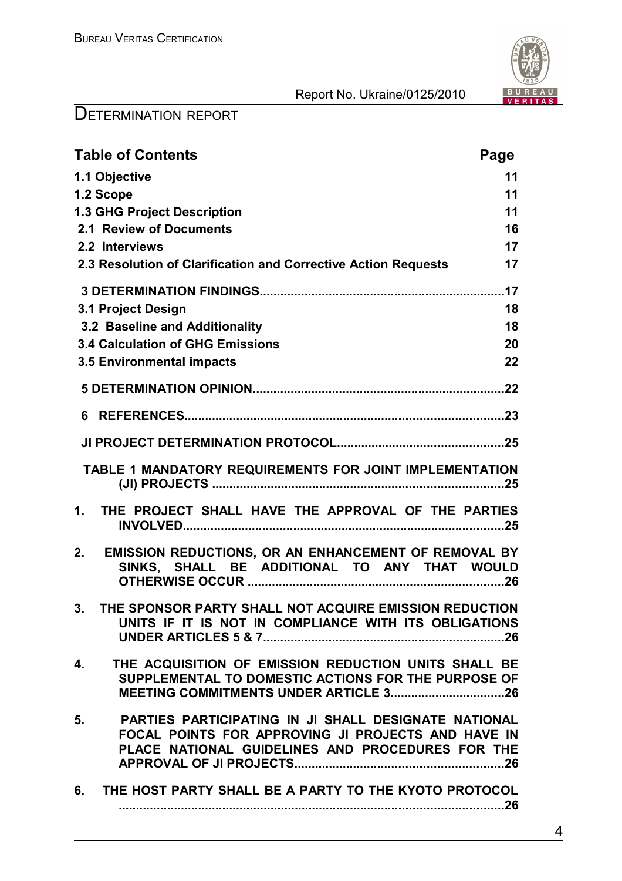## Table of Contents

| | Page |
|---|---|
| **1.1 Objective** | **11** |
| **1.2 Scope** | **11** |
| **1.3 GHG Project Description** | **11** |
| **2.1 Review of Documents** | **16** |
| **2.2 Interviews** | **17** |
| **2.3 Resolution of Clarification and Corrective Action Requests** | **17** |
| **3 DETERMINATION FINDINGS** | **17** |
| **3.1 Project Design** | **18** |
| **3.2 Baseline and Additionality** | **18** |
| **3.4 Calculation of GHG Emissions** | **20** |
| **3.5 Environmental impacts** | **22** |
| **5 DETERMINATION OPINION** | **22** |
| **6 REFERENCES** | **23** |
| **JI PROJECT DETERMINATION PROTOCOL** | **25** |
| **TABLE 1 MANDATORY REQUIREMENTS FOR JOINT IMPLEMENTATION (JI) PROJECTS** | **25** |
| **1. THE PROJECT SHALL HAVE THE APPROVAL OF THE PARTIES INVOLVED** | **25** |
| **2. EMISSION REDUCTIONS, OR AN ENHANCEMENT OF REMOVAL BY SINKS, SHALL BE ADDITIONAL TO ANY THAT WOULD OTHERWISE OCCUR** | **26** |
| **3. THE SPONSOR PARTY SHALL NOT ACQUIRE EMISSION REDUCTION UNITS IF IT IS NOT IN COMPLIANCE WITH ITS OBLIGATIONS UNDER ARTICLES 5 & 7** | **26** |
| **4. THE ACQUISITION OF EMISSION REDUCTION UNITS SHALL BE SUPPLEMENTAL TO DOMESTIC ACTIONS FOR THE PURPOSE OF MEETING COMMITMENTS UNDER ARTICLE 3** | **26** |
| **5. PARTIES PARTICIPATING IN JI SHALL DESIGNATE NATIONAL FOCAL POINTS FOR APPROVING JI PROJECTS AND HAVE IN PLACE NATIONAL GUIDELINES AND PROCEDURES FOR THE APPROVAL OF JI PROJECTS** | **26** |
| **6. THE HOST PARTY SHALL BE A PARTY TO THE KYOTO PROTOCOL** | **26** |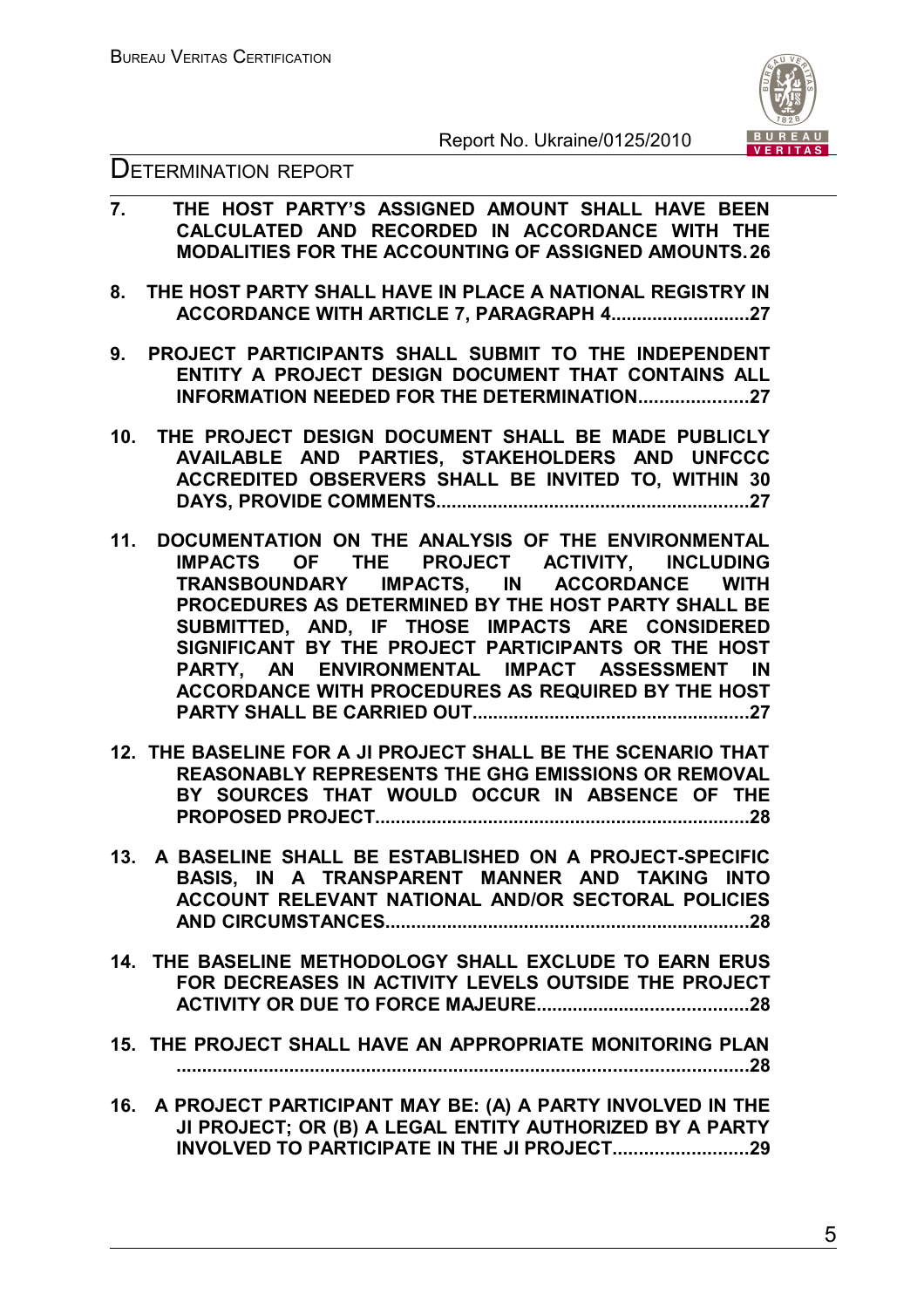7. THE HOST PARTY'S ASSIGNED AMOUNT SHALL HAVE BEEN CALCULATED AND RECORDED IN ACCORDANCE WITH THE MODALITIES FOR THE ACCOUNTING OF ASSIGNED AMOUNTS. 26

8. THE HOST PARTY SHALL HAVE IN PLACE A NATIONAL REGISTRY IN ACCORDANCE WITH ARTICLE 7, PARAGRAPH 4 .......................... 27

9. PROJECT PARTICIPANTS SHALL SUBMIT TO THE INDEPENDENT ENTITY A PROJECT DESIGN DOCUMENT THAT CONTAINS ALL INFORMATION NEEDED FOR THE DETERMINATION ..................... 27

10. THE PROJECT DESIGN DOCUMENT SHALL BE MADE PUBLICLY AVAILABLE AND PARTIES, STAKEHOLDERS AND UNFCCC ACCREDITED OBSERVERS SHALL BE INVITED TO, WITHIN 30 DAYS, PROVIDE COMMENTS ........................................................... 27

11. DOCUMENTATION ON THE ANALYSIS OF THE ENVIRONMENTAL IMPACTS OF THE PROJECT ACTIVITY, INCLUDING TRANSBOUNDARY IMPACTS, IN ACCORDANCE WITH PROCEDURES AS DETERMINED BY THE HOST PARTY SHALL BE SUBMITTED, AND, IF THOSE IMPACTS ARE CONSIDERED SIGNIFICANT BY THE PROJECT PARTICIPANTS OR THE HOST PARTY, AN ENVIRONMENTAL IMPACT ASSESSMENT IN ACCORDANCE WITH PROCEDURES AS REQUIRED BY THE HOST PARTY SHALL BE CARRIED OUT ..................................................... 27

12. THE BASELINE FOR A JI PROJECT SHALL BE THE SCENARIO THAT REASONABLY REPRESENTS THE GHG EMISSIONS OR REMOVAL BY SOURCES THAT WOULD OCCUR IN ABSENCE OF THE PROPOSED PROJECT ....................................................................... 28

13. A BASELINE SHALL BE ESTABLISHED ON A PROJECT-SPECIFIC BASIS, IN A TRANSPARENT MANNER AND TAKING INTO ACCOUNT RELEVANT NATIONAL AND/OR SECTORAL POLICIES AND CIRCUMSTANCES ...................................................................... 28

14. THE BASELINE METHODOLOGY SHALL EXCLUDE TO EARN ERUS FOR DECREASES IN ACTIVITY LEVELS OUTSIDE THE PROJECT ACTIVITY OR DUE TO FORCE MAJEURE ........................................ 28

15. THE PROJECT SHALL HAVE AN APPROPRIATE MONITORING PLAN ................................................................................................................ 28

16. A PROJECT PARTICIPANT MAY BE: (A) A PARTY INVOLVED IN THE JI PROJECT; OR (B) A LEGAL ENTITY AUTHORIZED BY A PARTY INVOLVED TO PARTICIPATE IN THE JI PROJECT .......................... 29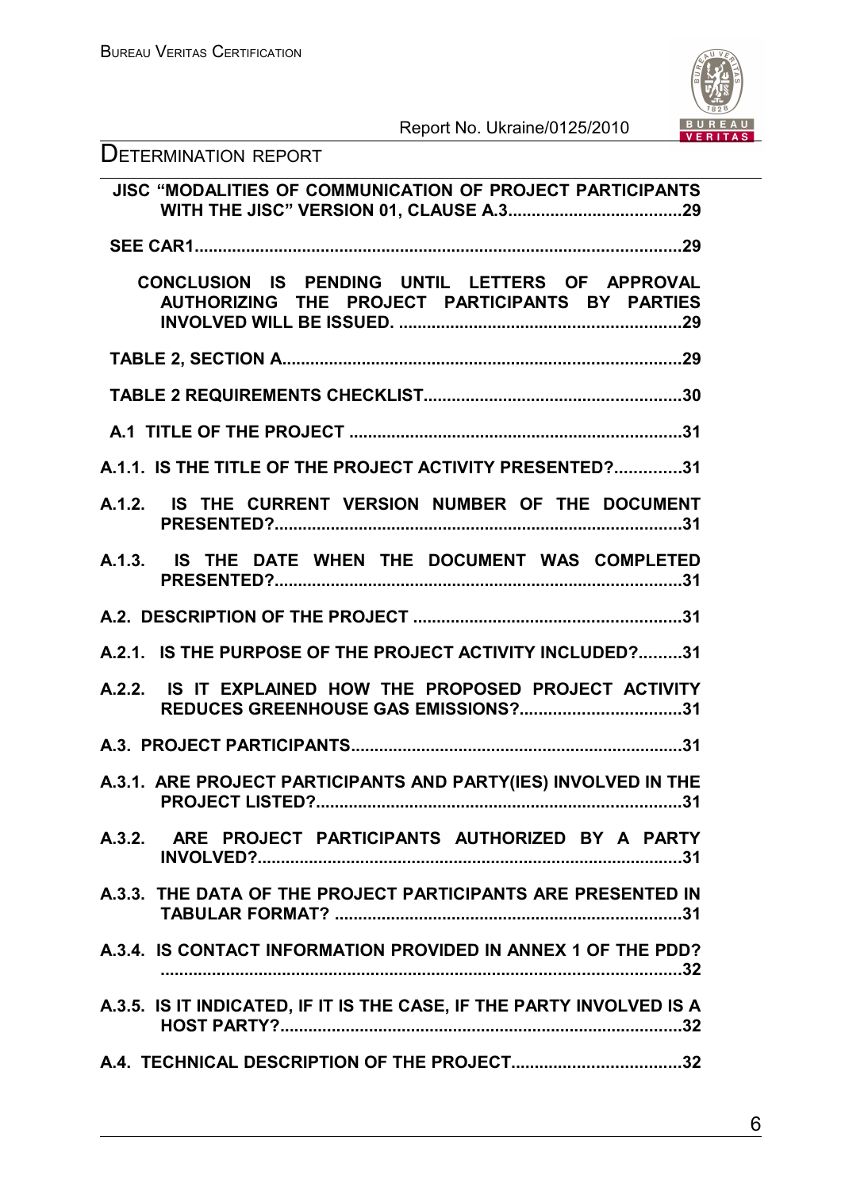JISC "MODALITIES OF COMMUNICATION OF PROJECT PARTICIPANTS WITH THE JISC" VERSION 01, CLAUSE A.3....................................29

SEE CAR1.......................................................................................................29

CONCLUSION IS PENDING UNTIL LETTERS OF APPROVAL AUTHORIZING THE PROJECT PARTICIPANTS BY PARTIES INVOLVED WILL BE ISSUED. ...........................................................29

TABLE 2, SECTION A....................................................................................29

TABLE 2 REQUIREMENTS CHECKLIST......................................................30

A.1 TITLE OF THE PROJECT ......................................................................31

A.1.1. IS THE TITLE OF THE PROJECT ACTIVITY PRESENTED?..............31

A.1.2. IS THE CURRENT VERSION NUMBER OF THE DOCUMENT PRESENTED?.....................................................................................31

A.1.3. IS THE DATE WHEN THE DOCUMENT WAS COMPLETED PRESENTED?.....................................................................................31

A.2. DESCRIPTION OF THE PROJECT .........................................................31

A.2.1. IS THE PURPOSE OF THE PROJECT ACTIVITY INCLUDED?.........31

A.2.2. IS IT EXPLAINED HOW THE PROPOSED PROJECT ACTIVITY REDUCES GREENHOUSE GAS EMISSIONS?..................................31

A.3. PROJECT PARTICIPANTS.....................................................................31

A.3.1. ARE PROJECT PARTICIPANTS AND PARTY(IES) INVOLVED IN THE PROJECT LISTED?.............................................................................31

A.3.2. ARE PROJECT PARTICIPANTS AUTHORIZED BY A PARTY INVOLVED?.........................................................................................31

A.3.3. THE DATA OF THE PROJECT PARTICIPANTS ARE PRESENTED IN TABULAR FORMAT? .........................................................................31

A.3.4. IS CONTACT INFORMATION PROVIDED IN ANNEX 1 OF THE PDD? .............................................................................................................32

A.3.5. IS IT INDICATED, IF IT IS THE CASE, IF THE PARTY INVOLVED IS A HOST PARTY?.....................................................................................32

A.4. TECHNICAL DESCRIPTION OF THE PROJECT....................................32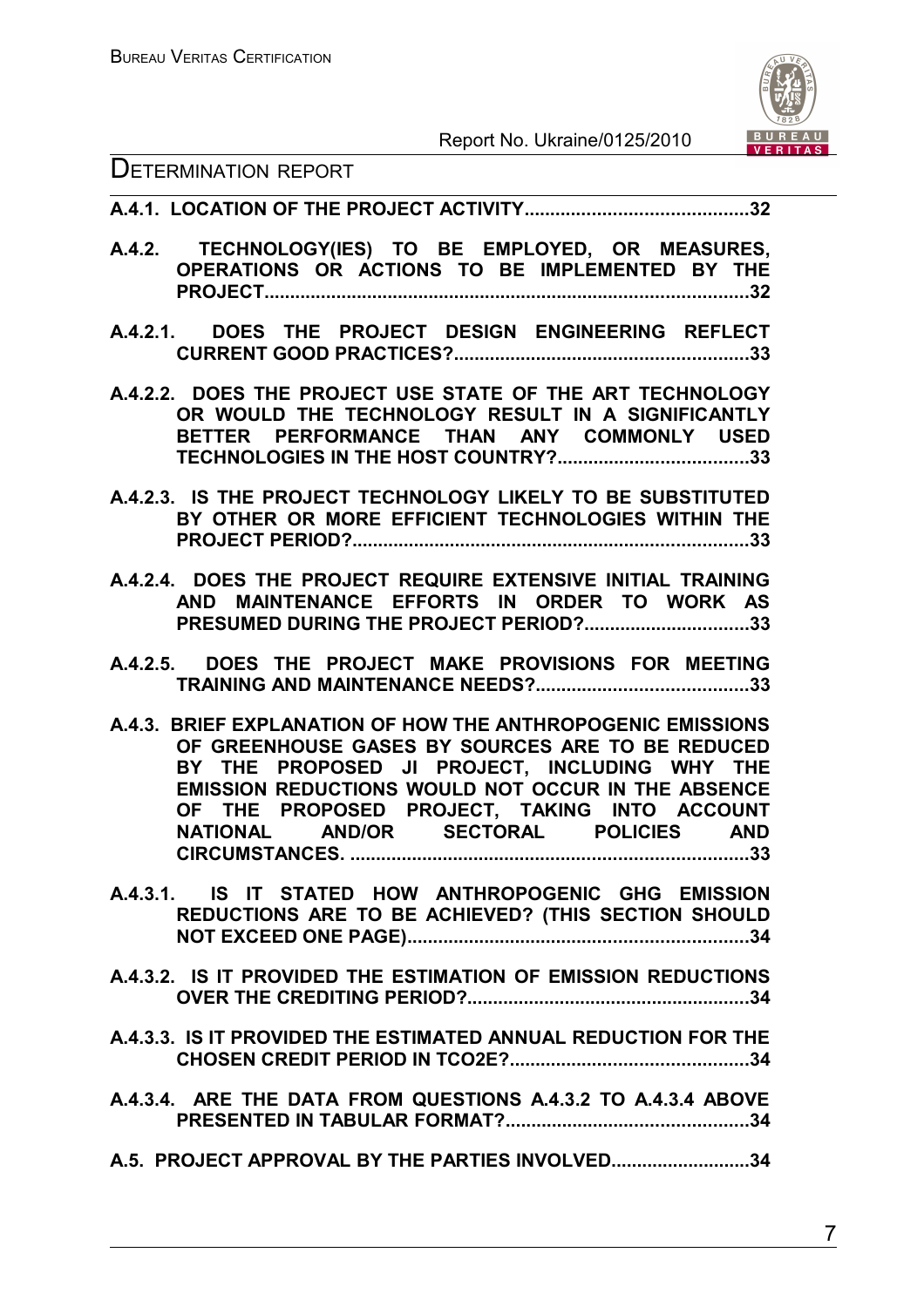**A.4.1. LOCATION OF THE PROJECT ACTIVITY..........................................32**

**A.4.2. TECHNOLOGY(IES) TO BE EMPLOYED, OR MEASURES, OPERATIONS OR ACTIONS TO BE IMPLEMENTED BY THE PROJECT..........................................................................................32**

**A.4.2.1. DOES THE PROJECT DESIGN ENGINEERING REFLECT CURRENT GOOD PRACTICES?.......................................................33**

**A.4.2.2. DOES THE PROJECT USE STATE OF THE ART TECHNOLOGY OR WOULD THE TECHNOLOGY RESULT IN A SIGNIFICANTLY BETTER PERFORMANCE THAN ANY COMMONLY USED TECHNOLOGIES IN THE HOST COUNTRY?....................................33**

**A.4.2.3. IS THE PROJECT TECHNOLOGY LIKELY TO BE SUBSTITUTED BY OTHER OR MORE EFFICIENT TECHNOLOGIES WITHIN THE PROJECT PERIOD?...........................................................................33**

**A.4.2.4. DOES THE PROJECT REQUIRE EXTENSIVE INITIAL TRAINING AND MAINTENANCE EFFORTS IN ORDER TO WORK AS PRESUMED DURING THE PROJECT PERIOD?...............................33**

**A.4.2.5. DOES THE PROJECT MAKE PROVISIONS FOR MEETING TRAINING AND MAINTENANCE NEEDS?........................................33**

**A.4.3. BRIEF EXPLANATION OF HOW THE ANTHROPOGENIC EMISSIONS OF GREENHOUSE GASES BY SOURCES ARE TO BE REDUCED BY THE PROPOSED JI PROJECT, INCLUDING WHY THE EMISSION REDUCTIONS WOULD NOT OCCUR IN THE ABSENCE OF THE PROPOSED PROJECT, TAKING INTO ACCOUNT NATIONAL AND/OR SECTORAL POLICIES AND CIRCUMSTANCES. ...........................................................................33**

**A.4.3.1. IS IT STATED HOW ANTHROPOGENIC GHG EMISSION REDUCTIONS ARE TO BE ACHIEVED? (THIS SECTION SHOULD NOT EXCEED ONE PAGE).................................................................34**

**A.4.3.2. IS IT PROVIDED THE ESTIMATION OF EMISSION REDUCTIONS OVER THE CREDITING PERIOD?......................................................34**

**A.4.3.3. IS IT PROVIDED THE ESTIMATED ANNUAL REDUCTION FOR THE CHOSEN CREDIT PERIOD IN TCO2E?.............................................34**

**A.4.3.4. ARE THE DATA FROM QUESTIONS A.4.3.2 TO A.4.3.4 ABOVE PRESENTED IN TABULAR FORMAT?..............................................34**

**A.5. PROJECT APPROVAL BY THE PARTIES INVOLVED..........................34**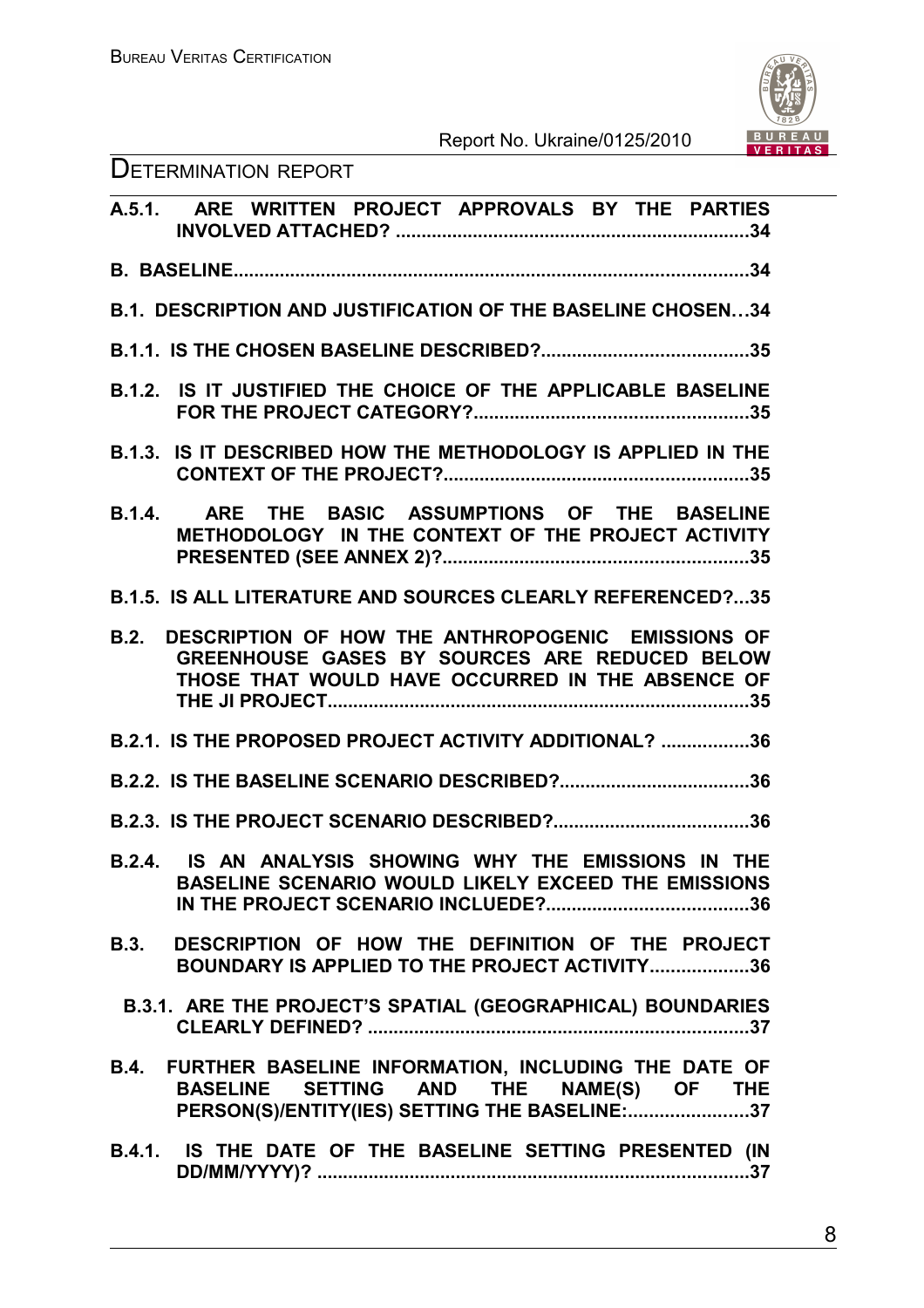A.5.1. ARE WRITTEN PROJECT APPROVALS BY THE PARTIES INVOLVED ATTACHED? ....................................................................34

B. BASELINE....................................................................................................34

B.1. DESCRIPTION AND JUSTIFICATION OF THE BASELINE CHOSEN…34

B.1.1. IS THE CHOSEN BASELINE DESCRIBED?........................................35

B.1.2. IS IT JUSTIFIED THE CHOICE OF THE APPLICABLE BASELINE FOR THE PROJECT CATEGORY?....................................................35

B.1.3. IS IT DESCRIBED HOW THE METHODOLOGY IS APPLIED IN THE CONTEXT OF THE PROJECT?..........................................................35

B.1.4. ARE THE BASIC ASSUMPTIONS OF THE BASELINE METHODOLOGY IN THE CONTEXT OF THE PROJECT ACTIVITY PRESENTED (SEE ANNEX 2)?...........................................................35

B.1.5. IS ALL LITERATURE AND SOURCES CLEARLY REFERENCED?...35

B.2. DESCRIPTION OF HOW THE ANTHROPOGENIC EMISSIONS OF GREENHOUSE GASES BY SOURCES ARE REDUCED BELOW THOSE THAT WOULD HAVE OCCURRED IN THE ABSENCE OF THE JI PROJECT..................................................................................35

B.2.1. IS THE PROPOSED PROJECT ACTIVITY ADDITIONAL? .................36

B.2.2. IS THE BASELINE SCENARIO DESCRIBED?.....................................36

B.2.3. IS THE PROJECT SCENARIO DESCRIBED?......................................36

B.2.4. IS AN ANALYSIS SHOWING WHY THE EMISSIONS IN THE BASELINE SCENARIO WOULD LIKELY EXCEED THE EMISSIONS IN THE PROJECT SCENARIO INCLUEDE?.......................................36

B.3. DESCRIPTION OF HOW THE DEFINITION OF THE PROJECT BOUNDARY IS APPLIED TO THE PROJECT ACTIVITY...................36

B.3.1. ARE THE PROJECT'S SPATIAL (GEOGRAPHICAL) BOUNDARIES CLEARLY DEFINED? .........................................................................37

B.4. FURTHER BASELINE INFORMATION, INCLUDING THE DATE OF BASELINE SETTING AND THE NAME(S) OF THE PERSON(S)/ENTITY(IES) SETTING THE BASELINE:.......................37

B.4.1. IS THE DATE OF THE BASELINE SETTING PRESENTED (IN DD/MM/YYYY)? ....................................................................................37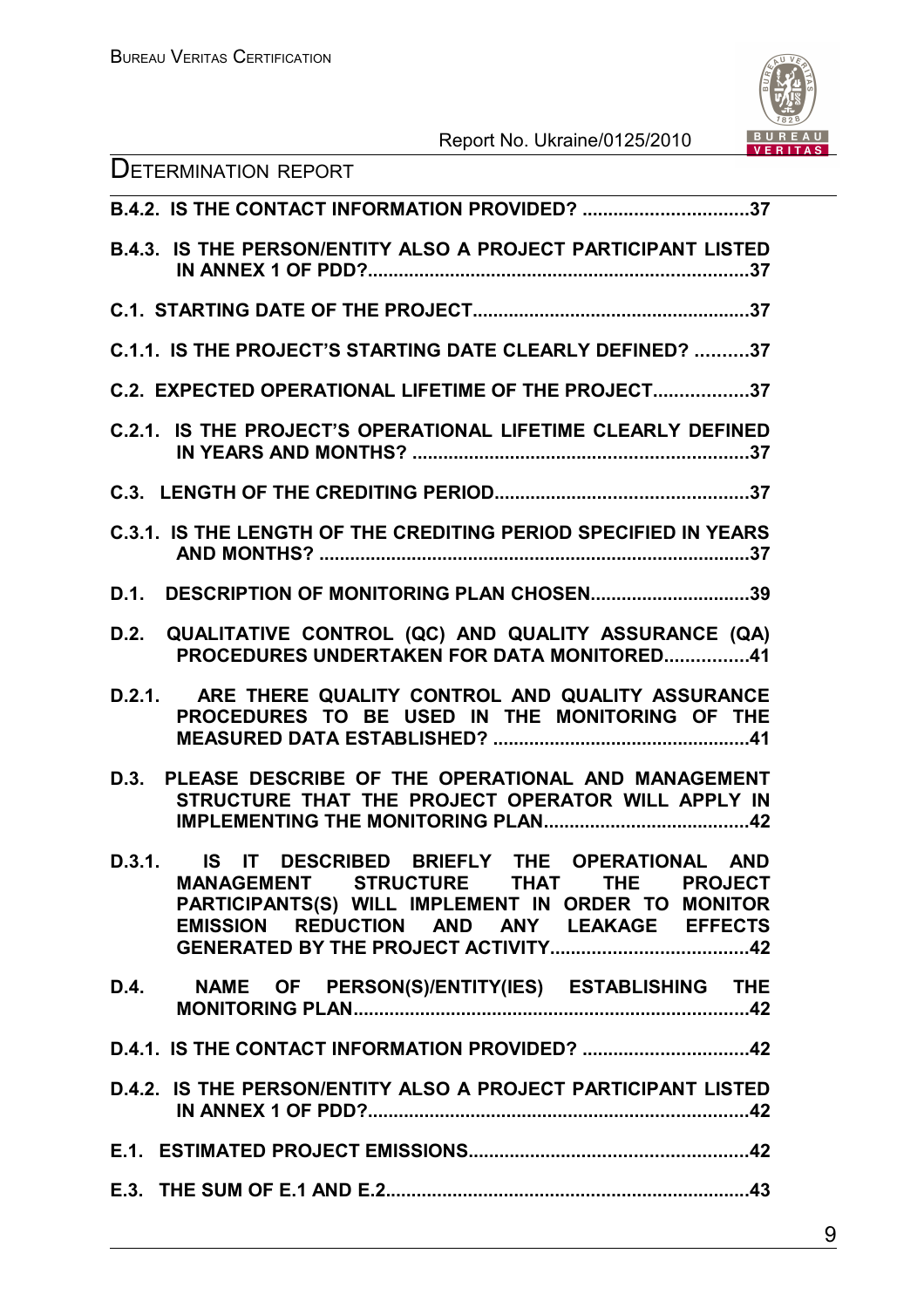**B.4.2. IS THE CONTACT INFORMATION PROVIDED? ................................37**

**B.4.3. IS THE PERSON/ENTITY ALSO A PROJECT PARTICIPANT LISTED IN ANNEX 1 OF PDD?.........................................................................37**

**C.1. STARTING DATE OF THE PROJECT......................................................37**

**C.1.1. IS THE PROJECT'S STARTING DATE CLEARLY DEFINED? ..........37**

**C.2. EXPECTED OPERATIONAL LIFETIME OF THE PROJECT..................37**

**C.2.1. IS THE PROJECT'S OPERATIONAL LIFETIME CLEARLY DEFINED IN YEARS AND MONTHS? ................................................................37**

**C.3. LENGTH OF THE CREDITING PERIOD.................................................37**

**C.3.1. IS THE LENGTH OF THE CREDITING PERIOD SPECIFIED IN YEARS AND MONTHS? ....................................................................................37**

**D.1. DESCRIPTION OF MONITORING PLAN CHOSEN...............................39**

**D.2. QUALITATIVE CONTROL (QC) AND QUALITY ASSURANCE (QA) PROCEDURES UNDERTAKEN FOR DATA MONITORED................41**

**D.2.1. ARE THERE QUALITY CONTROL AND QUALITY ASSURANCE PROCEDURES TO BE USED IN THE MONITORING OF THE MEASURED DATA ESTABLISHED? ..................................................41**

**D.3. PLEASE DESCRIBE OF THE OPERATIONAL AND MANAGEMENT STRUCTURE THAT THE PROJECT OPERATOR WILL APPLY IN IMPLEMENTING THE MONITORING PLAN........................................42**

**D.3.1. IS IT DESCRIBED BRIEFLY THE OPERATIONAL AND MANAGEMENT STRUCTURE THAT THE PROJECT PARTICIPANTS(S) WILL IMPLEMENT IN ORDER TO MONITOR EMISSION REDUCTION AND ANY LEAKAGE EFFECTS GENERATED BY THE PROJECT ACTIVITY......................................42**

**D.4. NAME OF PERSON(S)/ENTITY(IES) ESTABLISHING THE MONITORING PLAN.............................................................................42**

**D.4.1. IS THE CONTACT INFORMATION PROVIDED? ................................42**

**D.4.2. IS THE PERSON/ENTITY ALSO A PROJECT PARTICIPANT LISTED IN ANNEX 1 OF PDD?.........................................................................42**

**E.1. ESTIMATED PROJECT EMISSIONS......................................................42**

**E.3. THE SUM OF E.1 AND E.2.......................................................................43**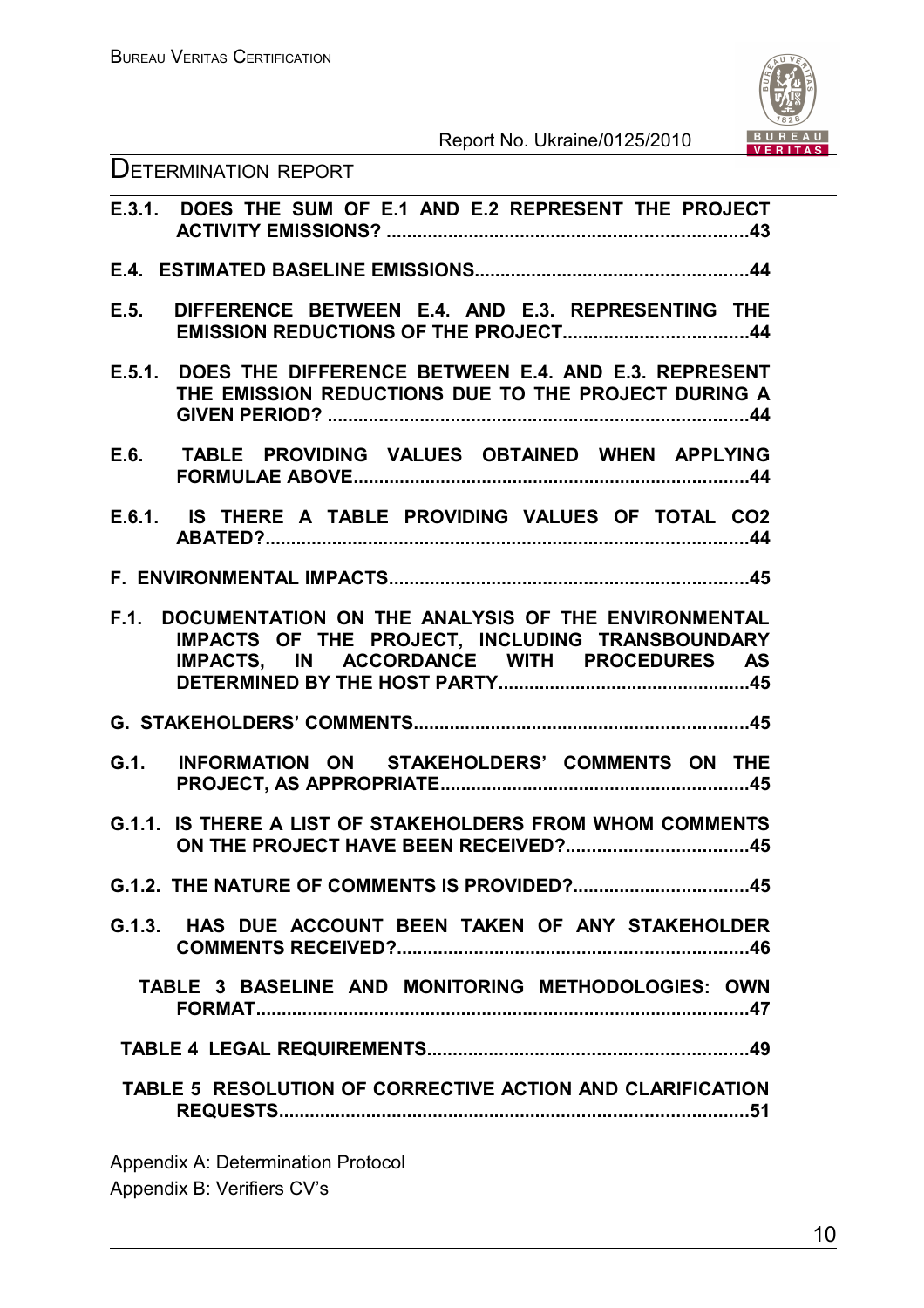**E.3.1. DOES THE SUM OF E.1 AND E.2 REPRESENT THE PROJECT ACTIVITY EMISSIONS? ....................................................................43**

**E.4. ESTIMATED BASELINE EMISSIONS....................................................44**

**E.5. DIFFERENCE BETWEEN E.4. AND E.3. REPRESENTING THE EMISSION REDUCTIONS OF THE PROJECT...................................44**

**E.5.1. DOES THE DIFFERENCE BETWEEN E.4. AND E.3. REPRESENT THE EMISSION REDUCTIONS DUE TO THE PROJECT DURING A GIVEN PERIOD? ................................................................................44**

**E.6. TABLE PROVIDING VALUES OBTAINED WHEN APPLYING FORMULAE ABOVE..........................................................................44**

**E.6.1. IS THERE A TABLE PROVIDING VALUES OF TOTAL CO2 ABATED?...........................................................................................44**

**F. ENVIRONMENTAL IMPACTS.....................................................................45**

**F.1. DOCUMENTATION ON THE ANALYSIS OF THE ENVIRONMENTAL IMPACTS OF THE PROJECT, INCLUDING TRANSBOUNDARY IMPACTS, IN ACCORDANCE WITH PROCEDURES AS DETERMINED BY THE HOST PARTY................................................45**

**G. STAKEHOLDERS' COMMENTS................................................................45**

**G.1. INFORMATION ON STAKEHOLDERS' COMMENTS ON THE PROJECT, AS APPROPRIATE...........................................................45**

**G.1.1. IS THERE A LIST OF STAKEHOLDERS FROM WHOM COMMENTS ON THE PROJECT HAVE BEEN RECEIVED?..................................45**

**G.1.2. THE NATURE OF COMMENTS IS PROVIDED?..................................45**

**G.1.3. HAS DUE ACCOUNT BEEN TAKEN OF ANY STAKEHOLDER COMMENTS RECEIVED?....................................................................46**

**TABLE 3 BASELINE AND MONITORING METHODOLOGIES: OWN FORMAT...............................................................................................47**

**TABLE 4 LEGAL REQUIREMENTS.............................................................49**

**TABLE 5 RESOLUTION OF CORRECTIVE ACTION AND CLARIFICATION REQUESTS..........................................................................................51**

Appendix A: Determination Protocol

Appendix B: Verifiers CV's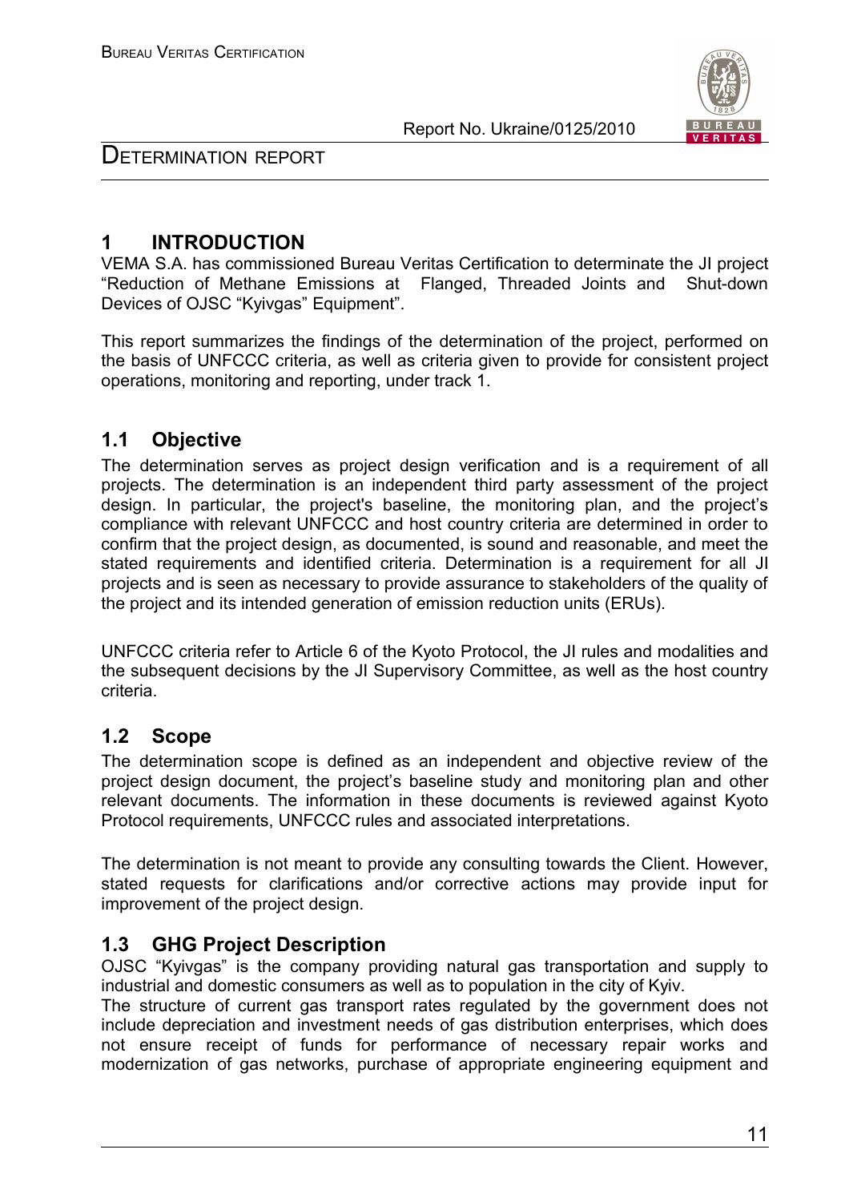# 1 INTRODUCTION

VEMA S.A. has commissioned Bureau Veritas Certification to determinate the JI project "Reduction of Methane Emissions at Flanged, Threaded Joints and Shut-down Devices of OJSC "Kyivgas" Equipment".

This report summarizes the findings of the determination of the project, performed on the basis of UNFCCC criteria, as well as criteria given to provide for consistent project operations, monitoring and reporting, under track 1.

## 1.1 Objective

The determination serves as project design verification and is a requirement of all projects. The determination is an independent third party assessment of the project design. In particular, the project's baseline, the monitoring plan, and the project's compliance with relevant UNFCCC and host country criteria are determined in order to confirm that the project design, as documented, is sound and reasonable, and meet the stated requirements and identified criteria. Determination is a requirement for all JI projects and is seen as necessary to provide assurance to stakeholders of the quality of the project and its intended generation of emission reduction units (ERUs).

UNFCCC criteria refer to Article 6 of the Kyoto Protocol, the JI rules and modalities and the subsequent decisions by the JI Supervisory Committee, as well as the host country criteria.

## 1.2 Scope

The determination scope is defined as an independent and objective review of the project design document, the project's baseline study and monitoring plan and other relevant documents. The information in these documents is reviewed against Kyoto Protocol requirements, UNFCCC rules and associated interpretations.

The determination is not meant to provide any consulting towards the Client. However, stated requests for clarifications and/or corrective actions may provide input for improvement of the project design.

## 1.3 GHG Project Description

OJSC "Kyivgas" is the company providing natural gas transportation and supply to industrial and domestic consumers as well as to population in the city of Kyiv.

The structure of current gas transport rates regulated by the government does not include depreciation and investment needs of gas distribution enterprises, which does not ensure receipt of funds for performance of necessary repair works and modernization of gas networks, purchase of appropriate engineering equipment and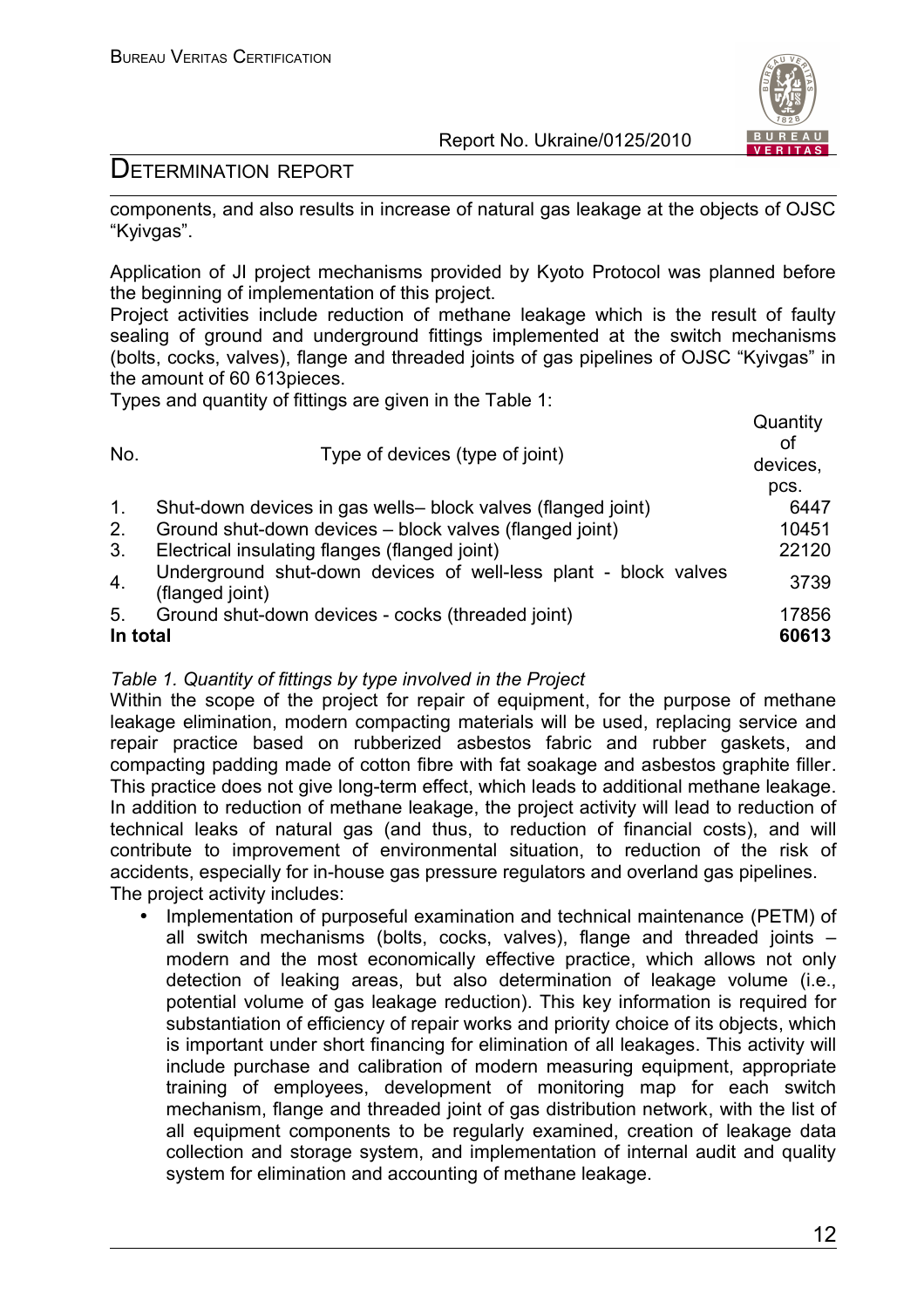components, and also results in increase of natural gas leakage at the objects of OJSC "Kyivgas".

Application of JI project mechanisms provided by Kyoto Protocol was planned before the beginning of implementation of this project.
Project activities include reduction of methane leakage which is the result of faulty sealing of ground and underground fittings implemented at the switch mechanisms (bolts, cocks, valves), flange and threaded joints of gas pipelines of OJSC "Kyivgas" in the amount of 60 613pieces.
Types and quantity of fittings are given in the Table 1:

| No. | Type of devices (type of joint) | Quantity of devices, pcs. |
|---|---|---|
| 1. | Shut-down devices in gas wells– block valves (flanged joint) | 6447 |
| 2. | Ground shut-down devices – block valves (flanged joint) | 10451 |
| 3. | Electrical insulating flanges (flanged joint) | 22120 |
| 4. | Underground shut-down devices of well-less plant - block valves (flanged joint) | 3739 |
| 5. | Ground shut-down devices - cocks (threaded joint) | 17856 |
| **In total** | | **60613** |

*Table 1. Quantity of fittings by type involved in the Project*

Within the scope of the project for repair of equipment, for the purpose of methane leakage elimination, modern compacting materials will be used, replacing service and repair practice based on rubberized asbestos fabric and rubber gaskets, and compacting padding made of cotton fibre with fat soakage and asbestos graphite filler. This practice does not give long-term effect, which leads to additional methane leakage. In addition to reduction of methane leakage, the project activity will lead to reduction of technical leaks of natural gas (and thus, to reduction of financial costs), and will contribute to improvement of environmental situation, to reduction of the risk of accidents, especially for in-house gas pressure regulators and overland gas pipelines.
The project activity includes:

- Implementation of purposeful examination and technical maintenance (PETM) of all switch mechanisms (bolts, cocks, valves), flange and threaded joints – modern and the most economically effective practice, which allows not only detection of leaking areas, but also determination of leakage volume (i.e., potential volume of gas leakage reduction). This key information is required for substantiation of efficiency of repair works and priority choice of its objects, which is important under short financing for elimination of all leakages. This activity will include purchase and calibration of modern measuring equipment, appropriate training of employees, development of monitoring map for each switch mechanism, flange and threaded joint of gas distribution network, with the list of all equipment components to be regularly examined, creation of leakage data collection and storage system, and implementation of internal audit and quality system for elimination and accounting of methane leakage.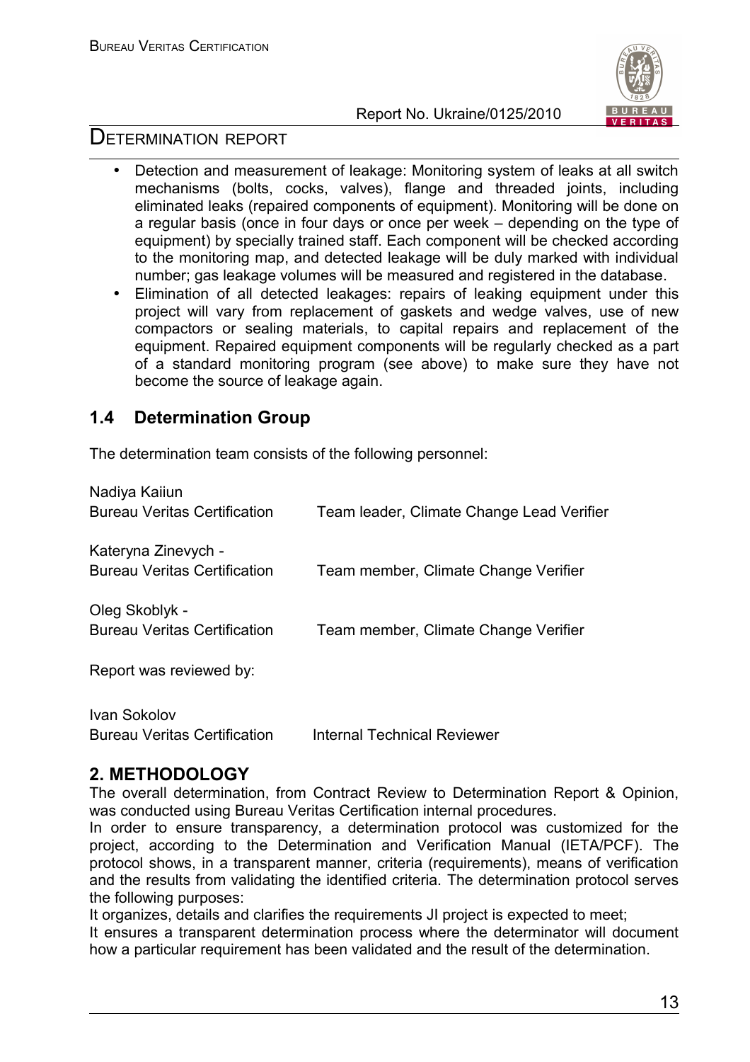- Detection and measurement of leakage: Monitoring system of leaks at all switch mechanisms (bolts, cocks, valves), flange and threaded joints, including eliminated leaks (repaired components of equipment). Monitoring will be done on a regular basis (once in four days or once per week – depending on the type of equipment) by specially trained staff. Each component will be checked according to the monitoring map, and detected leakage will be duly marked with individual number; gas leakage volumes will be measured and registered in the database.
- Elimination of all detected leakages: repairs of leaking equipment under this project will vary from replacement of gaskets and wedge valves, use of new compactors or sealing materials, to capital repairs and replacement of the equipment. Repaired equipment components will be regularly checked as a part of a standard monitoring program (see above) to make sure they have not become the source of leakage again.

## 1.4 Determination Group

The determination team consists of the following personnel:

| | |
|---|---|
| Nadiya Kaiiun<br>Bureau Veritas Certification | Team leader, Climate Change Lead Verifier |
| Kateryna Zinevych -<br>Bureau Veritas Certification | Team member, Climate Change Verifier |
| Oleg Skoblyk -<br>Bureau Veritas Certification | Team member, Climate Change Verifier |

Report was reviewed by:

| | |
|---|---|
| Ivan Sokolov<br>Bureau Veritas Certification | Internal Technical Reviewer |

## 2. METHODOLOGY

The overall determination, from Contract Review to Determination Report & Opinion, was conducted using Bureau Veritas Certification internal procedures.

In order to ensure transparency, a determination protocol was customized for the project, according to the Determination and Verification Manual (IETA/PCF). The protocol shows, in a transparent manner, criteria (requirements), means of verification and the results from validating the identified criteria. The determination protocol serves the following purposes:

It organizes, details and clarifies the requirements JI project is expected to meet;

It ensures a transparent determination process where the determinator will document how a particular requirement has been validated and the result of the determination.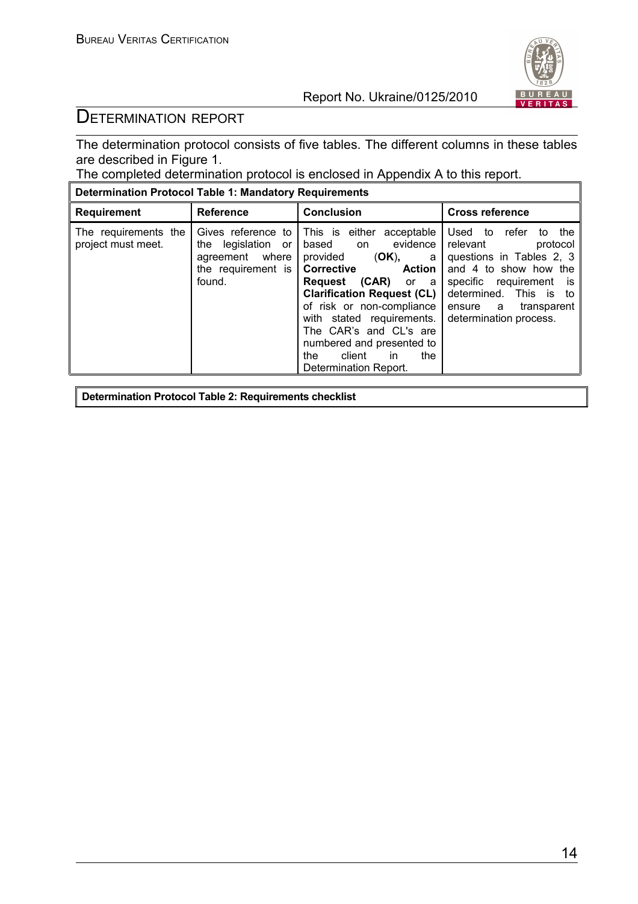# DETERMINATION REPORT

The determination protocol consists of five tables. The different columns in these tables are described in Figure 1.

The completed determination protocol is enclosed in Appendix A to this report.

| Determination Protocol Table 1: Mandatory Requirements | | | |
|---|---|---|---|
| **Requirement** | **Reference** | **Conclusion** | **Cross reference** |
| The requirements the project must meet. | Gives reference to the legislation or agreement where the requirement is found. | This is either acceptable based on evidence provided (**OK**), a **Corrective Action Request (CAR)** or a **Clarification Request (CL)** of risk or non-compliance with stated requirements. The CAR's and CL's are numbered and presented to the client in the Determination Report. | Used to refer to the relevant protocol questions in Tables 2, 3 and 4 to show how the specific requirement is determined. This is to ensure a transparent determination process. |

| Determination Protocol Table 2: Requirements checklist |
|---|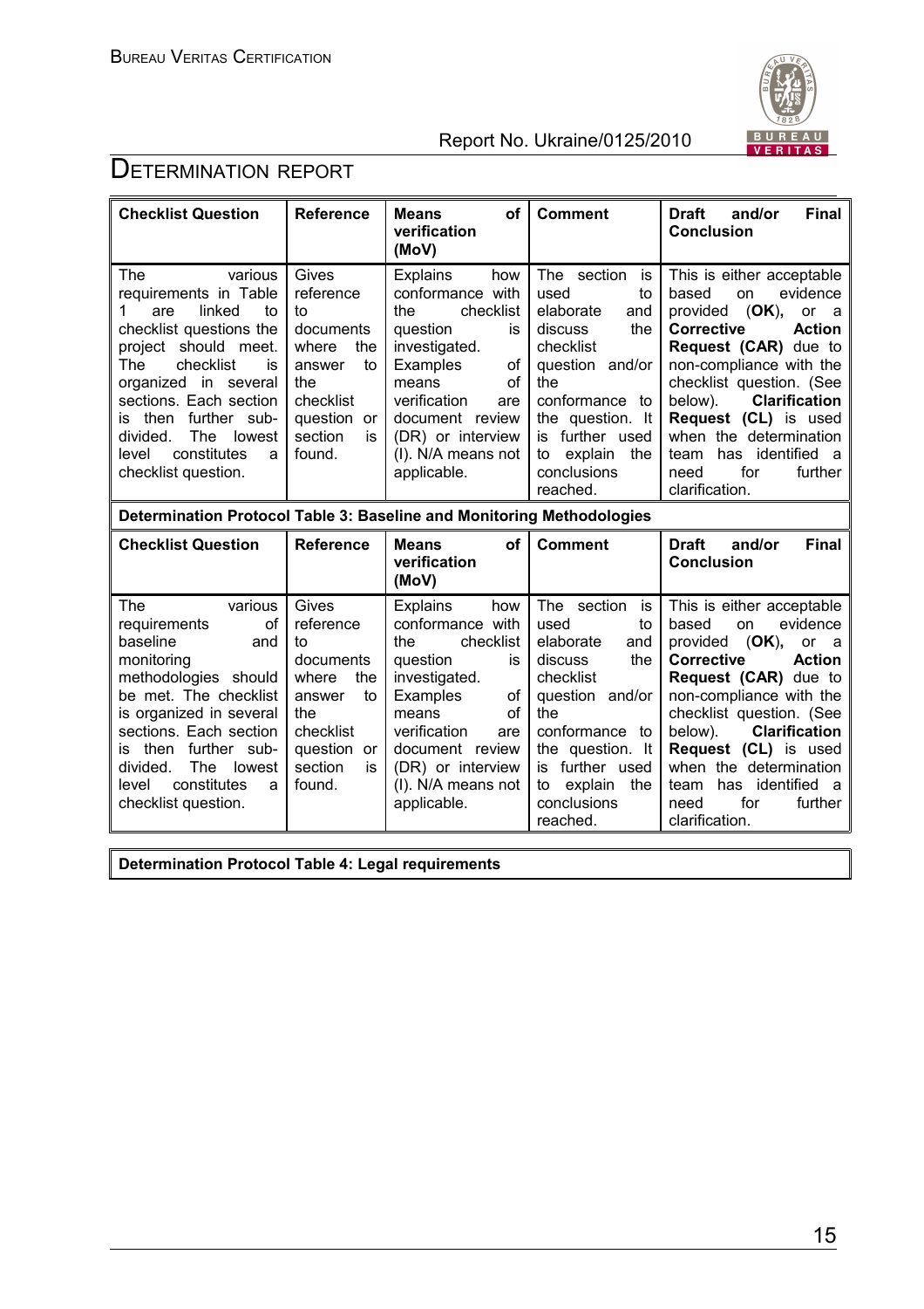## DETERMINATION REPORT

| Checklist Question | Reference | Means of verification (MoV) | Comment | Draft and/or Final Conclusion |
|---|---|---|---|---|
| The various requirements in Table 1 are linked to checklist questions the project should meet. The checklist is organized in several sections. Each section is then further sub-divided. The lowest level constitutes a checklist question. | Gives reference to documents where the answer to the checklist question or section is found. | Explains how conformance with the checklist question is investigated. Examples of means of verification are document review (DR) or interview (I). N/A means not applicable. | The section is used to elaborate and discuss the checklist question and/or the conformance to the question. It is further used to explain the conclusions reached. | This is either acceptable based on evidence provided (**OK**), or a **Corrective Action Request (CAR)** due to non-compliance with the checklist question. (See below). **Clarification Request (CL)** is used when the determination team has identified a need for further clarification. |

**Determination Protocol Table 3: Baseline and Monitoring Methodologies**

| Checklist Question | Reference | Means of verification (MoV) | Comment | Draft and/or Final Conclusion |
|---|---|---|---|---|
| The various requirements of baseline and monitoring methodologies should be met. The checklist is organized in several sections. Each section is then further sub-divided. The lowest level constitutes a checklist question. | Gives reference to documents where the answer to the checklist question or section is found. | Explains how conformance with the checklist question is investigated. Examples of means of verification are document review (DR) or interview (I). N/A means not applicable. | The section is used to elaborate and discuss the checklist question and/or the conformance to the question. It is further used to explain the conclusions reached. | This is either acceptable based on evidence provided (**OK**), or a **Corrective Action Request (CAR)** due to non-compliance with the checklist question. (See below). **Clarification Request (CL)** is used when the determination team has identified a need for further clarification. |

**Determination Protocol Table 4: Legal requirements**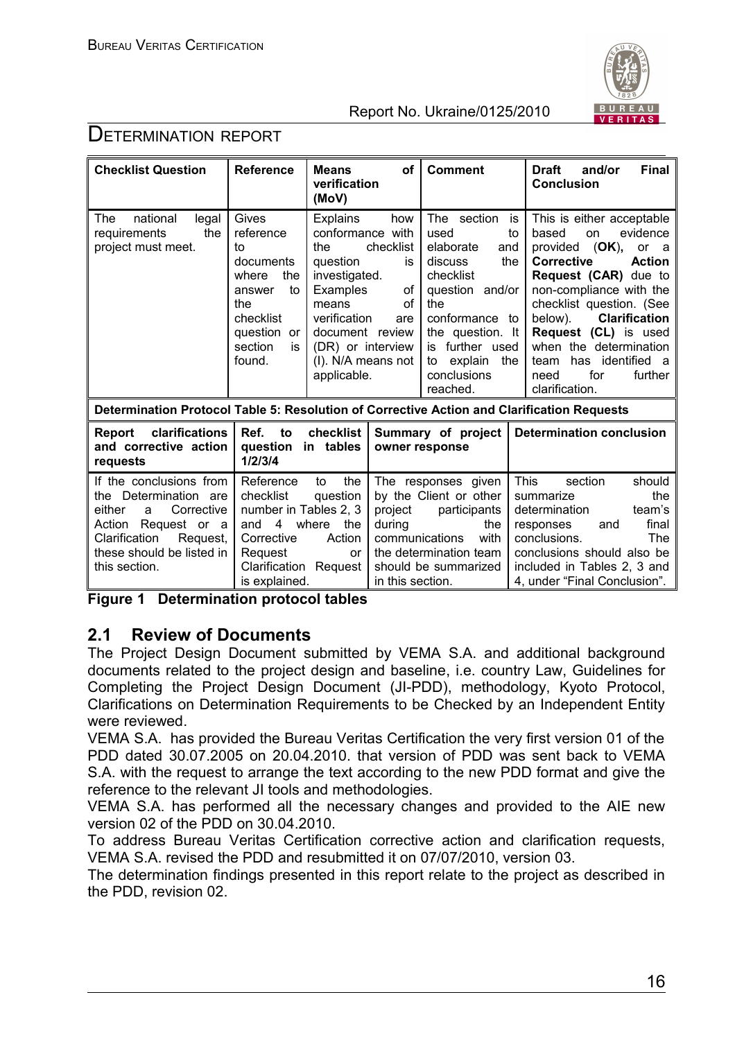| Checklist Question | Reference | Means of verification (MoV) | Comment | Draft and/or Final Conclusion |
|---|---|---|---|---|
| The national legal requirements the project must meet. | Gives reference to documents where the answer to the checklist question or section is found. | Explains how conformance with the checklist question is investigated. Examples of means of verification are document review (DR) or interview (I). N/A means not applicable. | The section is used to elaborate and discuss the checklist question and/or the conformance to the question. It is further used to explain the conclusions reached. | This is either acceptable based on evidence provided (**OK**), or a **Corrective Action Request (CAR)** due to non-compliance with the checklist question. (See below). **Clarification Request (CL)** is used when the determination team has identified a need for further clarification. |

**Determination Protocol Table 5: Resolution of Corrective Action and Clarification Requests**

| Report clarifications and corrective action requests | Ref. to checklist question in tables 1/2/3/4 | Summary of project owner response | Determination conclusion |
|---|---|---|---|
| If the conclusions from the Determination are either a Corrective Action Request or a Clarification Request, these should be listed in this section. | Reference to the checklist question number in Tables 2, 3 and 4 where the Corrective Action Request or Clarification Request is explained. | The responses given by the Client or other project participants during the communications with the determination team should be summarized in this section. | This section should summarize the determination team's responses and final conclusions. The conclusions should also be included in Tables 2, 3 and 4, under "Final Conclusion". |

**Figure 1 Determination protocol tables**

## 2.1 Review of Documents

The Project Design Document submitted by VEMA S.A. and additional background documents related to the project design and baseline, i.e. country Law, Guidelines for Completing the Project Design Document (JI-PDD), methodology, Kyoto Protocol, Clarifications on Determination Requirements to be Checked by an Independent Entity were reviewed.

VEMA S.A. has provided the Bureau Veritas Certification the very first version 01 of the PDD dated 30.07.2005 on 20.04.2010. that version of PDD was sent back to VEMA S.A. with the request to arrange the text according to the new PDD format and give the reference to the relevant JI tools and methodologies.

VEMA S.A. has performed all the necessary changes and provided to the AIE new version 02 of the PDD on 30.04.2010.

To address Bureau Veritas Certification corrective action and clarification requests, VEMA S.A. revised the PDD and resubmitted it on 07/07/2010, version 03.

The determination findings presented in this report relate to the project as described in the PDD, revision 02.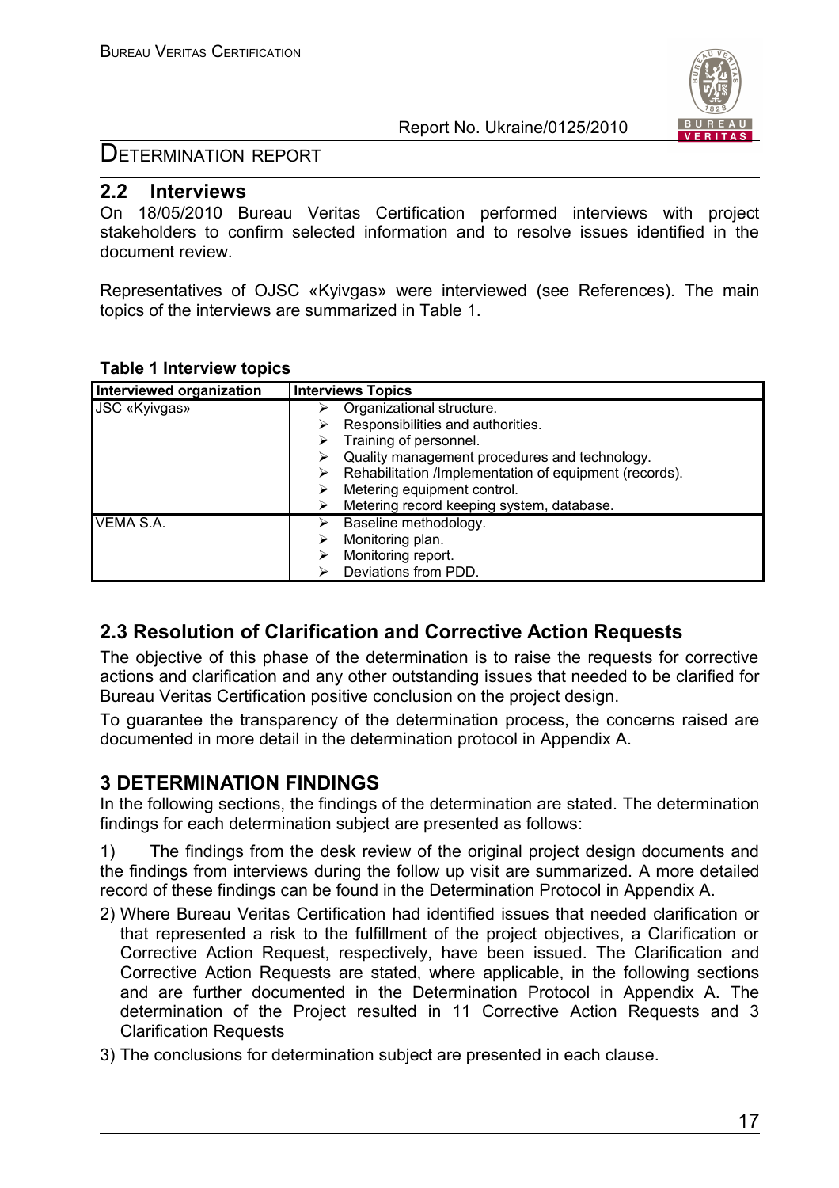## 2.2 Interviews

On 18/05/2010 Bureau Veritas Certification performed interviews with project stakeholders to confirm selected information and to resolve issues identified in the document review.

Representatives of OJSC «Kyivgas» were interviewed (see References). The main topics of the interviews are summarized in Table 1.

**Table 1 Interview topics**

| Interviewed organization | Interviews Topics |
|---|---|
| JSC «Kyivgas» | ➢ Organizational structure.<br>➢ Responsibilities and authorities.<br>➢ Training of personnel.<br>➢ Quality management procedures and technology.<br>➢ Rehabilitation /Implementation of equipment (records).<br>➢ Metering equipment control.<br>➢ Metering record keeping system, database. |
| VEMA S.A. | ➢ Baseline methodology.<br>➢ Monitoring plan.<br>➢ Monitoring report.<br>➢ Deviations from PDD. |

## 2.3 Resolution of Clarification and Corrective Action Requests

The objective of this phase of the determination is to raise the requests for corrective actions and clarification and any other outstanding issues that needed to be clarified for Bureau Veritas Certification positive conclusion on the project design.

To guarantee the transparency of the determination process, the concerns raised are documented in more detail in the determination protocol in Appendix A.

# 3 DETERMINATION FINDINGS

In the following sections, the findings of the determination are stated. The determination findings for each determination subject are presented as follows:

1) The findings from the desk review of the original project design documents and the findings from interviews during the follow up visit are summarized. A more detailed record of these findings can be found in the Determination Protocol in Appendix A.

2) Where Bureau Veritas Certification had identified issues that needed clarification or that represented a risk to the fulfillment of the project objectives, a Clarification or Corrective Action Request, respectively, have been issued. The Clarification and Corrective Action Requests are stated, where applicable, in the following sections and are further documented in the Determination Protocol in Appendix A. The determination of the Project resulted in 11 Corrective Action Requests and 3 Clarification Requests

3) The conclusions for determination subject are presented in each clause.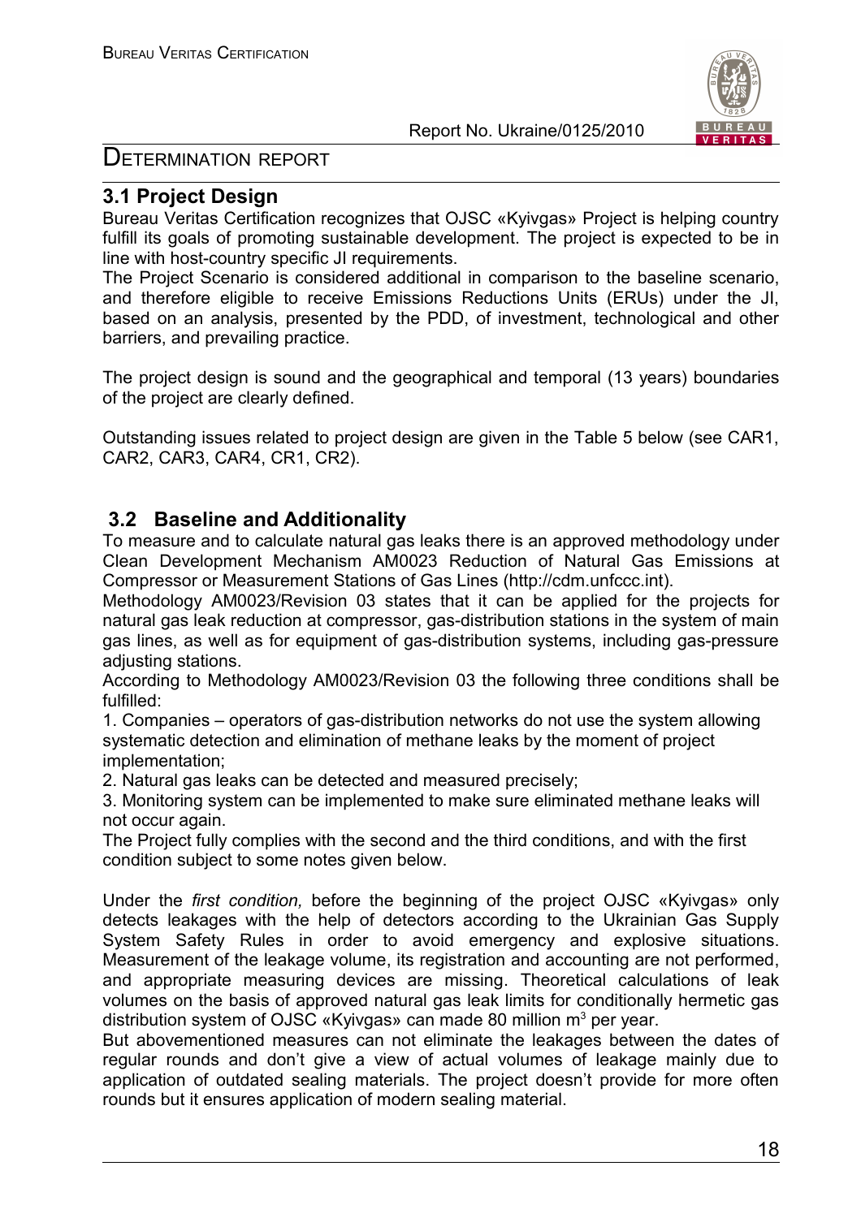## 3.1 Project Design

Bureau Veritas Certification recognizes that OJSC «Kyivgas» Project is helping country fulfill its goals of promoting sustainable development. The project is expected to be in line with host-country specific JI requirements.

The Project Scenario is considered additional in comparison to the baseline scenario, and therefore eligible to receive Emissions Reductions Units (ERUs) under the JI, based on an analysis, presented by the PDD, of investment, technological and other barriers, and prevailing practice.

The project design is sound and the geographical and temporal (13 years) boundaries of the project are clearly defined.

Outstanding issues related to project design are given in the Table 5 below (see CAR1, CAR2, CAR3, CAR4, CR1, CR2).

## 3.2 Baseline and Additionality

To measure and to calculate natural gas leaks there is an approved methodology under Clean Development Mechanism AM0023 Reduction of Natural Gas Emissions at Compressor or Measurement Stations of Gas Lines (http://cdm.unfccc.int).

Methodology AM0023/Revision 03 states that it can be applied for the projects for natural gas leak reduction at compressor, gas-distribution stations in the system of main gas lines, as well as for equipment of gas-distribution systems, including gas-pressure adjusting stations.

According to Methodology AM0023/Revision 03 the following three conditions shall be fulfilled:

1. Companies – operators of gas-distribution networks do not use the system allowing systematic detection and elimination of methane leaks by the moment of project implementation;
2. Natural gas leaks can be detected and measured precisely;
3. Monitoring system can be implemented to make sure eliminated methane leaks will not occur again.

The Project fully complies with the second and the third conditions, and with the first condition subject to some notes given below.

Under the *first condition,* before the beginning of the project OJSC «Kyivgas» only detects leakages with the help of detectors according to the Ukrainian Gas Supply System Safety Rules in order to avoid emergency and explosive situations. Measurement of the leakage volume, its registration and accounting are not performed, and appropriate measuring devices are missing. Theoretical calculations of leak volumes on the basis of approved natural gas leak limits for conditionally hermetic gas distribution system of OJSC «Kyivgas» can made 80 million m$^3$ per year.

But abovementioned measures can not eliminate the leakages between the dates of regular rounds and don't give a view of actual volumes of leakage mainly due to application of outdated sealing materials. The project doesn't provide for more often rounds but it ensures application of modern sealing material.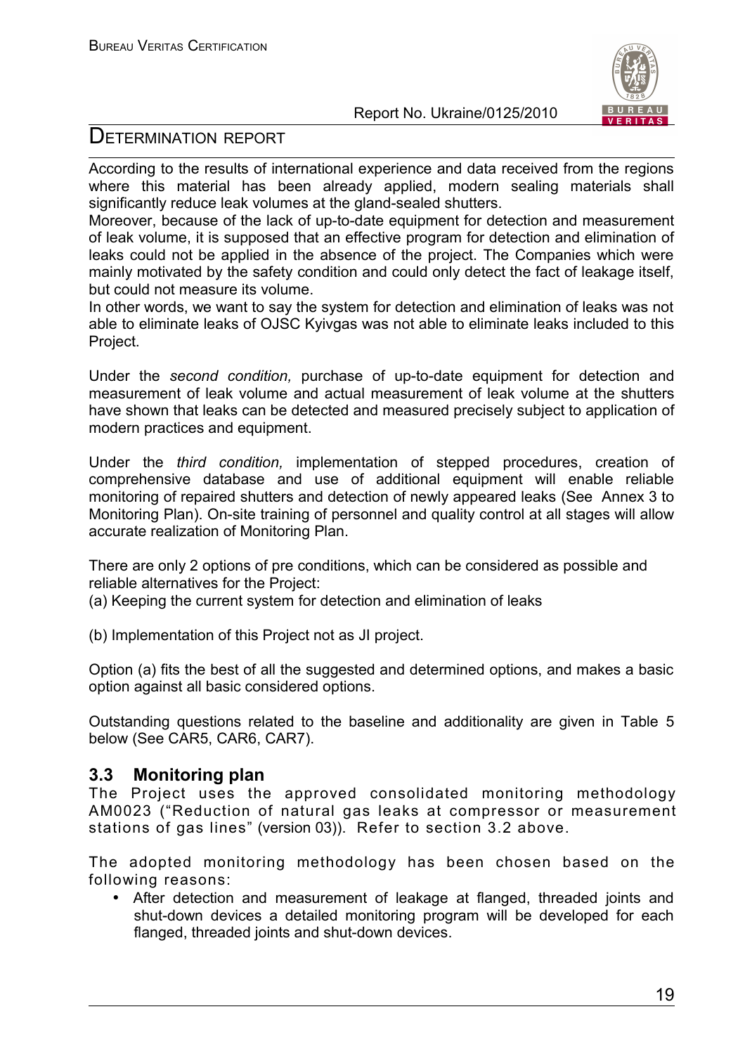According to the results of international experience and data received from the regions where this material has been already applied, modern sealing materials shall significantly reduce leak volumes at the gland-sealed shutters.

Moreover, because of the lack of up-to-date equipment for detection and measurement of leak volume, it is supposed that an effective program for detection and elimination of leaks could not be applied in the absence of the project. The Companies which were mainly motivated by the safety condition and could only detect the fact of leakage itself, but could not measure its volume.

In other words, we want to say the system for detection and elimination of leaks was not able to eliminate leaks of OJSC Kyivgas was not able to eliminate leaks included to this Project.

Under the *second condition,* purchase of up-to-date equipment for detection and measurement of leak volume and actual measurement of leak volume at the shutters have shown that leaks can be detected and measured precisely subject to application of modern practices and equipment.

Under the *third condition,* implementation of stepped procedures, creation of comprehensive database and use of additional equipment will enable reliable monitoring of repaired shutters and detection of newly appeared leaks (See Annex 3 to Monitoring Plan). On-site training of personnel and quality control at all stages will allow accurate realization of Monitoring Plan.

There are only 2 options of pre conditions, which can be considered as possible and reliable alternatives for the Project:

(a) Keeping the current system for detection and elimination of leaks

(b) Implementation of this Project not as JI project.

Option (a) fits the best of all the suggested and determined options, and makes a basic option against all basic considered options.

Outstanding questions related to the baseline and additionality are given in Table 5 below (See CAR5, CAR6, CAR7).

## 3.3 Monitoring plan

The Project uses the approved consolidated monitoring methodology AM0023 ("Reduction of natural gas leaks at compressor or measurement stations of gas lines" (version 03)). Refer to section 3.2 above.

The adopted monitoring methodology has been chosen based on the following reasons:

- After detection and measurement of leakage at flanged, threaded joints and shut-down devices a detailed monitoring program will be developed for each flanged, threaded joints and shut-down devices.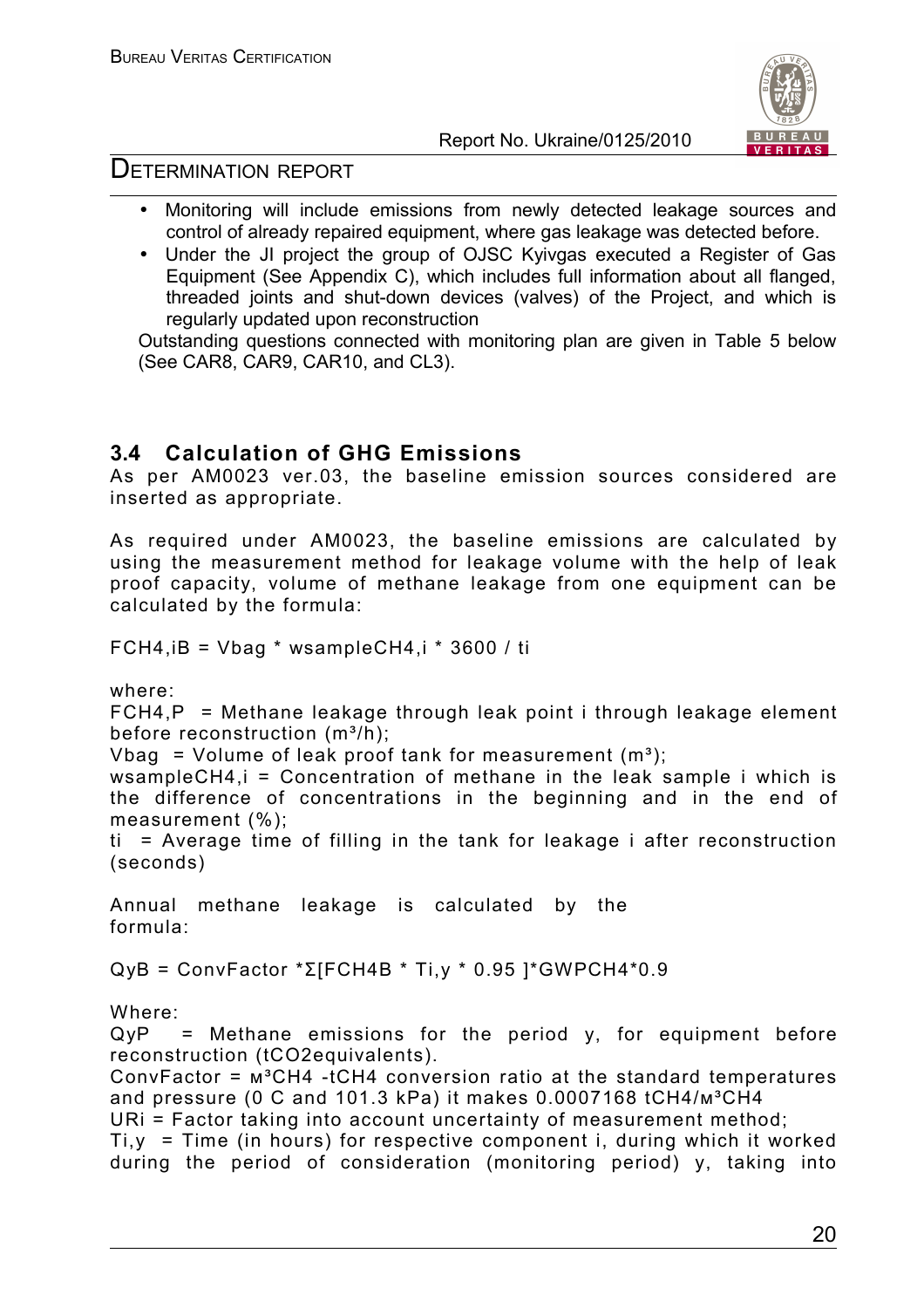- Monitoring will include emissions from newly detected leakage sources and control of already repaired equipment, where gas leakage was detected before.
- Under the JI project the group of OJSC Kyivgas executed a Register of Gas Equipment (See Appendix C), which includes full information about all flanged, threaded joints and shut-down devices (valves) of the Project, and which is regularly updated upon reconstruction

Outstanding questions connected with monitoring plan are given in Table 5 below (See CAR8, CAR9, CAR10, and CL3).

### 3.4 Calculation of GHG Emissions

As per AM0023 ver.03, the baseline emission sources considered are inserted as appropriate.

As required under AM0023, the baseline emissions are calculated by using the measurement method for leakage volume with the help of leak proof capacity, volume of methane leakage from one equipment can be calculated by the formula:

$$F_{CH4,iB} = V_{bag} * w_{sampleCH4,i} * 3600 / t_i$$

where:

$F_{CH4,P}$ = Methane leakage through leak point i through leakage element before reconstruction ($m^3/h$);

$V_{bag}$ = Volume of leak proof tank for measurement ($m^3$);

$w_{sampleCH4,i}$ = Concentration of methane in the leak sample i which is the difference of concentrations in the beginning and in the end of measurement (%);

$t_i$ = Average time of filling in the tank for leakage i after reconstruction (seconds)

Annual methane leakage is calculated by the formula:

$$Q_{yB} = ConvFactor * \Sigma[F_{CH4B} * T_{i,y} * 0.95] * GWP_{CH4} * 0.9$$

Where:

$Q_{yP}$ = Methane emissions for the period y, for equipment before reconstruction (tCO2equivalents).

ConvFactor = м³CH4 -tCH4 conversion ratio at the standard temperatures and pressure (0 C and 101.3 kPa) it makes 0.0007168 tCH4/м³CH4

$UR_i$ = Factor taking into account uncertainty of measurement method;

$T_{i,y}$ = Time (in hours) for respective component i, during which it worked during the period of consideration (monitoring period) y, taking into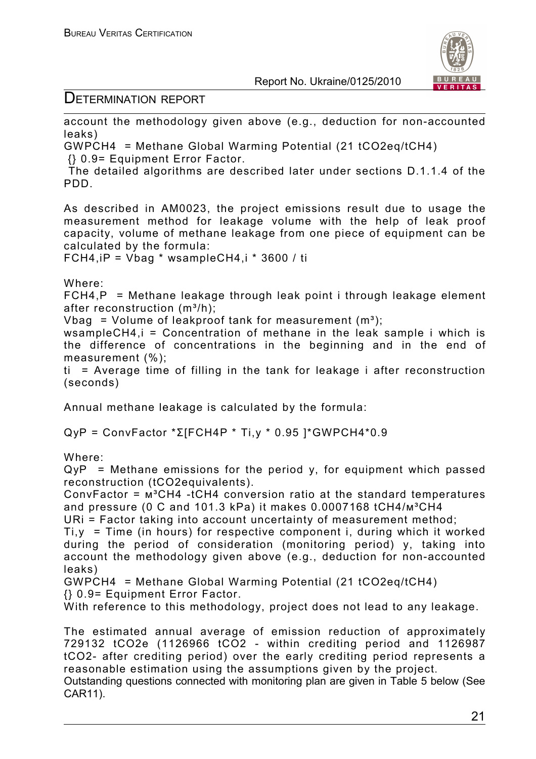account the methodology given above (e.g., deduction for non-accounted leaks)

$GWP_{CH4}$ = Methane Global Warming Potential (21 $tCO_2eq/tCH_4$)

{} 0.9= Equipment Error Factor.

The detailed algorithms are described later under sections D.1.1.4 of the PDD.

As described in AM0023, the project emissions result due to usage the measurement method for leakage volume with the help of leak proof capacity, volume of methane leakage from one piece of equipment can be calculated by the formula:

$$F_{CH4,iP} = V_{bag} * w_{sampleCH4,i} * 3600 / t_i$$

Where:

$F_{CH4,P}$ = Methane leakage through leak point i through leakage element after reconstruction ($m^3/h$);

$V_{bag}$ = Volume of leakproof tank for measurement ($m^3$);

$w_{sampleCH4,i}$ = Concentration of methane in the leak sample i which is the difference of concentrations in the beginning and in the end of measurement (%);

$t_i$ = Average time of filling in the tank for leakage i after reconstruction (seconds)

Annual methane leakage is calculated by the formula:

$$Q_{yP} = ConvFactor * \Sigma[F_{CH4P} * T_{i,y} * 0.95] * GWP_{CH4} * 0.9$$

Where:

$Q_{yP}$ = Methane emissions for the period y, for equipment which passed reconstruction (tCO2equivalents).

ConvFactor = $м^3CH_4$ -$tCH_4$ conversion ratio at the standard temperatures and pressure (0 C and 101.3 kPa) it makes 0.0007168 $tCH_4/м^3CH_4$

$UR_i$ = Factor taking into account uncertainty of measurement method;

$T_{i,y}$ = Time (in hours) for respective component i, during which it worked during the period of consideration (monitoring period) y, taking into account the methodology given above (e.g., deduction for non-accounted leaks)

$GWP_{CH4}$ = Methane Global Warming Potential (21 $tCO_2eq/tCH_4$)

{} 0.9= Equipment Error Factor.

With reference to this methodology, project does not lead to any leakage.

The estimated annual average of emission reduction of approximately 729132 $tCO_2e$ (1126966 $tCO_2$ - within crediting period and 1126987 $tCO_2$- after crediting period) over the early crediting period represents a reasonable estimation using the assumptions given by the project.

Outstanding questions connected with monitoring plan are given in Table 5 below (See CAR11).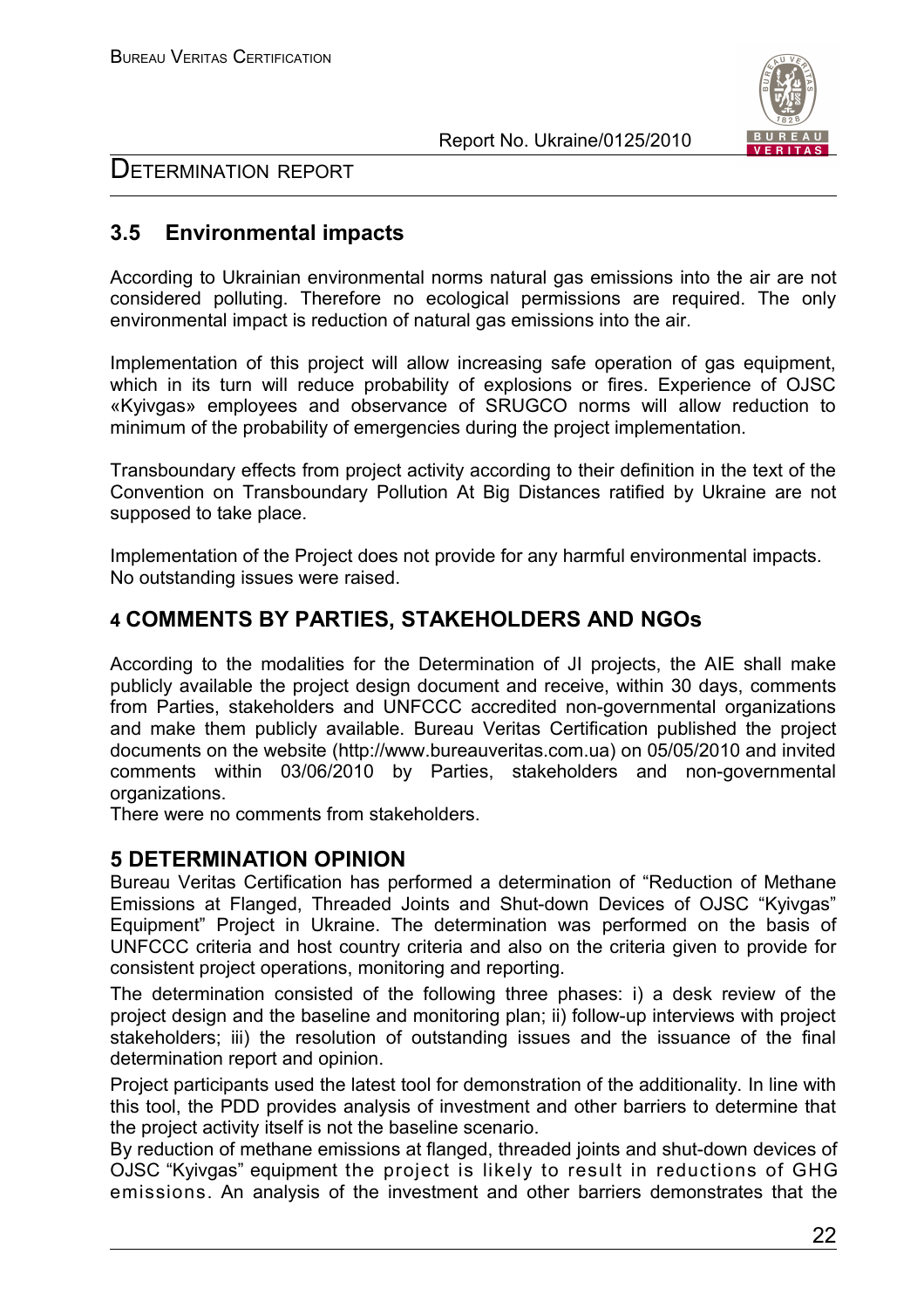## 3.5 Environmental impacts

According to Ukrainian environmental norms natural gas emissions into the air are not considered polluting. Therefore no ecological permissions are required. The only environmental impact is reduction of natural gas emissions into the air.

Implementation of this project will allow increasing safe operation of gas equipment, which in its turn will reduce probability of explosions or fires. Experience of OJSC «Kyivgas» employees and observance of SRUGCO norms will allow reduction to minimum of the probability of emergencies during the project implementation.

Transboundary effects from project activity according to their definition in the text of the Convention on Transboundary Pollution At Big Distances ratified by Ukraine are not supposed to take place.

Implementation of the Project does not provide for any harmful environmental impacts.
No outstanding issues were raised.

## 4 COMMENTS BY PARTIES, STAKEHOLDERS AND NGOs

According to the modalities for the Determination of JI projects, the AIE shall make publicly available the project design document and receive, within 30 days, comments from Parties, stakeholders and UNFCCC accredited non-governmental organizations and make them publicly available. Bureau Veritas Certification published the project documents on the website (http://www.bureauveritas.com.ua) on 05/05/2010 and invited comments within 03/06/2010 by Parties, stakeholders and non-governmental organizations.
There were no comments from stakeholders.

## 5 DETERMINATION OPINION

Bureau Veritas Certification has performed a determination of “Reduction of Methane Emissions at Flanged, Threaded Joints and Shut-down Devices of OJSC “Kyivgas” Equipment” Project in Ukraine. The determination was performed on the basis of UNFCCC criteria and host country criteria and also on the criteria given to provide for consistent project operations, monitoring and reporting.

The determination consisted of the following three phases: i) a desk review of the project design and the baseline and monitoring plan; ii) follow-up interviews with project stakeholders; iii) the resolution of outstanding issues and the issuance of the final determination report and opinion.

Project participants used the latest tool for demonstration of the additionality. In line with this tool, the PDD provides analysis of investment and other barriers to determine that the project activity itself is not the baseline scenario.

By reduction of methane emissions at flanged, threaded joints and shut-down devices of OJSC “Kyivgas” equipment the project is likely to result in reductions of GHG emissions. An analysis of the investment and other barriers demonstrates that the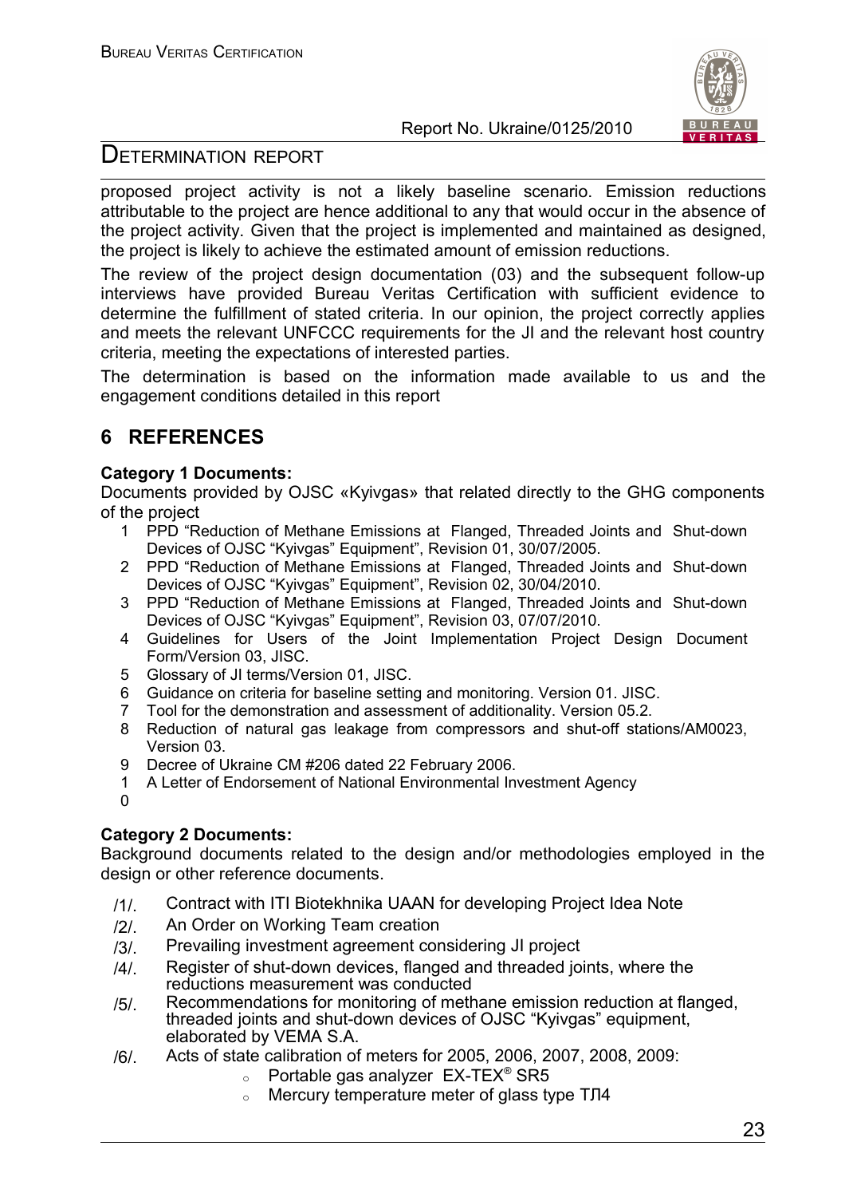proposed project activity is not a likely baseline scenario. Emission reductions attributable to the project are hence additional to any that would occur in the absence of the project activity. Given that the project is implemented and maintained as designed, the project is likely to achieve the estimated amount of emission reductions.

The review of the project design documentation (03) and the subsequent follow-up interviews have provided Bureau Veritas Certification with sufficient evidence to determine the fulfillment of stated criteria. In our opinion, the project correctly applies and meets the relevant UNFCCC requirements for the JI and the relevant host country criteria, meeting the expectations of interested parties.

The determination is based on the information made available to us and the engagement conditions detailed in this report

## 6 REFERENCES

**Category 1 Documents:**
Documents provided by OJSC «Kyivgas» that related directly to the GHG components of the project

1. PPD "Reduction of Methane Emissions at Flanged, Threaded Joints and Shut-down Devices of OJSC "Kyivgas" Equipment", Revision 01, 30/07/2005.
2. PPD "Reduction of Methane Emissions at Flanged, Threaded Joints and Shut-down Devices of OJSC "Kyivgas" Equipment", Revision 02, 30/04/2010.
3. PPD "Reduction of Methane Emissions at Flanged, Threaded Joints and Shut-down Devices of OJSC "Kyivgas" Equipment", Revision 03, 07/07/2010.
4. Guidelines for Users of the Joint Implementation Project Design Document Form/Version 03, JISC.
5. Glossary of JI terms/Version 01, JISC.
6. Guidance on criteria for baseline setting and monitoring. Version 01. JISC.
7. Tool for the demonstration and assessment of additionality. Version 05.2.
8. Reduction of natural gas leakage from compressors and shut-off stations/AM0023, Version 03.
9. Decree of Ukraine CM #206 dated 22 February 2006.
10. A Letter of Endorsement of National Environmental Investment Agency

**Category 2 Documents:**
Background documents related to the design and/or methodologies employed in the design or other reference documents.

- /1/. Contract with ITI Biotekhnika UAAN for developing Project Idea Note
- /2/. An Order on Working Team creation
- /3/. Prevailing investment agreement considering JI project
- /4/. Register of shut-down devices, flanged and threaded joints, where the reductions measurement was conducted
- /5/. Recommendations for monitoring of methane emission reduction at flanged, threaded joints and shut-down devices of OJSC "Kyivgas" equipment, elaborated by VEMA S.A.
- /6/. Acts of state calibration of meters for 2005, 2006, 2007, 2008, 2009:
  - Portable gas analyzer EX-TEX® SR5
  - Mercury temperature meter of glass type ТЛ4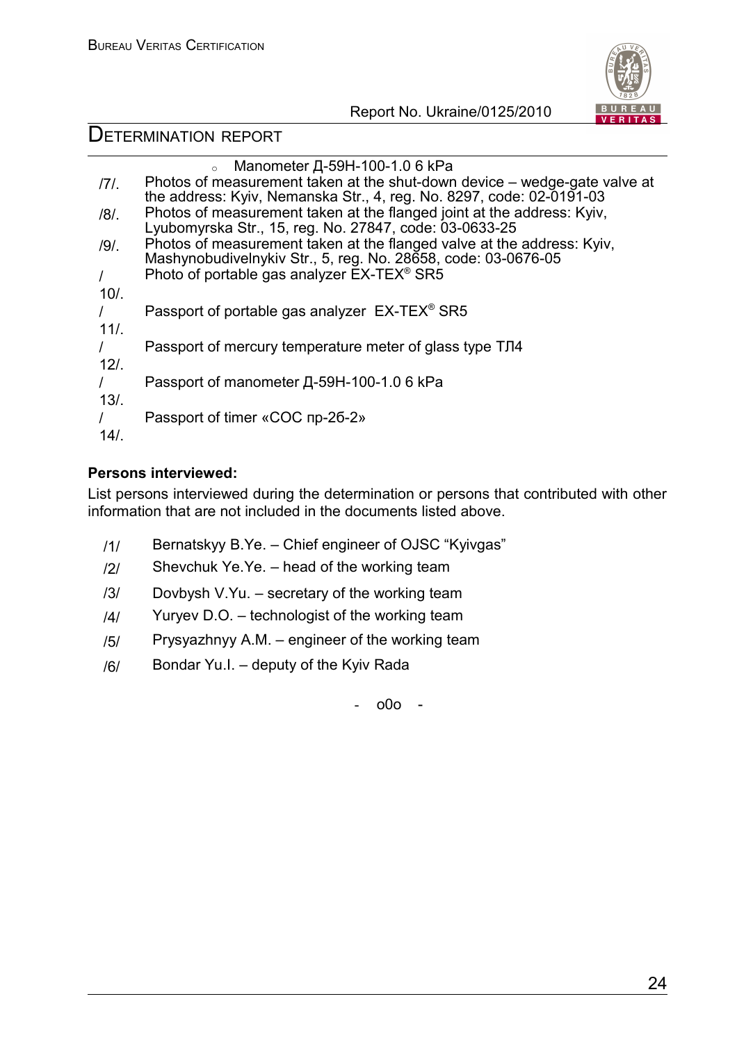- Manometer Д-59Н-100-1.0 6 kPa

/7/. Photos of measurement taken at the shut-down device – wedge-gate valve at the address: Kyiv, Nemanska Str., 4, reg. No. 8297, code: 02-0191-03

/8/. Photos of measurement taken at the flanged joint at the address: Kyiv, Lyubomyrska Str., 15, reg. No. 27847, code: 03-0633-25

/9/. Photos of measurement taken at the flanged valve at the address: Kyiv, Mashynobudivelnykiv Str., 5, reg. No. 28658, code: 03-0676-05

/10/. Photo of portable gas analyzer EX-TEX® SR5

/11/. Passport of portable gas analyzer EX-TEX® SR5

/12/. Passport of mercury temperature meter of glass type ТЛ4

/13/. Passport of manometer Д-59Н-100-1.0 6 kPa

/14/. Passport of timer «СОС пр-2б-2»

**Persons interviewed:**

List persons interviewed during the determination or persons that contributed with other information that are not included in the documents listed above.

/1/ Bernatskyy B.Ye. – Chief engineer of OJSC "Kyivgas"

/2/ Shevchuk Ye.Ye. – head of the working team

/3/ Dovbysh V.Yu. – secretary of the working team

/4/ Yuryev D.O. – technologist of the working team

/5/ Prysyazhnyy A.M. – engineer of the working team

/6/ Bondar Yu.I. – deputy of the Kyiv Rada

- o0o -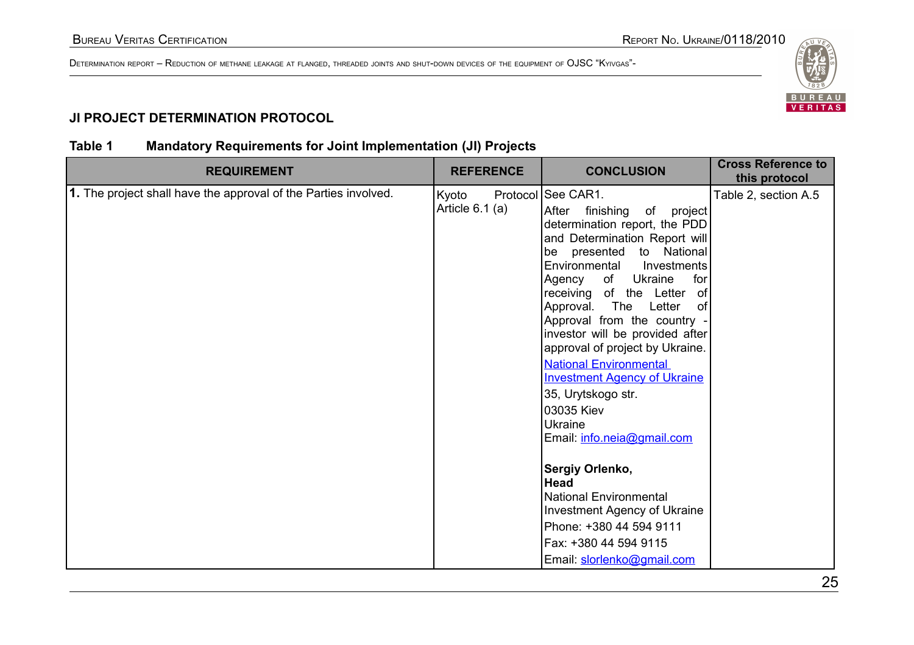### JI PROJECT DETERMINATION PROTOCOL

**Table 1 Mandatory Requirements for Joint Implementation (JI) Projects**

| REQUIREMENT | REFERENCE | CONCLUSION | Cross Reference to this protocol |
|---|---|---|---|
| **1.** The project shall have the approval of the Parties involved. | Kyoto Protocol Article 6.1 (a) | See CAR1.<br>After finishing of project determination report, the PDD and Determination Report will be presented to National Environmental Investments Agency of Ukraine for receiving of the Letter of Approval. The Letter of Approval from the country - investor will be provided after approval of project by Ukraine.<br>National Environmental Investment Agency of Ukraine<br>35, Urytskogo str.<br>03035 Kiev<br>Ukraine<br>Email: info.neia@gmail.com<br><br>**Sergiy Orlenko,**<br>**Head**<br>National Environmental Investment Agency of Ukraine<br>Phone: +380 44 594 9111<br>Fax: +380 44 594 9115<br>Email: slorlenko@gmail.com | Table 2, section A.5 |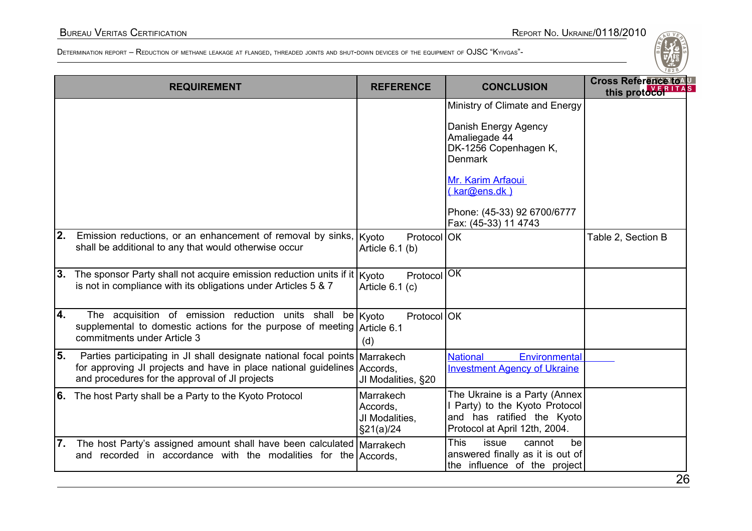| REQUIREMENT | REFERENCE | CONCLUSION | Cross Reference to this protocol |
|---|---|---|---|
| | | Ministry of Climate and Energy<br><br>Danish Energy Agency<br>Amaliegade 44<br>DK-1256 Copenhagen K, Denmark<br><br>Mr. Karim Arfaoui ( kar@ens.dk )<br><br>Phone: (45-33) 92 6700/6777<br>Fax: (45-33) 11 4743 | |
| **2.** Emission reductions, or an enhancement of removal by sinks, shall be additional to any that would otherwise occur | Kyoto Protocol Article 6.1 (b) | OK | Table 2, Section B |
| **3.** The sponsor Party shall not acquire emission reduction units if it is not in compliance with its obligations under Articles 5 & 7 | Kyoto Protocol Article 6.1 (c) | OK | |
| **4.** The acquisition of emission reduction units shall be supplemental to domestic actions for the purpose of meeting commitments under Article 3 | Kyoto Protocol Article 6.1 (d) | OK | |
| **5.** Parties participating in JI shall designate national focal points for approving JI projects and have in place national guidelines and procedures for the approval of JI projects | Marrakech Accords, JI Modalities, §20 | National Environmental Investment Agency of Ukraine | |
| **6.** The host Party shall be a Party to the Kyoto Protocol | Marrakech Accords, JI Modalities, §21(a)/24 | The Ukraine is a Party (Annex I Party) to the Kyoto Protocol and has ratified the Kyoto Protocol at April 12th, 2004. | |
| **7.** The host Party's assigned amount shall have been calculated and recorded in accordance with the modalities for the | Marrakech Accords, | This issue cannot be answered finally as it is out of the influence of the project | |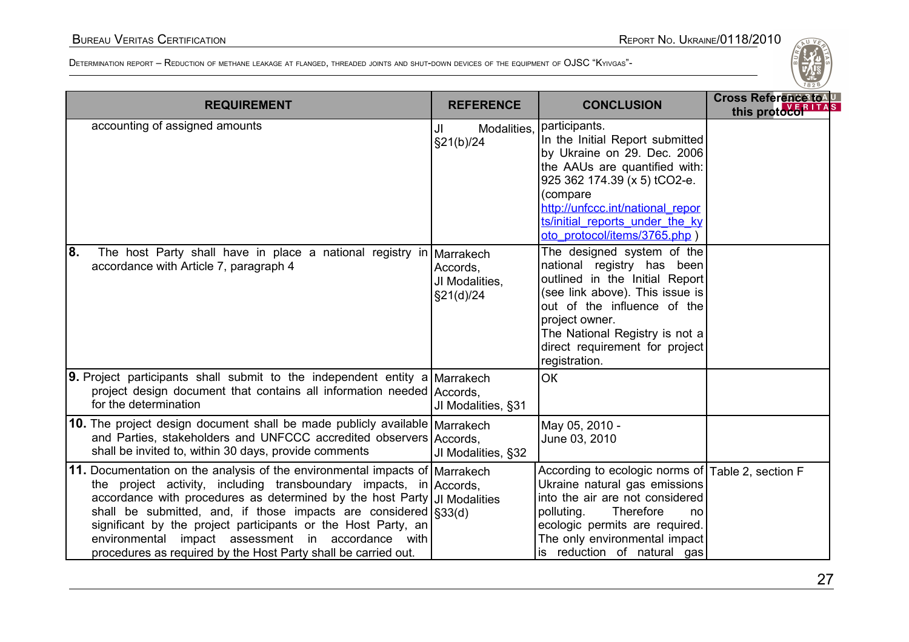| REQUIREMENT | REFERENCE | CONCLUSION | Cross Reference to this protocol |
|---|---|---|---|
| accounting of assigned amounts | JI Modalities, §21(b)/24 | participants. In the Initial Report submitted by Ukraine on 29. Dec. 2006 the AAUs are quantified with: 925 362 174.39 (x 5) tCO2-e. (compare http://unfccc.int/national_reports/initial_reports_under_the_kyoto_protocol/items/3765.php ) | |
| **8.** The host Party shall have in place a national registry in accordance with Article 7, paragraph 4 | Marrakech Accords, JI Modalities, §21(d)/24 | The designed system of the national registry has been outlined in the Initial Report (see link above). This issue is out of the influence of the project owner. The National Registry is not a direct requirement for project registration. | |
| **9.** Project participants shall submit to the independent entity a project design document that contains all information needed for the determination | Marrakech Accords, JI Modalities, §31 | OK | |
| **10.** The project design document shall be made publicly available and Parties, stakeholders and UNFCCC accredited observers shall be invited to, within 30 days, provide comments | Marrakech Accords, JI Modalities, §32 | May 05, 2010 - June 03, 2010 | |
| **11.** Documentation on the analysis of the environmental impacts of the project activity, including transboundary impacts, in accordance with procedures as determined by the host Party shall be submitted, and, if those impacts are considered significant by the project participants or the Host Party, an environmental impact assessment in accordance with procedures as required by the Host Party shall be carried out. | Marrakech Accords, JI Modalities §33(d) | According to ecologic norms of Ukraine natural gas emissions into the air are not considered polluting. Therefore no ecologic permits are required. The only environmental impact is reduction of natural gas | Table 2, section F |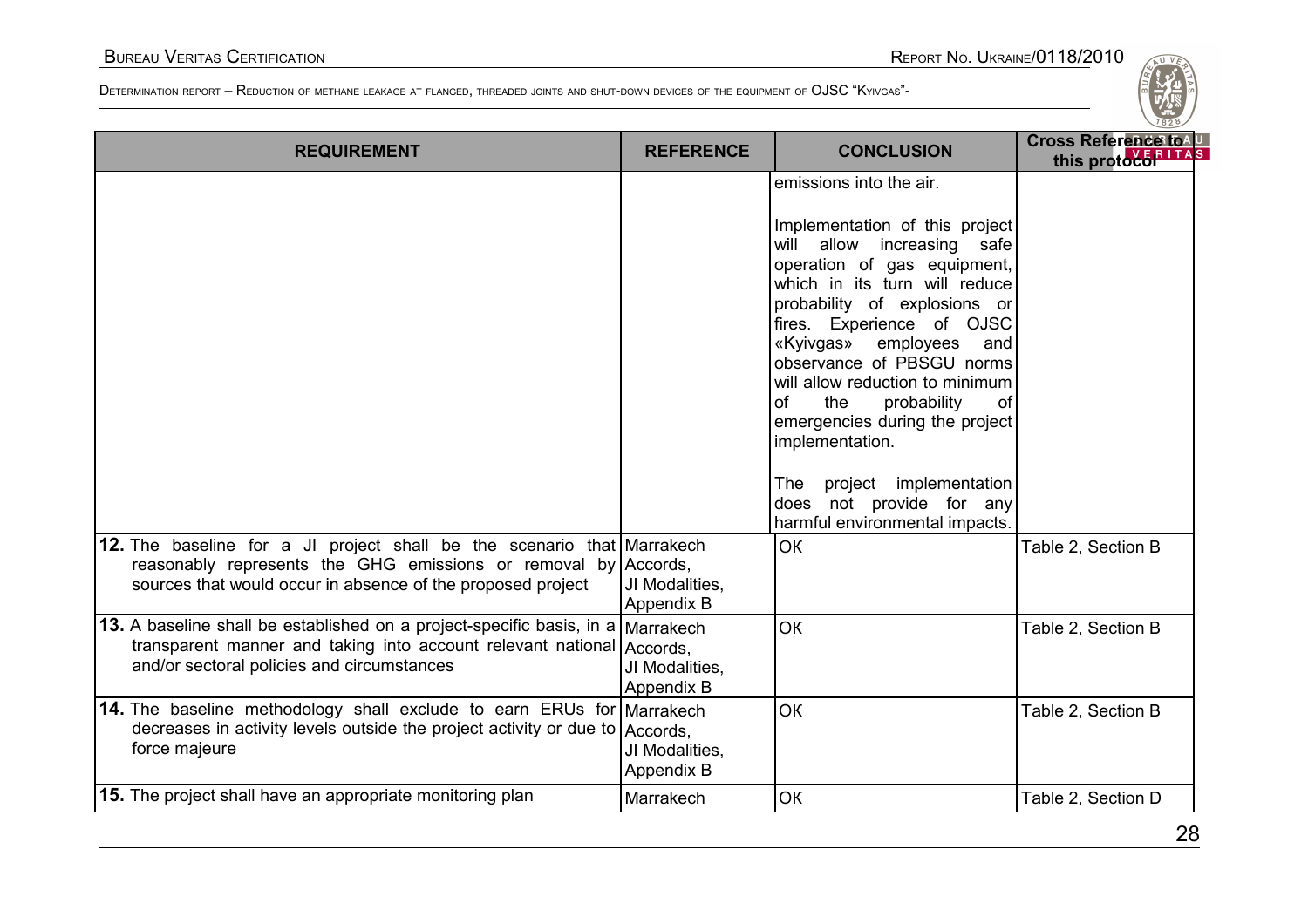| REQUIREMENT | REFERENCE | CONCLUSION | Cross Reference to this protocol |
|---|---|---|---|
| | | emissions into the air.<br><br>Implementation of this project will allow increasing safe operation of gas equipment, which in its turn will reduce probability of explosions or fires. Experience of OJSC «Kyivgas» employees and observance of PBSGU norms will allow reduction to minimum of the probability of emergencies during the project implementation.<br><br>The project implementation does not provide for any harmful environmental impacts. | |
| **12.** The baseline for a JI project shall be the scenario that reasonably represents the GHG emissions or removal by sources that would occur in absence of the proposed project | Marrakech Accords, JI Modalities, Appendix B | OK | Table 2, Section B |
| **13.** A baseline shall be established on a project-specific basis, in a transparent manner and taking into account relevant national and/or sectoral policies and circumstances | Marrakech Accords, JI Modalities, Appendix B | OK | Table 2, Section B |
| **14.** The baseline methodology shall exclude to earn ERUs for decreases in activity levels outside the project activity or due to force majeure | Marrakech Accords, JI Modalities, Appendix B | OK | Table 2, Section B |
| **15.** The project shall have an appropriate monitoring plan | Marrakech | OK | Table 2, Section D |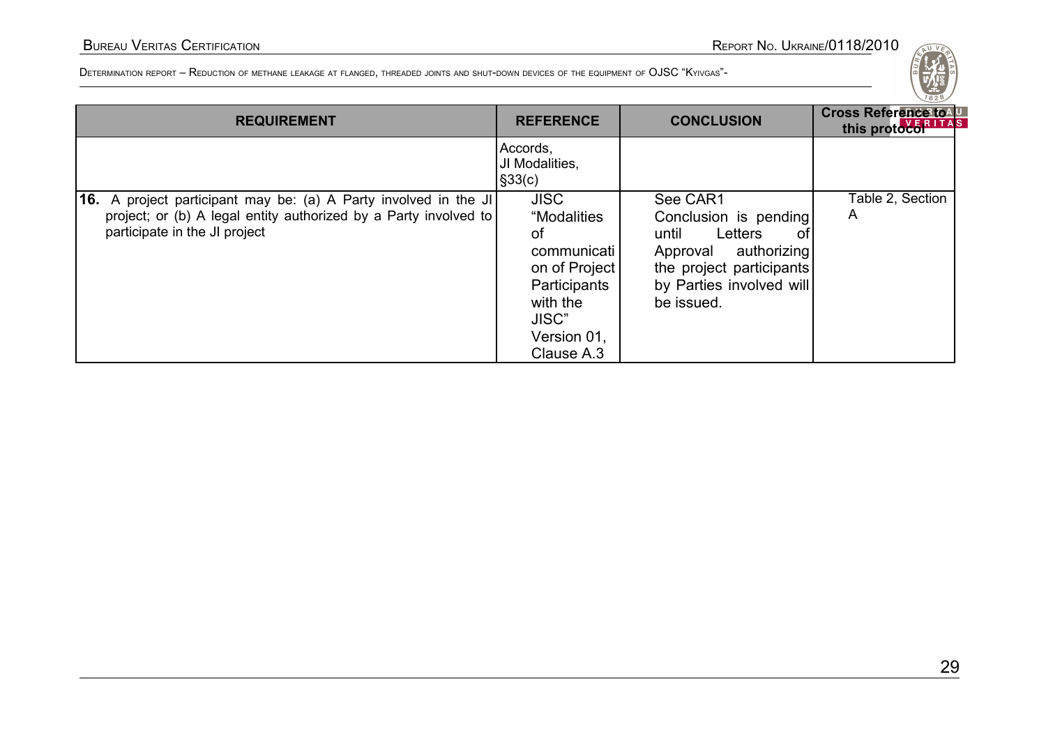| REQUIREMENT | REFERENCE | CONCLUSION | Cross Reference to this protocol |
|---|---|---|---|
| | Accords, JI Modalities, §33(c) | | |
| **16.** A project participant may be: (a) A Party involved in the JI project; or (b) A legal entity authorized by a Party involved to participate in the JI project | JISC "Modalities of communication of Project Participants with the JISC" Version 01, Clause A.3 | See CAR1 Conclusion is pending until Letters of Approval authorizing the project participants by Parties involved will be issued. | Table 2, Section A |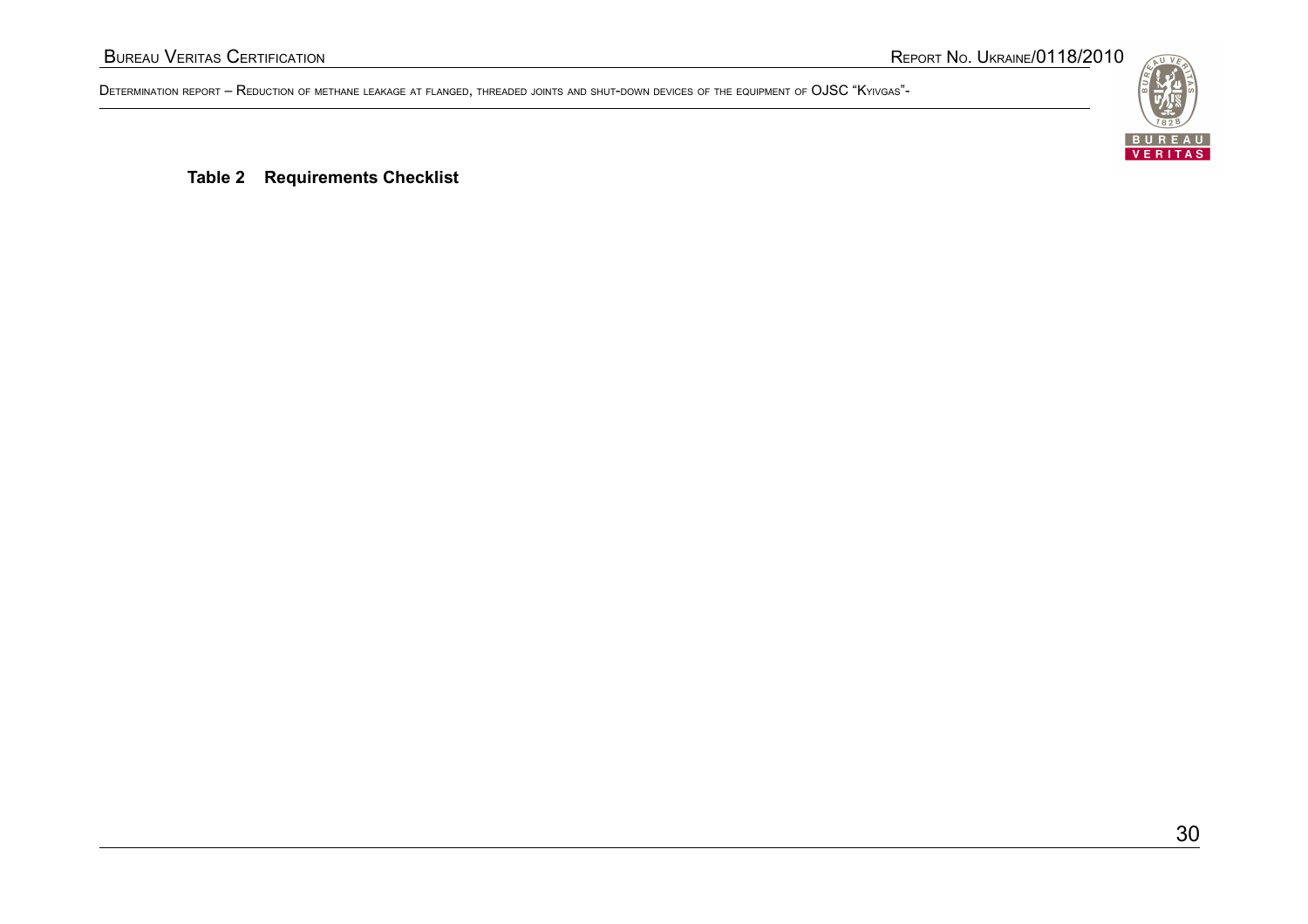**Table 2 Requirements Checklist**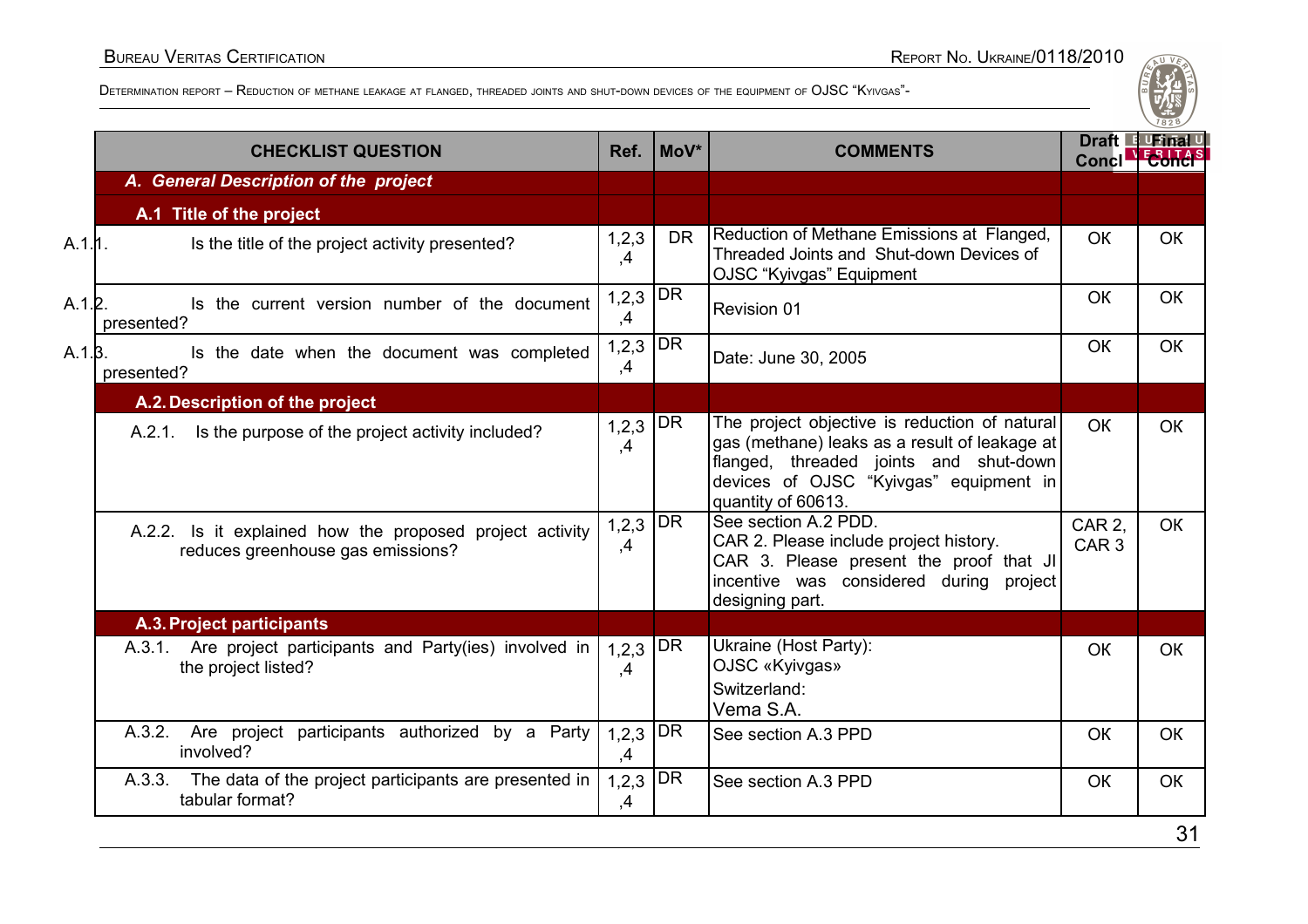| CHECKLIST QUESTION | Ref. | MoV* | COMMENTS | Draft Concl | Final Concl |
|---|---|---|---|---|---|
| ***A. General Description of the project*** | | | | | |
| **A.1 Title of the project** | | | | | |
| A.1.1. Is the title of the project activity presented? | 1,2,3,4 | DR | Reduction of Methane Emissions at Flanged, Threaded Joints and Shut-down Devices of OJSC "Kyivgas" Equipment | OK | OK |
| A.1.2. Is the current version number of the document presented? | 1,2,3,4 | DR | Revision 01 | OK | OK |
| A.1.3. Is the date when the document was completed presented? | 1,2,3,4 | DR | Date: June 30, 2005 | OK | OK |
| **A.2. Description of the project** | | | | | |
| A.2.1. Is the purpose of the project activity included? | 1,2,3,4 | DR | The project objective is reduction of natural gas (methane) leaks as a result of leakage at flanged, threaded joints and shut-down devices of OJSC "Kyivgas" equipment in quantity of 60613. | OK | OK |
| A.2.2. Is it explained how the proposed project activity reduces greenhouse gas emissions? | 1,2,3,4 | DR | See section A.2 PDD.<br>CAR 2. Please include project history.<br>CAR 3. Please present the proof that JI incentive was considered during project designing part. | CAR 2, CAR 3 | OK |
| **A.3. Project participants** | | | | | |
| A.3.1. Are project participants and Party(ies) involved in the project listed? | 1,2,3,4 | DR | Ukraine (Host Party):<br>OJSC «Kyivgas»<br>Switzerland:<br>Vema S.A. | OK | OK |
| A.3.2. Are project participants authorized by a Party involved? | 1,2,3,4 | DR | See section A.3 PPD | OK | OK |
| A.3.3. The data of the project participants are presented in tabular format? | 1,2,3,4 | DR | See section A.3 PPD | OK | OK |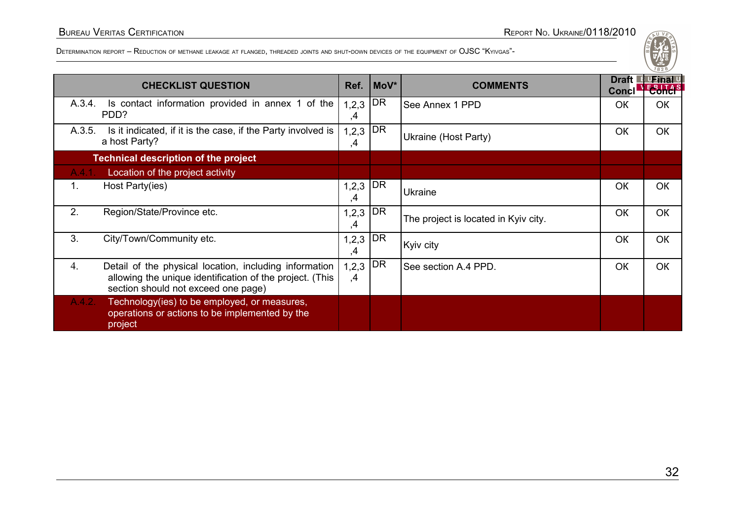| CHECKLIST QUESTION | Ref. | MoV* | COMMENTS | Draft Concl | Final Concl |
|---|---|---|---|---|---|
| A.3.4. Is contact information provided in annex 1 of the PDD? | 1,2,3,4 | DR | See Annex 1 PPD | OK | OK |
| A.3.5. Is it indicated, if it is the case, if the Party involved is a host Party? | 1,2,3,4 | DR | Ukraine (Host Party) | OK | OK |
| **Technical description of the project** | | | | | |
| A.4.1. Location of the project activity | | | | | |
| 1. Host Party(ies) | 1,2,3,4 | DR | Ukraine | OK | OK |
| 2. Region/State/Province etc. | 1,2,3,4 | DR | The project is located in Kyiv city. | OK | OK |
| 3. City/Town/Community etc. | 1,2,3,4 | DR | Kyiv city | OK | OK |
| 4. Detail of the physical location, including information allowing the unique identification of the project. (This section should not exceed one page) | 1,2,3,4 | DR | See section A.4 PPD. | OK | OK |
| A.4.2. Technology(ies) to be employed, or measures, operations or actions to be implemented by the project | | | | | |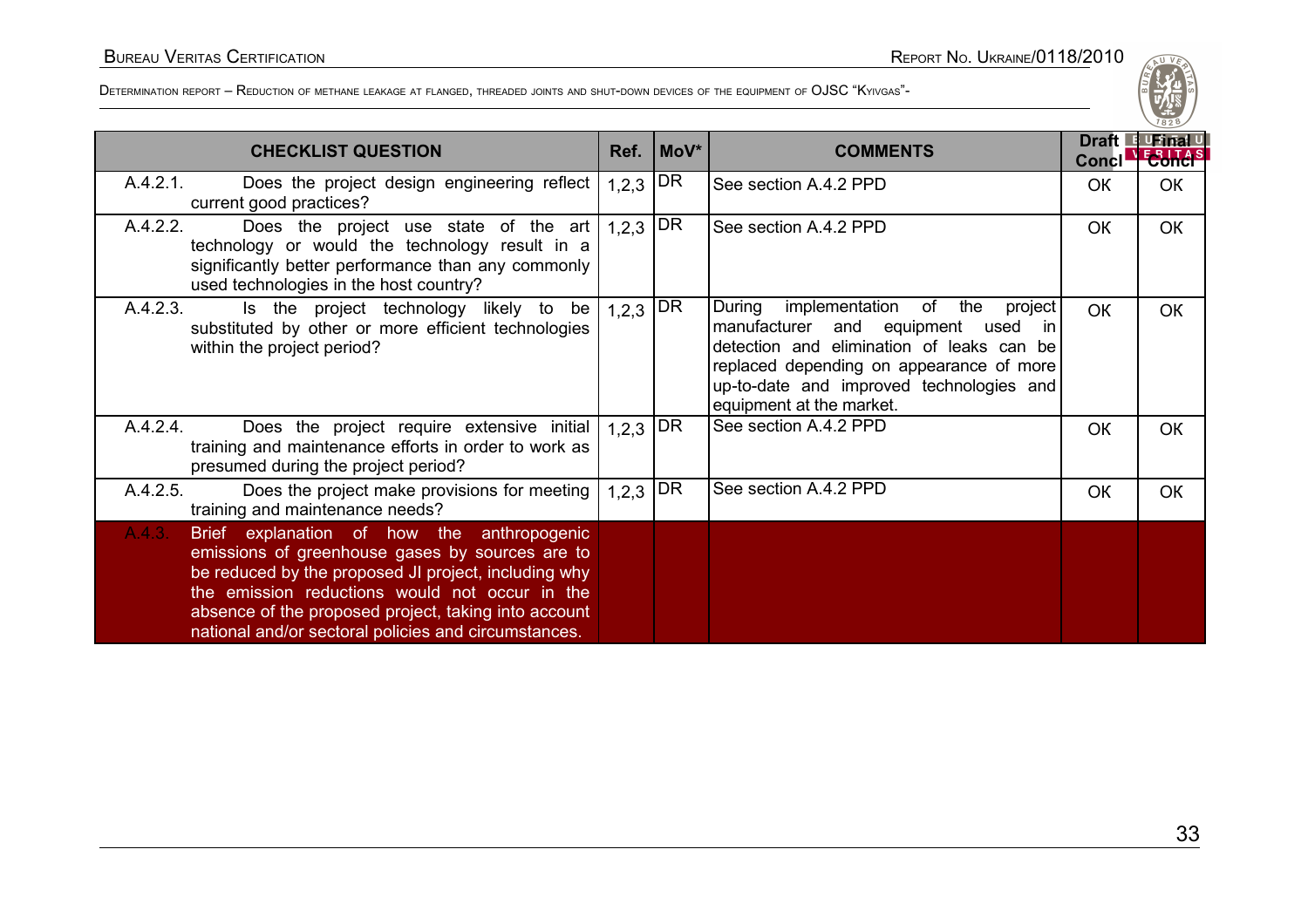| CHECKLIST QUESTION | Ref. | MoV* | COMMENTS | Draft Concl | Final Concl |
|---|---|---|---|---|---|
| A.4.2.1. Does the project design engineering reflect current good practices? | 1,2,3 | DR | See section A.4.2 PPD | OK | OK |
| A.4.2.2. Does the project use state of the art technology or would the technology result in a significantly better performance than any commonly used technologies in the host country? | 1,2,3 | DR | See section A.4.2 PPD | OK | OK |
| A.4.2.3. Is the project technology likely to be substituted by other or more efficient technologies within the project period? | 1,2,3 | DR | During implementation of the project manufacturer and equipment used in detection and elimination of leaks can be replaced depending on appearance of more up-to-date and improved technologies and equipment at the market. | OK | OK |
| A.4.2.4. Does the project require extensive initial training and maintenance efforts in order to work as presumed during the project period? | 1,2,3 | DR | See section A.4.2 PPD | OK | OK |
| A.4.2.5. Does the project make provisions for meeting training and maintenance needs? | 1,2,3 | DR | See section A.4.2 PPD | OK | OK |
| A.4.3. Brief explanation of how the anthropogenic emissions of greenhouse gases by sources are to be reduced by the proposed JI project, including why the emission reductions would not occur in the absence of the proposed project, taking into account national and/or sectoral policies and circumstances. | | | | | |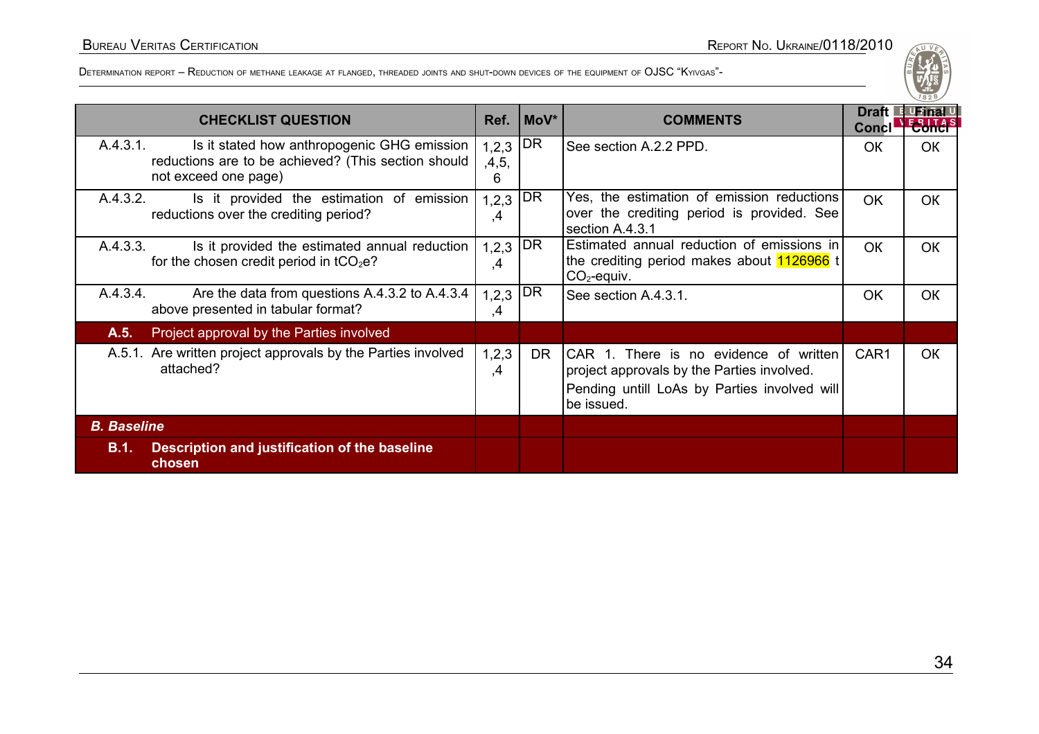| CHECKLIST QUESTION | Ref. | MoV* | COMMENTS | Draft Concl | Final Concl |
|---|---|---|---|---|---|
| A.4.3.1. Is it stated how anthropogenic GHG emission reductions are to be achieved? (This section should not exceed one page) | 1,2,3,4,5,6 | DR | See section A.2.2 PPD. | OK | OK |
| A.4.3.2. Is it provided the estimation of emission reductions over the crediting period? | 1,2,3,4 | DR | Yes, the estimation of emission reductions over the crediting period is provided. See section A.4.3.1 | OK | OK |
| A.4.3.3. Is it provided the estimated annual reduction for the chosen credit period in $tCO_2e$? | 1,2,3,4 | DR | Estimated annual reduction of emissions in the crediting period makes about 1126966 t $CO_2$-equiv. | OK | OK |
| A.4.3.4. Are the data from questions A.4.3.2 to A.4.3.4 above presented in tabular format? | 1,2,3,4 | DR | See section A.4.3.1. | OK | OK |
| **A.5.** Project approval by the Parties involved | | | | | |
| A.5.1. Are written project approvals by the Parties involved attached? | 1,2,3,4 | DR | CAR 1. There is no evidence of written project approvals by the Parties involved.<br>Pending untill LoAs by Parties involved will be issued. | CAR1 | OK |
| ***B. Baseline*** | | | | | |
| **B.1. Description and justification of the baseline chosen** | | | | | |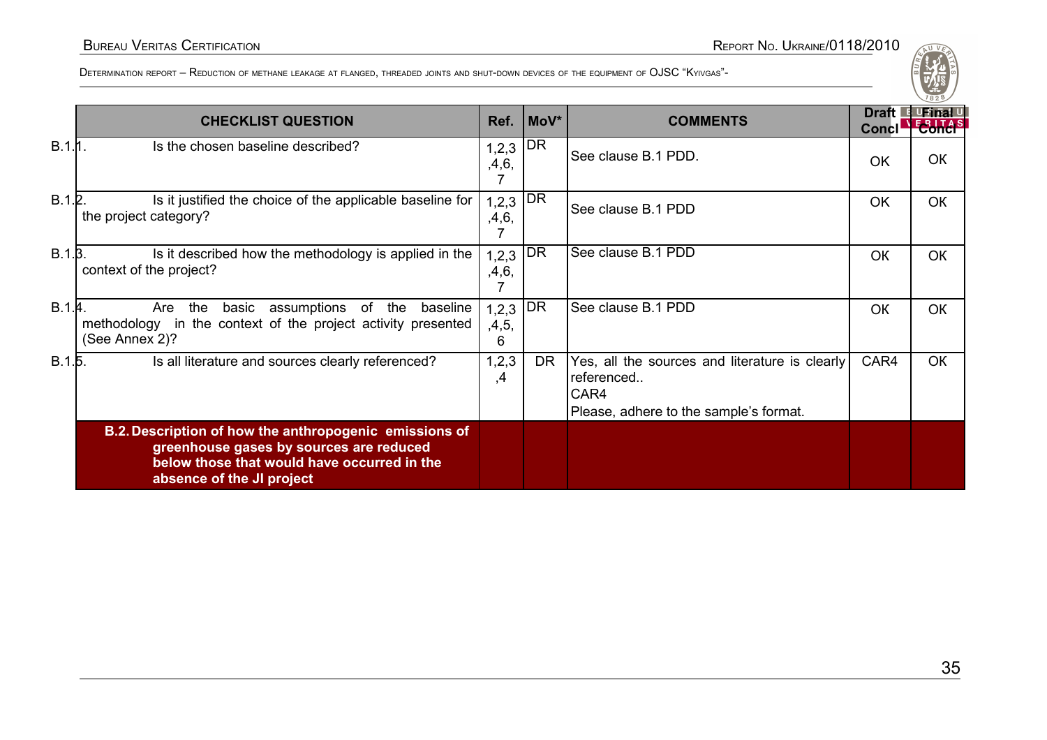| CHECKLIST QUESTION | Ref. | MoV* | COMMENTS | Draft Concl | Final Concl |
|---|---|---|---|---|---|
| B.1.1. Is the chosen baseline described? | 1,2,3,4,6,7 | DR | See clause B.1 PDD. | OK | OK |
| B.1.2. Is it justified the choice of the applicable baseline for the project category? | 1,2,3,4,6,7 | DR | See clause B.1 PDD | OK | OK |
| B.1.3. Is it described how the methodology is applied in the context of the project? | 1,2,3,4,6,7 | DR | See clause B.1 PDD | OK | OK |
| B.1.4. Are the basic assumptions of the baseline methodology in the context of the project activity presented (See Annex 2)? | 1,2,3,4,5,6 | DR | See clause B.1 PDD | OK | OK |
| B.1.5. Is all literature and sources clearly referenced? | 1,2,3,4 | DR | Yes, all the sources and literature is clearly referenced.. CAR4 Please, adhere to the sample's format. | CAR4 | OK |
| **B.2. Description of how the anthropogenic emissions of greenhouse gases by sources are reduced below those that would have occurred in the absence of the JI project** | | | | | |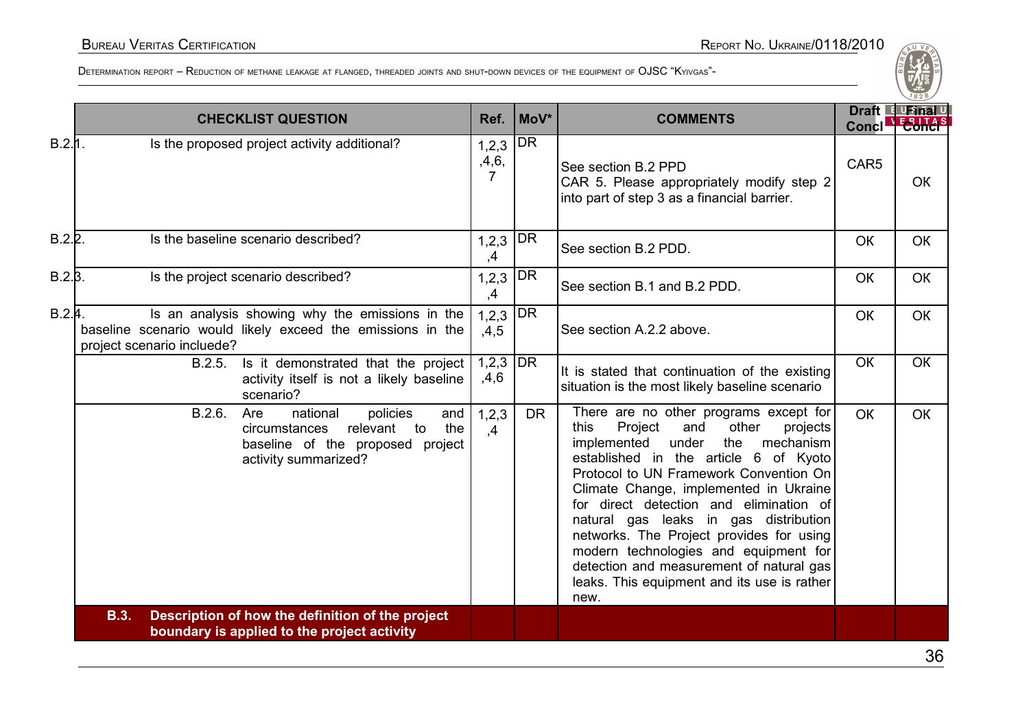| CHECKLIST QUESTION | Ref. | MoV* | COMMENTS | Draft Concl | Final Concl |
|---|---|---|---|---|---|
| B.2.1. Is the proposed project activity additional? | 1,2,3,4,6,7 | DR | See section B.2 PPD<br>CAR 5. Please appropriately modify step 2 into part of step 3 as a financial barrier. | CAR5 | OK |
| B.2.2. Is the baseline scenario described? | 1,2,3,4 | DR | See section B.2 PDD. | OK | OK |
| B.2.3. Is the project scenario described? | 1,2,3,4 | DR | See section B.1 and B.2 PDD. | OK | OK |
| B.2.4. Is an analysis showing why the emissions in the baseline scenario would likely exceed the emissions in the project scenario inclueded? | 1,2,3,4,5 | DR | See section A.2.2 above. | OK | OK |
| B.2.5. Is it demonstrated that the project activity itself is not a likely baseline scenario? | 1,2,3,4,6 | DR | It is stated that continuation of the existing situation is the most likely baseline scenario | OK | OK |
| B.2.6. Are national policies and circumstances relevant to the baseline of the proposed project activity summarized? | 1,2,3,4 | DR | There are no other programs except for this Project and other projects implemented under the mechanism established in the article 6 of Kyoto Protocol to UN Framework Convention On Climate Change, implemented in Ukraine for direct detection and elimination of natural gas leaks in gas distribution networks. The Project provides for using modern technologies and equipment for detection and measurement of natural gas leaks. This equipment and its use is rather new. | OK | OK |
| **B.3. Description of how the definition of the project boundary is applied to the project activity** | | | | | |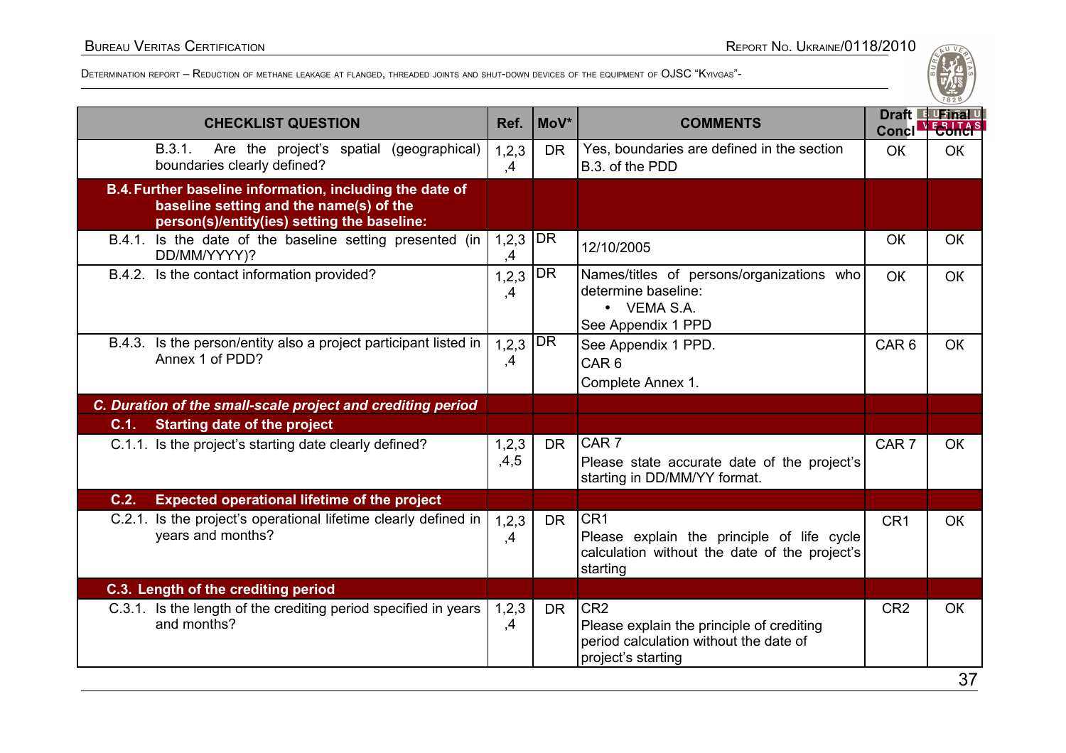| CHECKLIST QUESTION | Ref. | MoV* | COMMENTS | Draft Concl | Final Concl |
|---|---|---|---|---|---|
| B.3.1. Are the project's spatial (geographical) boundaries clearly defined? | 1,2,3,4 | DR | Yes, boundaries are defined in the section B.3. of the PDD | OK | OK |
| **B.4. Further baseline information, including the date of baseline setting and the name(s) of the person(s)/entity(ies) setting the baseline:** | | | | | |
| B.4.1. Is the date of the baseline setting presented (in DD/MM/YYYY)? | 1,2,3,4 | DR | 12/10/2005 | OK | OK |
| B.4.2. Is the contact information provided? | 1,2,3,4 | DR | Names/titles of persons/organizations who determine baseline:<br>• VEMA S.A.<br>See Appendix 1 PPD | OK | OK |
| B.4.3. Is the person/entity also a project participant listed in Annex 1 of PDD? | 1,2,3,4 | DR | See Appendix 1 PPD.<br>CAR 6<br>Complete Annex 1. | CAR 6 | OK |
| ***C. Duration of the small-scale project and crediting period*** | | | | | |
| **C.1. Starting date of the project** | | | | | |
| C.1.1. Is the project's starting date clearly defined? | 1,2,3,4,5 | DR | CAR 7<br>Please state accurate date of the project's starting in DD/MM/YY format. | CAR 7 | OK |
| **C.2. Expected operational lifetime of the project** | | | | | |
| C.2.1. Is the project's operational lifetime clearly defined in years and months? | 1,2,3,4 | DR | CR1<br>Please explain the principle of life cycle calculation without the date of the project's starting | CR1 | OK |
| **C.3. Length of the crediting period** | | | | | |
| C.3.1. Is the length of the crediting period specified in years and months? | 1,2,3,4 | DR | CR2<br>Please explain the principle of crediting period calculation without the date of project's starting | CR2 | OK |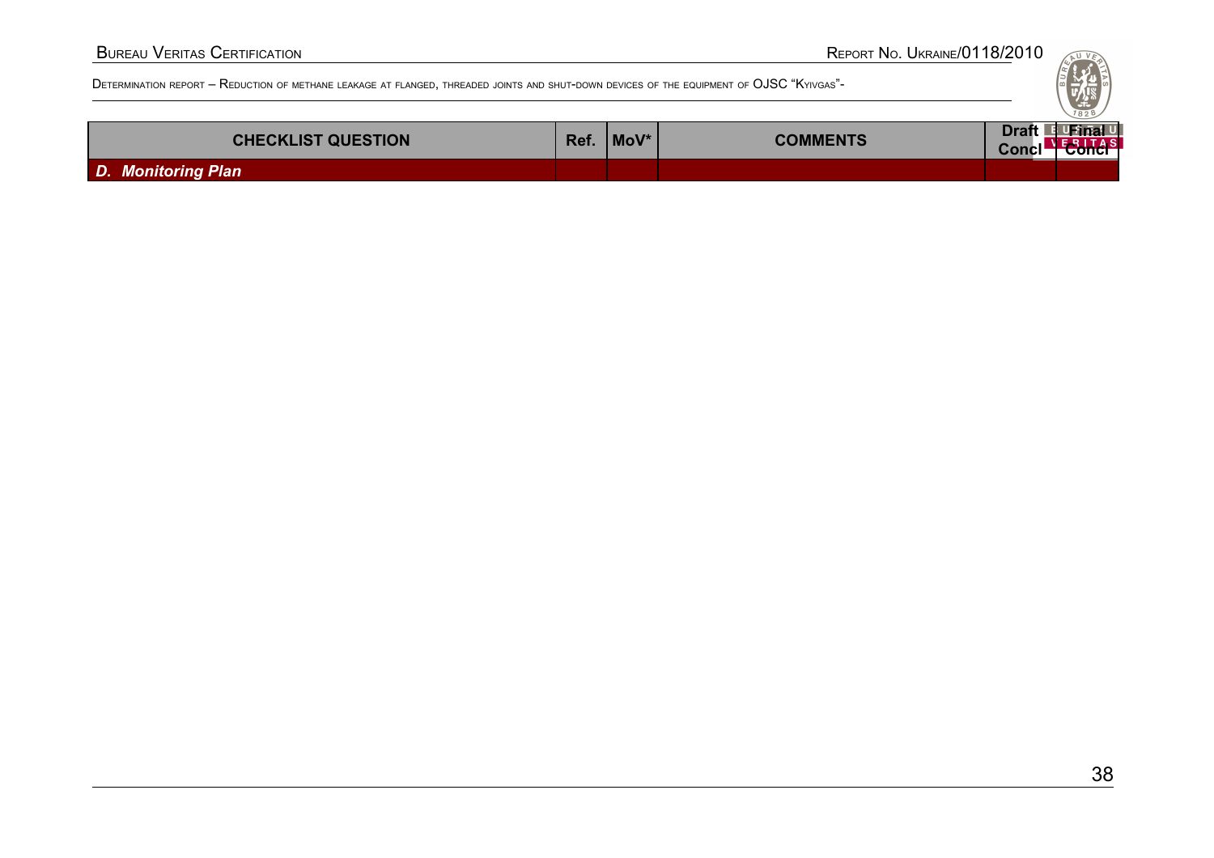| CHECKLIST QUESTION | Ref. | MoV* | COMMENTS | Draft Concl | Final Concl |
|---|---|---|---|---|---|
| ***D. Monitoring Plan*** | | | | | |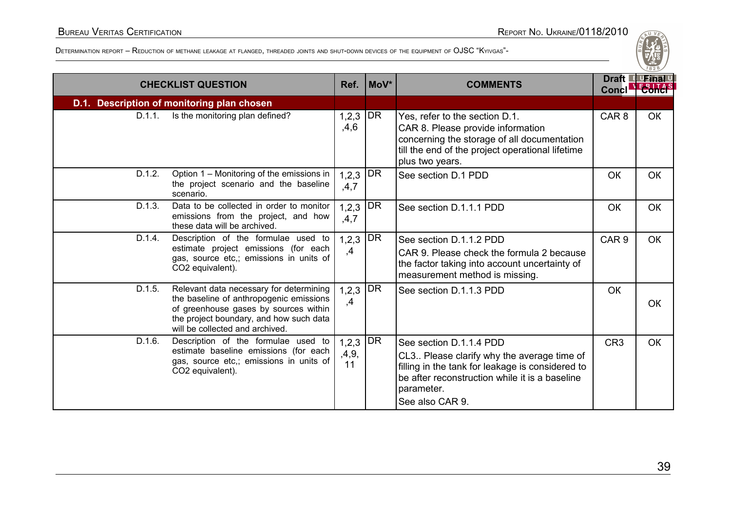| CHECKLIST QUESTION | Ref. | MoV* | COMMENTS | Draft Concl | Final Concl |
|---|---|---|---|---|---|
| **D.1. Description of monitoring plan chosen** | | | | | |
| D.1.1. Is the monitoring plan defined? | 1,2,3,4,6 | DR | Yes, refer to the section D.1.<br>CAR 8. Please provide information concerning the storage of all documentation till the end of the project operational lifetime plus two years. | CAR 8 | OK |
| D.1.2. Option 1 – Monitoring of the emissions in the project scenario and the baseline scenario. | 1,2,3,4,7 | DR | See section D.1 PDD | OK | OK |
| D.1.3. Data to be collected in order to monitor emissions from the project, and how these data will be archived. | 1,2,3,4,7 | DR | See section D.1.1.1 PDD | OK | OK |
| D.1.4. Description of the formulae used to estimate project emissions (for each gas, source etc,; emissions in units of CO2 equivalent). | 1,2,3,4 | DR | See section D.1.1.2 PDD<br>CAR 9. Please check the formula 2 because the factor taking into account uncertainty of measurement method is missing. | CAR 9 | OK |
| D.1.5. Relevant data necessary for determining the baseline of anthropogenic emissions of greenhouse gases by sources within the project boundary, and how such data will be collected and archived. | 1,2,3,4 | DR | See section D.1.1.3 PDD | OK | OK |
| D.1.6. Description of the formulae used to estimate baseline emissions (for each gas, source etc,; emissions in units of CO2 equivalent). | 1,2,3,4,9,11 | DR | See section D.1.1.4 PDD<br>CL3.. Please clarify why the average time of filling in the tank for leakage is considered to be after reconstruction while it is a baseline parameter.<br>See also CAR 9. | CR3 | OK |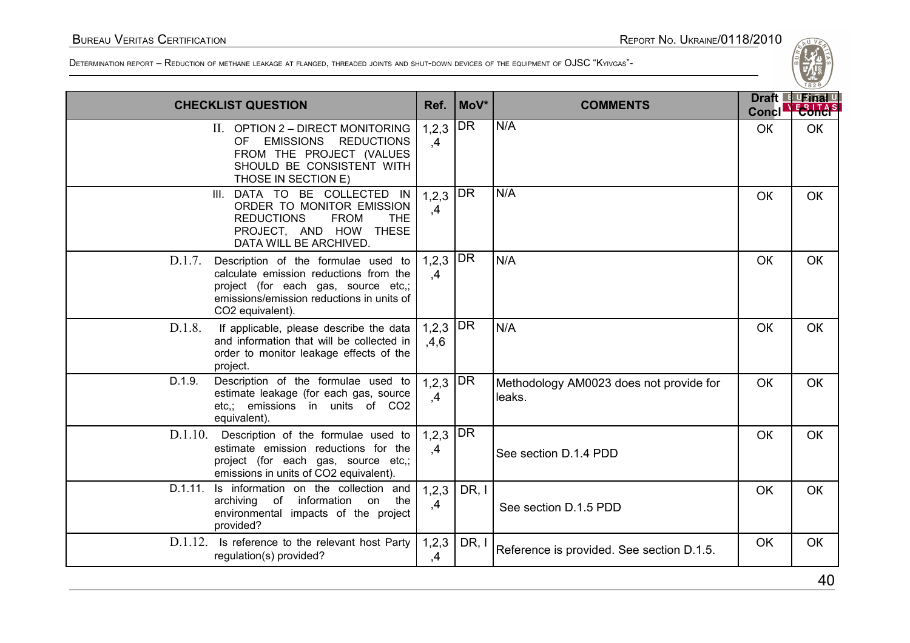| CHECKLIST QUESTION | Ref. | MoV* | COMMENTS | Draft Concl | Final Concl |
|---|---|---|---|---|---|
| II. OPTION 2 – DIRECT MONITORING OF EMISSIONS REDUCTIONS FROM THE PROJECT (VALUES SHOULD BE CONSISTENT WITH THOSE IN SECTION E) | 1,2,3 ,4 | DR | N/A | OK | OK |
| III. DATA TO BE COLLECTED IN ORDER TO MONITOR EMISSION REDUCTIONS FROM THE PROJECT, AND HOW THESE DATA WILL BE ARCHIVED. | 1,2,3 ,4 | DR | N/A | OK | OK |
| D.1.7. Description of the formulae used to calculate emission reductions from the project (for each gas, source etc,; emissions/emission reductions in units of CO2 equivalent). | 1,2,3 ,4 | DR | N/A | OK | OK |
| D.1.8. If applicable, please describe the data and information that will be collected in order to monitor leakage effects of the project. | 1,2,3 ,4,6 | DR | N/A | OK | OK |
| D.1.9. Description of the formulae used to estimate leakage (for each gas, source etc,; emissions in units of CO2 equivalent). | 1,2,3 ,4 | DR | Methodology AM0023 does not provide for leaks. | OK | OK |
| D.1.10. Description of the formulae used to estimate emission reductions for the project (for each gas, source etc,; emissions in units of CO2 equivalent). | 1,2,3 ,4 | DR | See section D.1.4 PDD | OK | OK |
| D.1.11. Is information on the collection and archiving of information on the environmental impacts of the project provided? | 1,2,3 ,4 | DR, I | See section D.1.5 PDD | OK | OK |
| D.1.12. Is reference to the relevant host Party regulation(s) provided? | 1,2,3 ,4 | DR, I | Reference is provided. See section D.1.5. | OK | OK |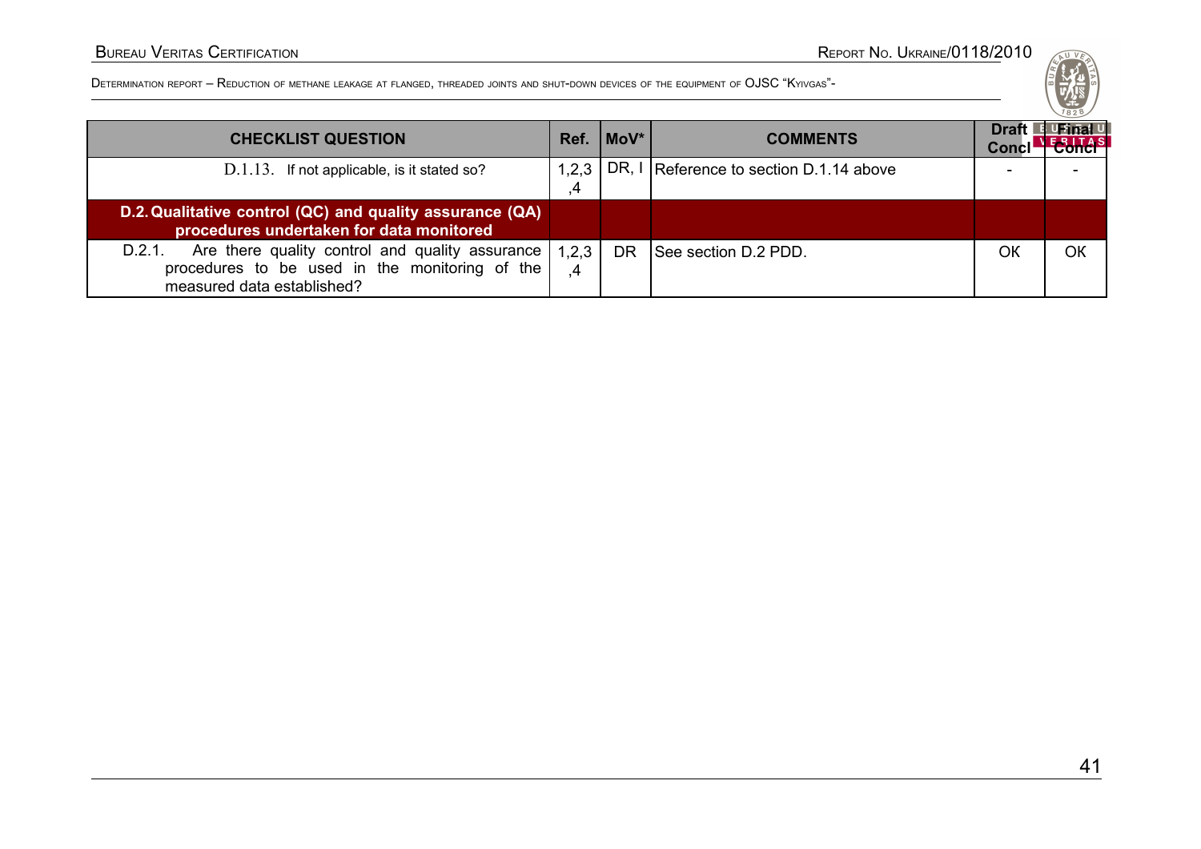| CHECKLIST QUESTION | Ref. | MoV* | COMMENTS | Draft Concl | Final Concl |
|---|---|---|---|---|---|
| D.1.13. If not applicable, is it stated so? | 1,2,3,4 | DR, I | Reference to section D.1.14 above | - | - |
| **D.2. Qualitative control (QC) and quality assurance (QA) procedures undertaken for data monitored** | | | | | |
| D.2.1. Are there quality control and quality assurance procedures to be used in the monitoring of the measured data established? | 1,2,3,4 | DR | See section D.2 PDD. | OK | OK |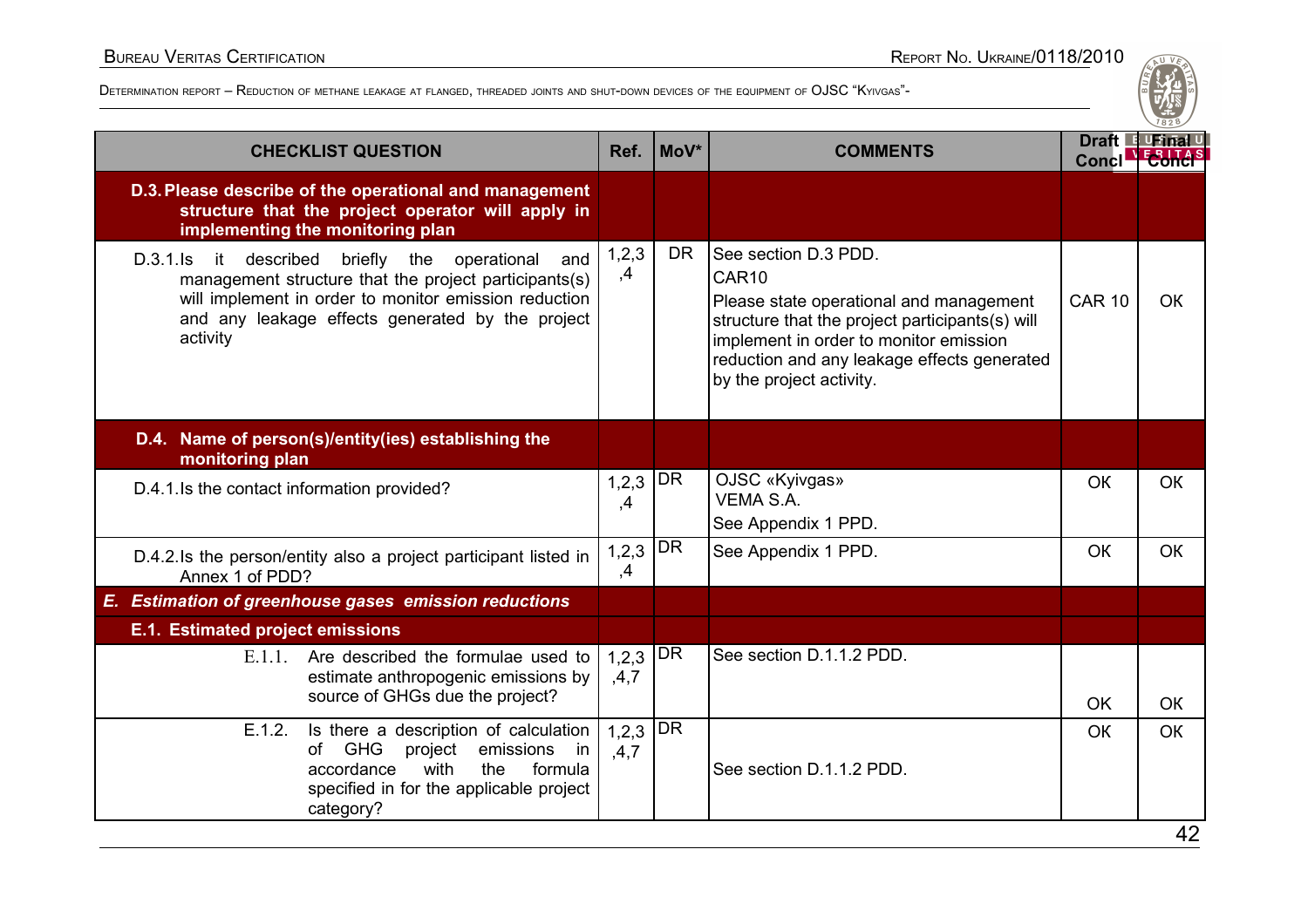| CHECKLIST QUESTION | Ref. | MoV* | COMMENTS | Draft Concl | Final Concl |
|---|---|---|---|---|---|
| **D.3. Please describe of the operational and management structure that the project operator will apply in implementing the monitoring plan** | | | | | |
| D.3.1. Is it described briefly the operational and management structure that the project participants(s) will implement in order to monitor emission reduction and any leakage effects generated by the project activity | 1,2,3,4 | DR | See section D.3 PDD.<br>CAR10<br>Please state operational and management structure that the project participants(s) will implement in order to monitor emission reduction and any leakage effects generated by the project activity. | CAR 10 | OK |
| **D.4. Name of person(s)/entity(ies) establishing the monitoring plan** | | | | | |
| D.4.1. Is the contact information provided? | 1,2,3,4 | DR | OJSC «Kyivgas»<br>VEMA S.A.<br>See Appendix 1 PPD. | OK | OK |
| D.4.2. Is the person/entity also a project participant listed in Annex 1 of PDD? | 1,2,3,4 | DR | See Appendix 1 PPD. | OK | OK |
| ***E. Estimation of greenhouse gases emission reductions*** | | | | | |
| **E.1. Estimated project emissions** | | | | | |
| E.1.1. Are described the formulae used to estimate anthropogenic emissions by source of GHGs due the project? | 1,2,3,4,7 | DR | See section D.1.1.2 PDD. | OK | OK |
| E.1.2. Is there a description of calculation of GHG project emissions in accordance with the formula specified in for the applicable project category? | 1,2,3,4,7 | DR | See section D.1.1.2 PDD. | OK | OK |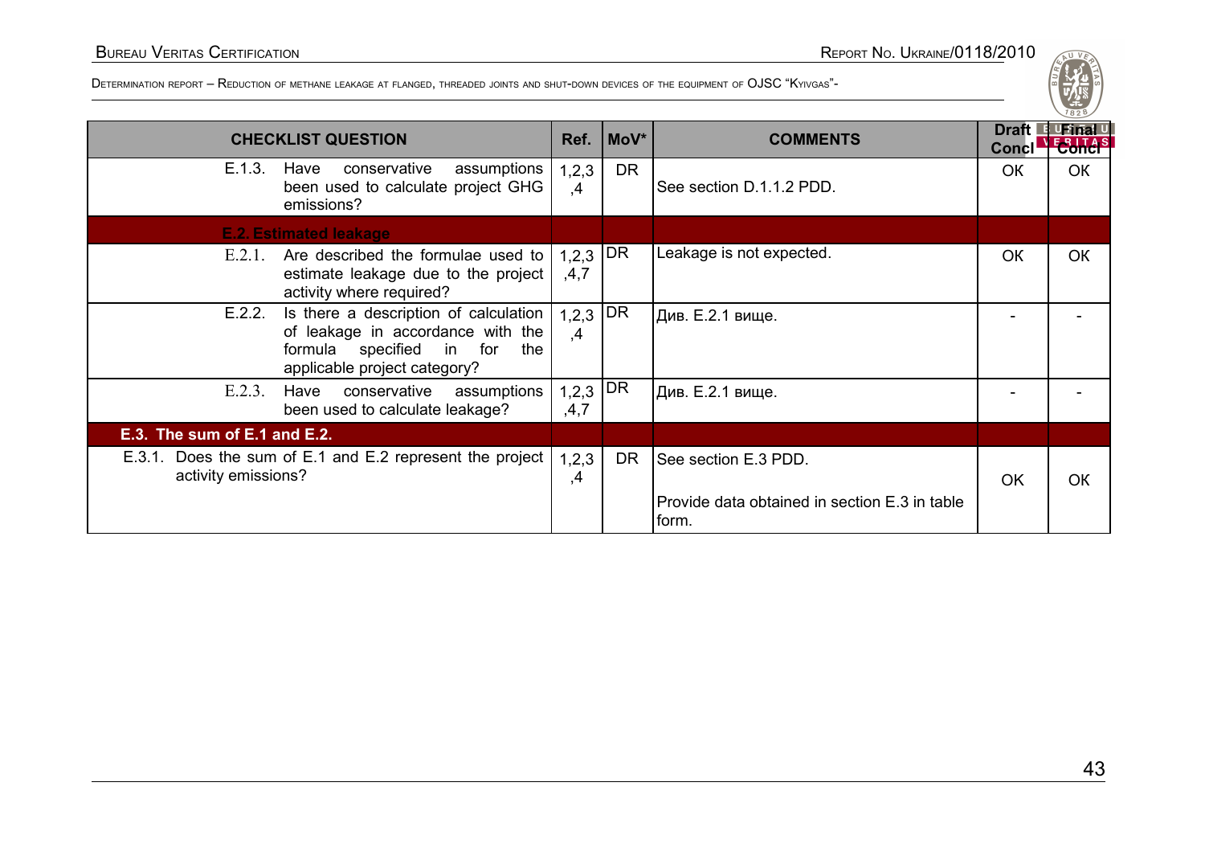| CHECKLIST QUESTION | Ref. | MoV* | COMMENTS | Draft Concl | Final Concl |
|---|---|---|---|---|---|
| E.1.3. Have conservative assumptions been used to calculate project GHG emissions? | 1,2,3,4 | DR | See section D.1.1.2 PDD. | OK | OK |
| **E.2. Estimated leakage** | | | | | |
| E.2.1. Are described the formulae used to estimate leakage due to the project activity where required? | 1,2,3,4,7 | DR | Leakage is not expected. | OK | OK |
| E.2.2. Is there a description of calculation of leakage in accordance with the formula specified in for the applicable project category? | 1,2,3,4 | DR | Див. E.2.1 вище. | - | - |
| E.2.3. Have conservative assumptions been used to calculate leakage? | 1,2,3,4,7 | DR | Див. E.2.1 вище. | - | - |
| **E.3. The sum of E.1 and E.2.** | | | | | |
| E.3.1. Does the sum of E.1 and E.2 represent the project activity emissions? | 1,2,3,4 | DR | See section E.3 PDD. Provide data obtained in section E.3 in table form. | OK | OK |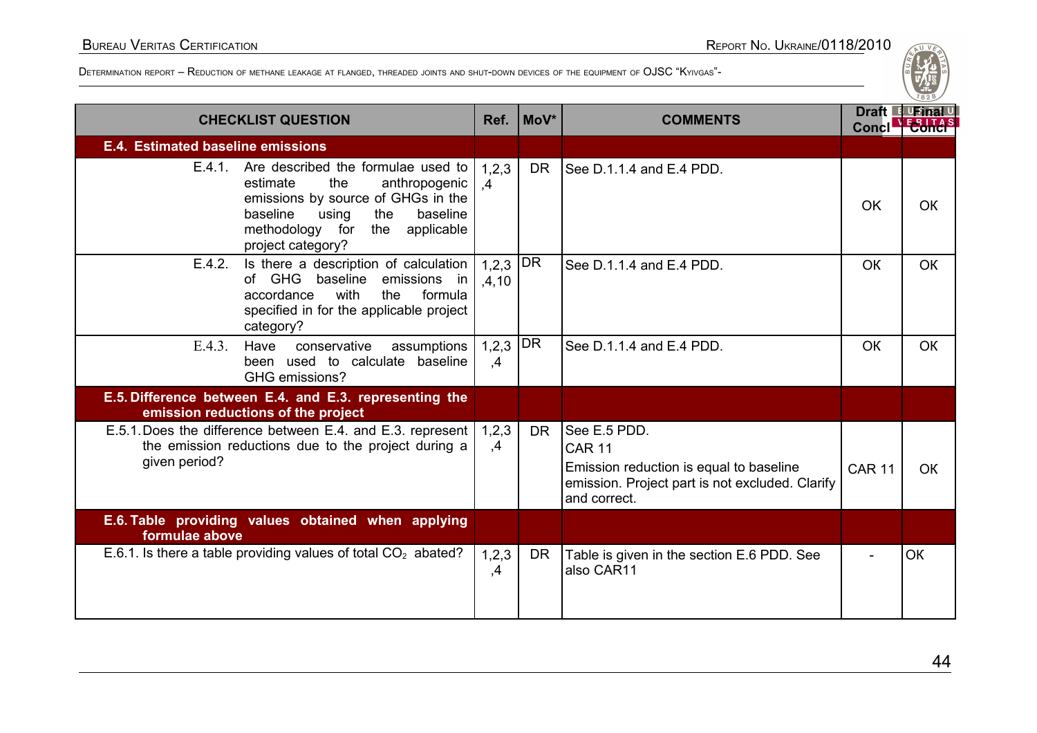| CHECKLIST QUESTION | Ref. | MoV* | COMMENTS | Draft Concl | Final Concl |
|---|---|---|---|---|---|
| **E.4. Estimated baseline emissions** | | | | | |
| E.4.1. Are described the formulae used to estimate the anthropogenic emissions by source of GHGs in the baseline using the baseline methodology for the applicable project category? | 1,2,3,4 | DR | See D.1.1.4 and E.4 PDD. | OK | OK |
| E.4.2. Is there a description of calculation of GHG baseline emissions in accordance with the formula specified in for the applicable project category? | 1,2,3,4,10 | DR | See D.1.1.4 and E.4 PDD. | OK | OK |
| E.4.3. Have conservative assumptions been used to calculate baseline GHG emissions? | 1,2,3,4 | DR | See D.1.1.4 and E.4 PDD. | OK | OK |
| **E.5. Difference between E.4. and E.3. representing the emission reductions of the project** | | | | | |
| E.5.1. Does the difference between E.4. and E.3. represent the emission reductions due to the project during a given period? | 1,2,3,4 | DR | See E.5 PDD. CAR 11 Emission reduction is equal to baseline emission. Project part is not excluded. Clarify and correct. | CAR 11 | OK |
| **E.6. Table providing values obtained when applying formulae above** | | | | | |
| E.6.1. Is there a table providing values of total $CO_2$ abated? | 1,2,3,4 | DR | Table is given in the section E.6 PDD. See also CAR11 | - | OK |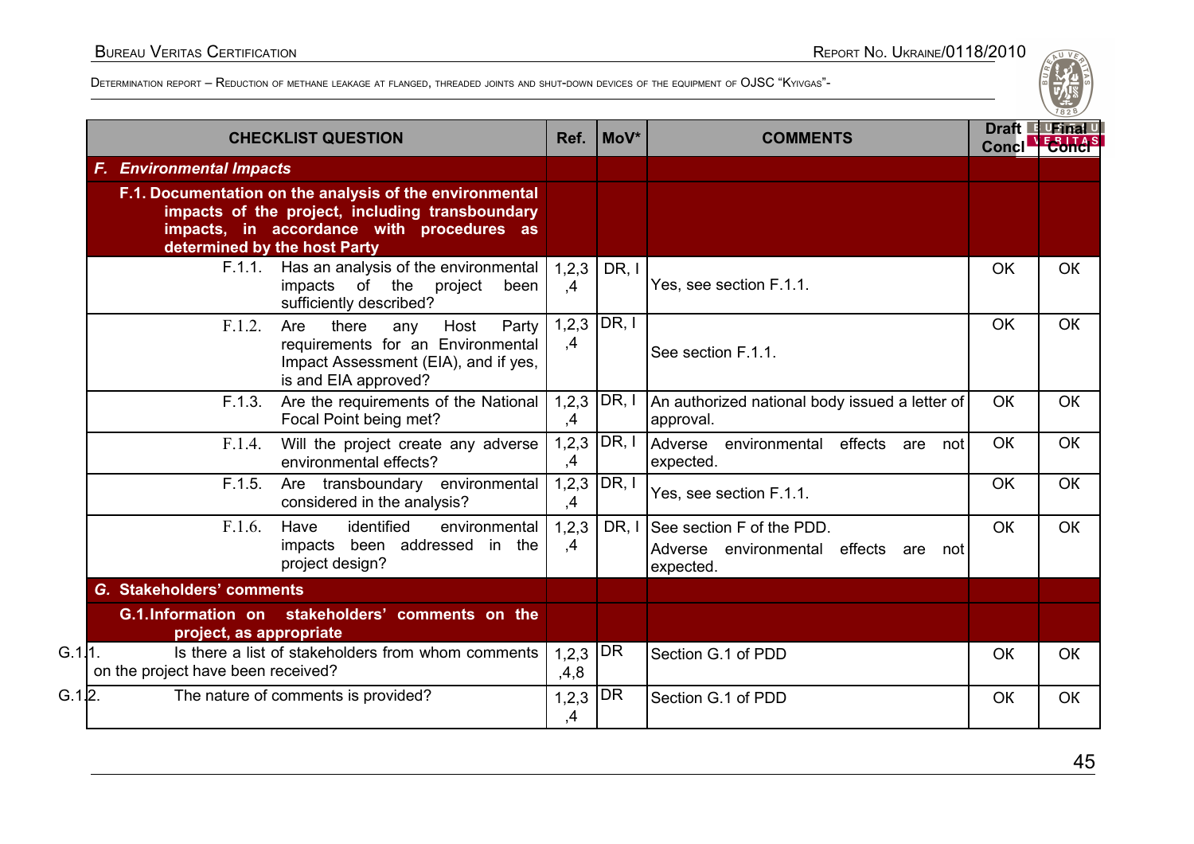| CHECKLIST QUESTION | Ref. | MoV* | COMMENTS | Draft Concl | Final Concl |
|---|---|---|---|---|---|
| ***F. Environmental Impacts*** | | | | | |
| **F.1. Documentation on the analysis of the environmental impacts of the project, including transboundary impacts, in accordance with procedures as determined by the host Party** | | | | | |
| F.1.1. Has an analysis of the environmental impacts of the project been sufficiently described? | 1,2,3,4 | DR, I | Yes, see section F.1.1. | OK | OK |
| F.1.2. Are there any Host Party requirements for an Environmental Impact Assessment (EIA), and if yes, is and EIA approved? | 1,2,3,4 | DR, I | See section F.1.1. | OK | OK |
| F.1.3. Are the requirements of the National Focal Point being met? | 1,2,3,4 | DR, I | An authorized national body issued a letter of approval. | OK | OK |
| F.1.4. Will the project create any adverse environmental effects? | 1,2,3,4 | DR, I | Adverse environmental effects are not expected. | OK | OK |
| F.1.5. Are transboundary environmental considered in the analysis? | 1,2,3,4 | DR, I | Yes, see section F.1.1. | OK | OK |
| F.1.6. Have identified environmental impacts been addressed in the project design? | 1,2,3,4 | DR, I | See section F of the PDD. Adverse environmental effects are not expected. | OK | OK |
| ***G. Stakeholders' comments*** | | | | | |
| **G.1. Information on stakeholders' comments on the project, as appropriate** | | | | | |
| G.1.1. Is there a list of stakeholders from whom comments on the project have been received? | 1,2,3,4,8 | DR | Section G.1 of PDD | OK | OK |
| G.1.2. The nature of comments is provided? | 1,2,3,4 | DR | Section G.1 of PDD | OK | OK |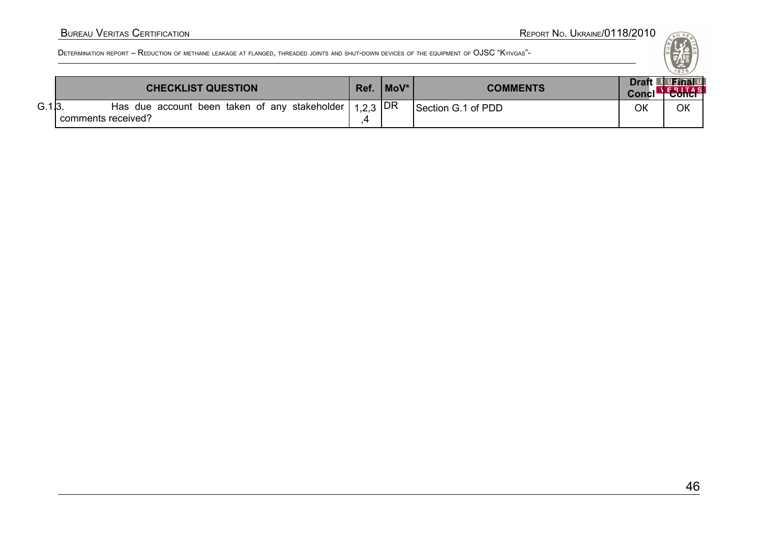| | CHECKLIST QUESTION | Ref. | MoV* | COMMENTS | Draft Concl | Final Concl |
|---|---|---|---|---|---|---|
| G.1.3. | Has due account been taken of any stakeholder comments received? | 1,2,3,4 | DR | Section G.1 of PDD | OK | OK |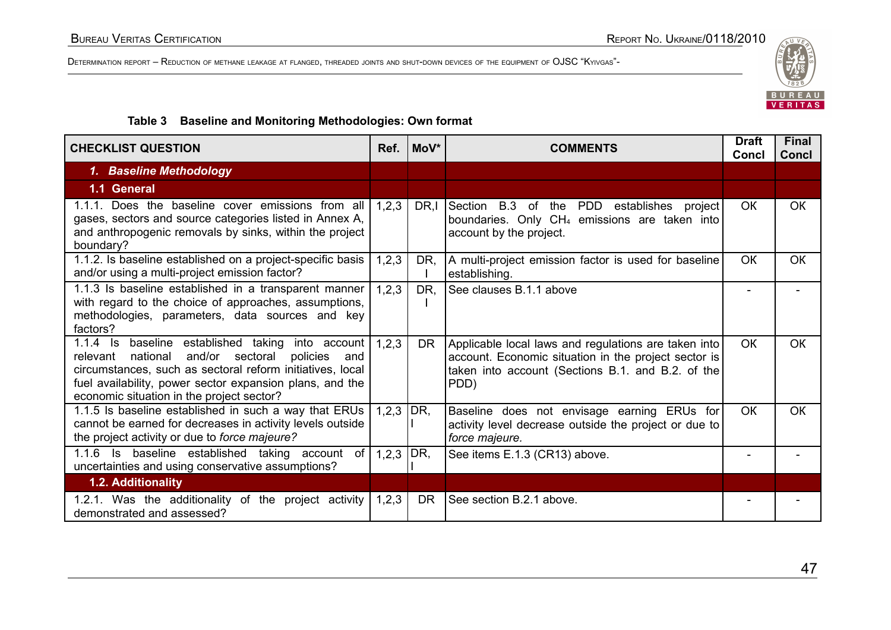**Table 3 Baseline and Monitoring Methodologies: Own format**

| CHECKLIST QUESTION | Ref. | MoV* | COMMENTS | Draft Concl | Final Concl |
|---|---|---|---|---|---|
| ***1. Baseline Methodology*** | | | | | |
| **1.1 General** | | | | | |
| 1.1.1. Does the baseline cover emissions from all gases, sectors and source categories listed in Annex A, and anthropogenic removals by sinks, within the project boundary? | 1,2,3 | DR,I | Section B.3 of the PDD establishes project boundaries. Only $CH_4$ emissions are taken into account by the project. | OK | OK |
| 1.1.2. Is baseline established on a project-specific basis and/or using a multi-project emission factor? | 1,2,3 | DR, I | A multi-project emission factor is used for baseline establishing. | OK | OK |
| 1.1.3 Is baseline established in a transparent manner with regard to the choice of approaches, assumptions, methodologies, parameters, data sources and key factors? | 1,2,3 | DR, I | See clauses B.1.1 above | - | - |
| 1.1.4 Is baseline established taking into account relevant national and/or sectoral policies and circumstances, such as sectoral reform initiatives, local fuel availability, power sector expansion plans, and the economic situation in the project sector? | 1,2,3 | DR | Applicable local laws and regulations are taken into account. Economic situation in the project sector is taken into account (Sections B.1. and B.2. of the PDD) | OK | OK |
| 1.1.5 Is baseline established in such a way that ERUs cannot be earned for decreases in activity levels outside the project activity or due to *force majeure?* | 1,2,3 | DR, I | Baseline does not envisage earning ERUs for activity level decrease outside the project or due to *force majeure.* | OK | OK |
| 1.1.6 Is baseline established taking account of uncertainties and using conservative assumptions? | 1,2,3 | DR, I | See items E.1.3 (CR13) above. | - | - |
| **1.2. Additionality** | | | | | |
| 1.2.1. Was the additionality of the project activity demonstrated and assessed? | 1,2,3 | DR | See section B.2.1 above. | - | - |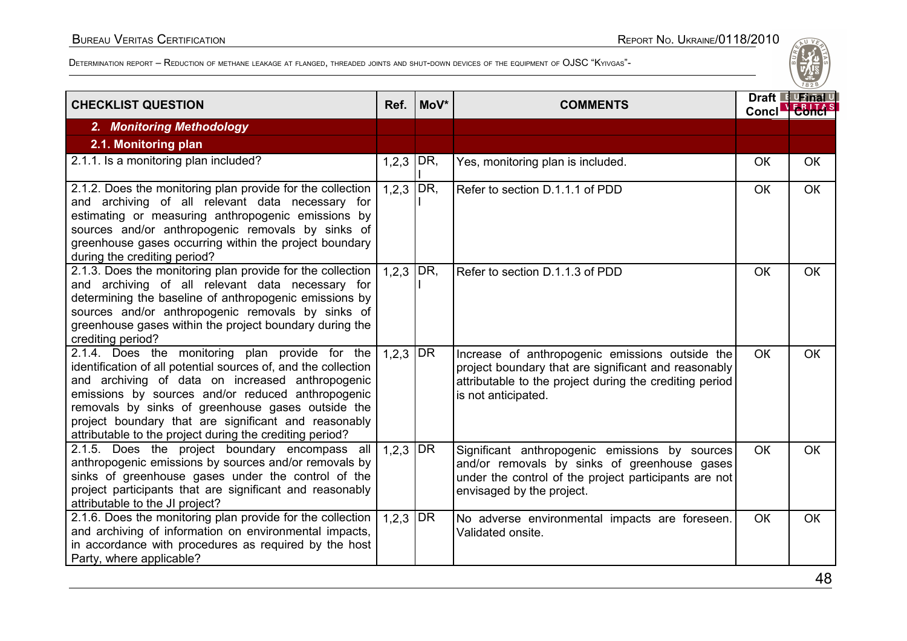| CHECKLIST QUESTION | Ref. | MoV* | COMMENTS | Draft Concl | Final Concl |
|---|---|---|---|---|---|
| ***2. Monitoring Methodology*** | | | | | |
| **2.1. Monitoring plan** | | | | | |
| 2.1.1. Is a monitoring plan included? | 1,2,3 | DR, I | Yes, monitoring plan is included. | OK | OK |
| 2.1.2. Does the monitoring plan provide for the collection and archiving of all relevant data necessary for estimating or measuring anthropogenic emissions by sources and/or anthropogenic removals by sinks of greenhouse gases occurring within the project boundary during the crediting period? | 1,2,3 | DR, I | Refer to section D.1.1.1 of PDD | OK | OK |
| 2.1.3. Does the monitoring plan provide for the collection and archiving of all relevant data necessary for determining the baseline of anthropogenic emissions by sources and/or anthropogenic removals by sinks of greenhouse gases within the project boundary during the crediting period? | 1,2,3 | DR, I | Refer to section D.1.1.3 of PDD | OK | OK |
| 2.1.4. Does the monitoring plan provide for the identification of all potential sources of, and the collection and archiving of data on increased anthropogenic emissions by sources and/or reduced anthropogenic removals by sinks of greenhouse gases outside the project boundary that are significant and reasonably attributable to the project during the crediting period? | 1,2,3 | DR | Increase of anthropogenic emissions outside the project boundary that are significant and reasonably attributable to the project during the crediting period is not anticipated. | OK | OK |
| 2.1.5. Does the project boundary encompass all anthropogenic emissions by sources and/or removals by sinks of greenhouse gases under the control of the project participants that are significant and reasonably attributable to the JI project? | 1,2,3 | DR | Significant anthropogenic emissions by sources and/or removals by sinks of greenhouse gases under the control of the project participants are not envisaged by the project. | OK | OK |
| 2.1.6. Does the monitoring plan provide for the collection and archiving of information on environmental impacts, in accordance with procedures as required by the host Party, where applicable? | 1,2,3 | DR | No adverse environmental impacts are foreseen. Validated onsite. | OK | OK |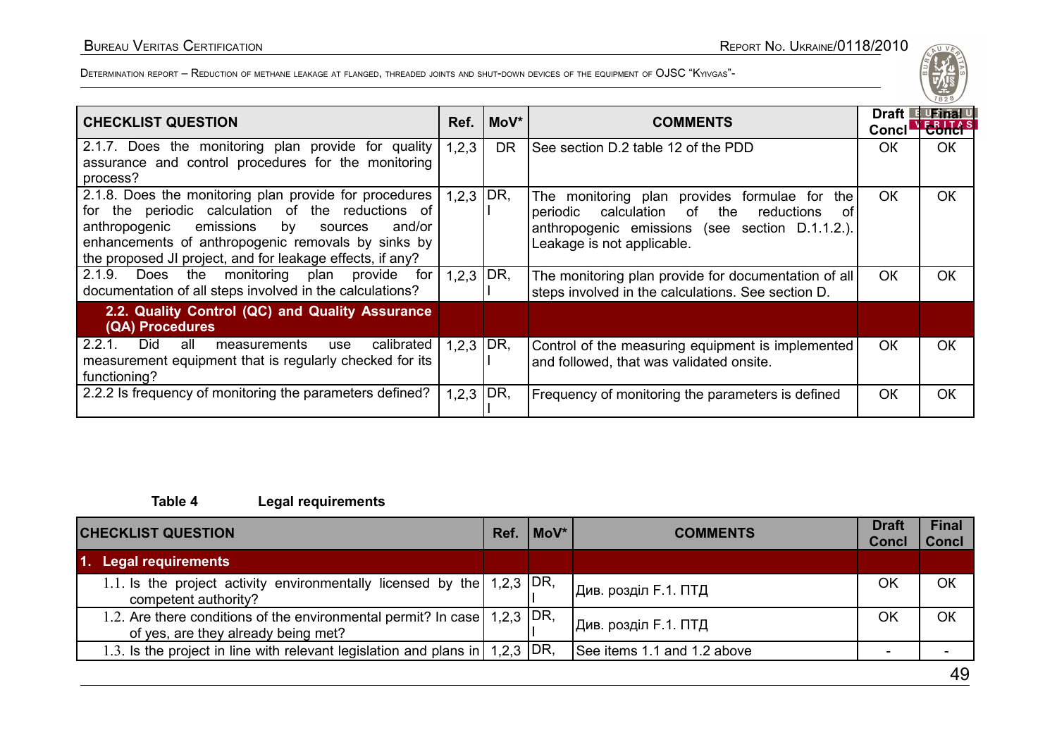| CHECKLIST QUESTION | Ref. | MoV* | COMMENTS | Draft Concl | Final Concl |
|---|---|---|---|---|---|
| 2.1.7. Does the monitoring plan provide for quality assurance and control procedures for the monitoring process? | 1,2,3 | DR | See section D.2 table 12 of the PDD | OK | OK |
| 2.1.8. Does the monitoring plan provide for procedures for the periodic calculation of the reductions of anthropogenic emissions by sources and/or enhancements of anthropogenic removals by sinks by the proposed JI project, and for leakage effects, if any? | 1,2,3 | DR, I | The monitoring plan provides formulae for the periodic calculation of the reductions of anthropogenic emissions (see section D.1.1.2.). Leakage is not applicable. | OK | OK |
| 2.1.9. Does the monitoring plan provide for documentation of all steps involved in the calculations? | 1,2,3 | DR, I | The monitoring plan provide for documentation of all steps involved in the calculations. See section D. | OK | OK |
| **2.2. Quality Control (QC) and Quality Assurance (QA) Procedures** | | | | | |
| 2.2.1. Did all measurements use calibrated measurement equipment that is regularly checked for its functioning? | 1,2,3 | DR, I | Control of the measuring equipment is implemented and followed, that was validated onsite. | OK | OK |
| 2.2.2 Is frequency of monitoring the parameters defined? | 1,2,3 | DR, I | Frequency of monitoring the parameters is defined | OK | OK |

**Table 4 Legal requirements**

| CHECKLIST QUESTION | Ref. | MoV* | COMMENTS | Draft Concl | Final Concl |
|---|---|---|---|---|---|
| **1. Legal requirements** | | | | | |
| 1.1. Is the project activity environmentally licensed by the competent authority? | 1,2,3 | DR, I | Див. розділ F.1. ПТД | OK | OK |
| 1.2. Are there conditions of the environmental permit? In case of yes, are they already being met? | 1,2,3 | DR, I | Див. розділ F.1. ПТД | OK | OK |
| 1.3. Is the project in line with relevant legislation and plans in | 1,2,3 | DR, | See items 1.1 and 1.2 above | - | - |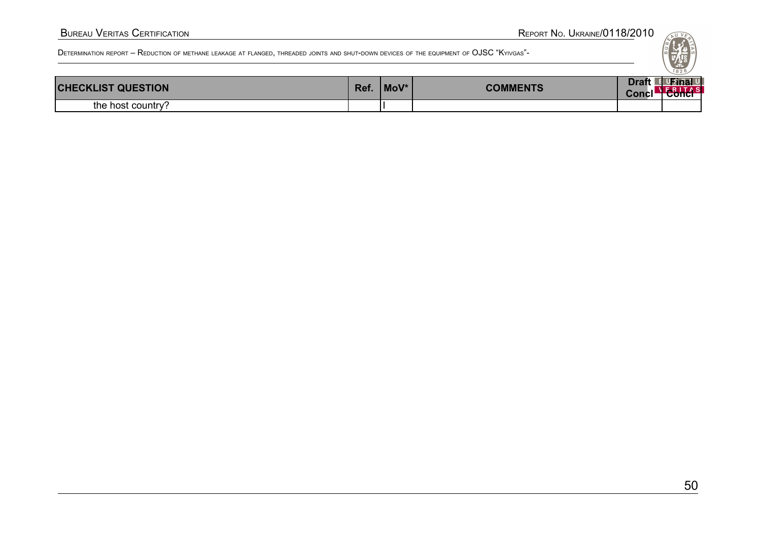| CHECKLIST QUESTION | Ref. | MoV* | COMMENTS | Draft Concl | Final Concl |
|---|---|---|---|---|---|
| the host country? | | I | | | |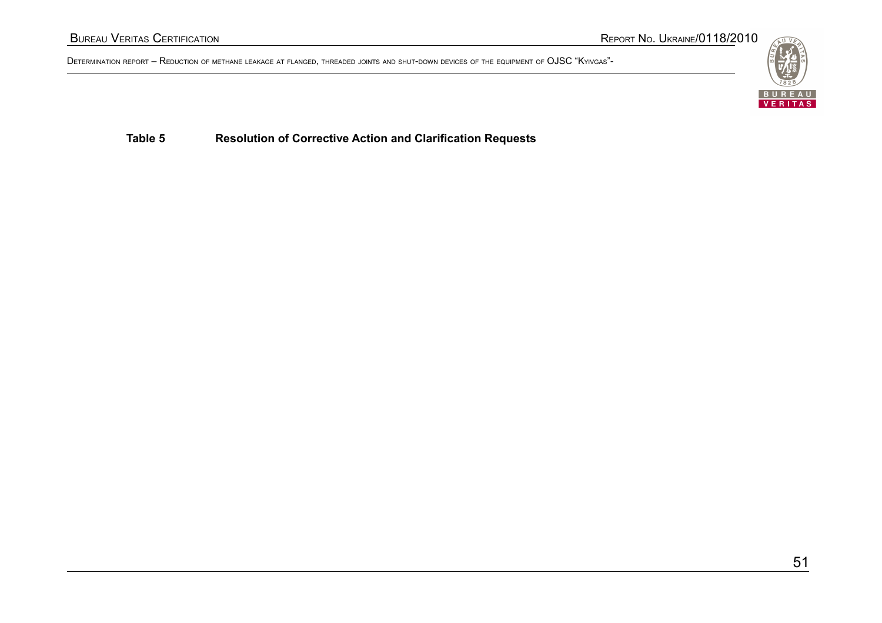**Table 5 Resolution of Corrective Action and Clarification Requests**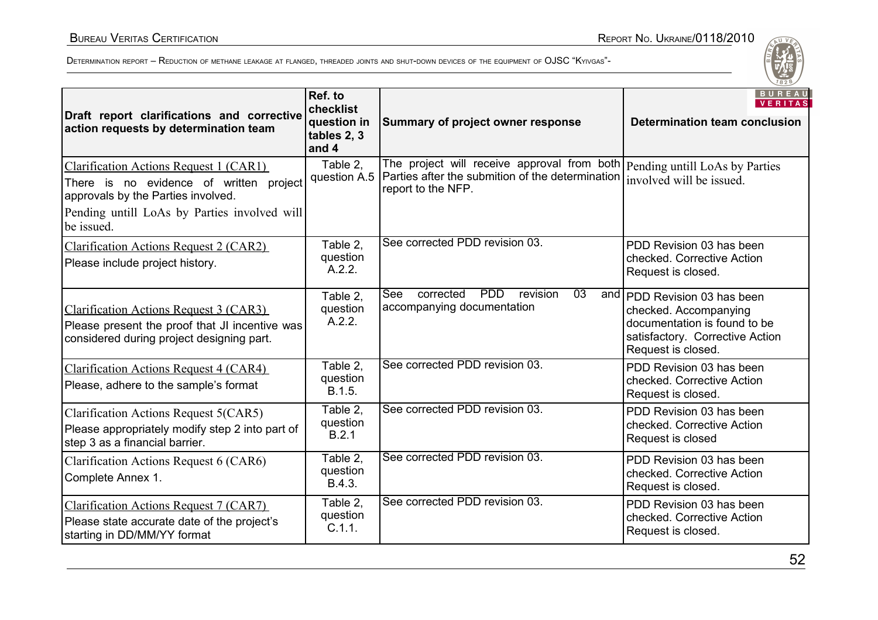| Draft report clarifications and corrective action requests by determination team | Ref. to checklist question in tables 2, 3 and 4 | Summary of project owner response | Determination team conclusion |
|---|---|---|---|
| Clarification Actions Request 1 (CAR1)<br>There is no evidence of written project approvals by the Parties involved.<br>Pending untill LoAs by Parties involved will be issued. | Table 2, question A.5 | The project will receive approval from both Parties after the submition of the determination report to the NFP. | Pending untill LoAs by Parties involved will be issued. |
| Clarification Actions Request 2 (CAR2)<br>Please include project history. | Table 2, question A.2.2. | See corrected PDD revision 03. | PDD Revision 03 has been checked. Corrective Action Request is closed. |
| Clarification Actions Request 3 (CAR3)<br>Please present the proof that JI incentive was considered during project designing part. | Table 2, question A.2.2. | See corrected PDD revision 03 and accompanying documentation | PDD Revision 03 has been checked. Accompanying documentation is found to be satisfactory. Corrective Action Request is closed. |
| Clarification Actions Request 4 (CAR4)<br>Please, adhere to the sample's format | Table 2, question B.1.5. | See corrected PDD revision 03. | PDD Revision 03 has been checked. Corrective Action Request is closed. |
| Clarification Actions Request 5(CAR5)<br>Please appropriately modify step 2 into part of step 3 as a financial barrier. | Table 2, question B.2.1 | See corrected PDD revision 03. | PDD Revision 03 has been checked. Corrective Action Request is closed |
| Clarification Actions Request 6 (CAR6)<br>Complete Annex 1. | Table 2, question B.4.3. | See corrected PDD revision 03. | PDD Revision 03 has been checked. Corrective Action Request is closed. |
| Clarification Actions Request 7 (CAR7)<br>Please state accurate date of the project's starting in DD/MM/YY format | Table 2, question C.1.1. | See corrected PDD revision 03. | PDD Revision 03 has been checked. Corrective Action Request is closed. |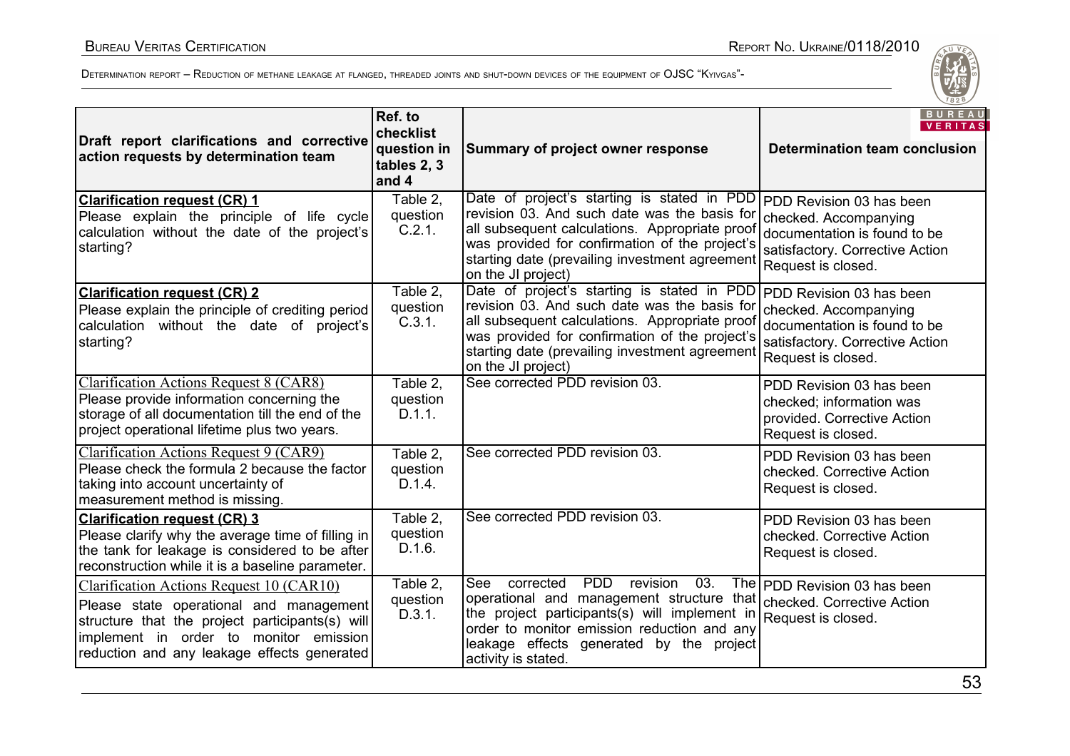| Draft report clarifications and corrective action requests by determination team | Ref. to checklist question in tables 2, 3 and 4 | Summary of project owner response | Determination team conclusion |
|---|---|---|---|
| **Clarification request (CR) 1**<br>Please explain the principle of life cycle calculation without the date of the project's starting? | Table 2, question C.2.1. | Date of project's starting is stated in PDD revision 03. And such date was the basis for all subsequent calculations. Appropriate proof was provided for confirmation of the project's starting date (prevailing investment agreement on the JI project) | PDD Revision 03 has been checked. Accompanying documentation is found to be satisfactory. Corrective Action Request is closed. |
| **Clarification request (CR) 2**<br>Please explain the principle of crediting period calculation without the date of project's starting? | Table 2, question C.3.1. | Date of project's starting is stated in PDD revision 03. And such date was the basis for all subsequent calculations. Appropriate proof was provided for confirmation of the project's starting date (prevailing investment agreement on the JI project) | PDD Revision 03 has been checked. Accompanying documentation is found to be satisfactory. Corrective Action Request is closed. |
| Clarification Actions Request 8 (CAR8)<br>Please provide information concerning the storage of all documentation till the end of the project operational lifetime plus two years. | Table 2, question D.1.1. | See corrected PDD revision 03. | PDD Revision 03 has been checked; information was provided. Corrective Action Request is closed. |
| Clarification Actions Request 9 (CAR9)<br>Please check the formula 2 because the factor taking into account uncertainty of measurement method is missing. | Table 2, question D.1.4. | See corrected PDD revision 03. | PDD Revision 03 has been checked. Corrective Action Request is closed. |
| **Clarification request (CR) 3**<br>Please clarify why the average time of filling in the tank for leakage is considered to be after reconstruction while it is a baseline parameter. | Table 2, question D.1.6. | See corrected PDD revision 03. | PDD Revision 03 has been checked. Corrective Action Request is closed. |
| Clarification Actions Request 10 (CAR10)<br>Please state operational and management structure that the project participants(s) will implement in order to monitor emission reduction and any leakage effects generated | Table 2, question D.3.1. | See corrected PDD revision 03. The operational and management structure that the project participants(s) will implement in order to monitor emission reduction and any leakage effects generated by the project activity is stated. | PDD Revision 03 has been checked. Corrective Action Request is closed. |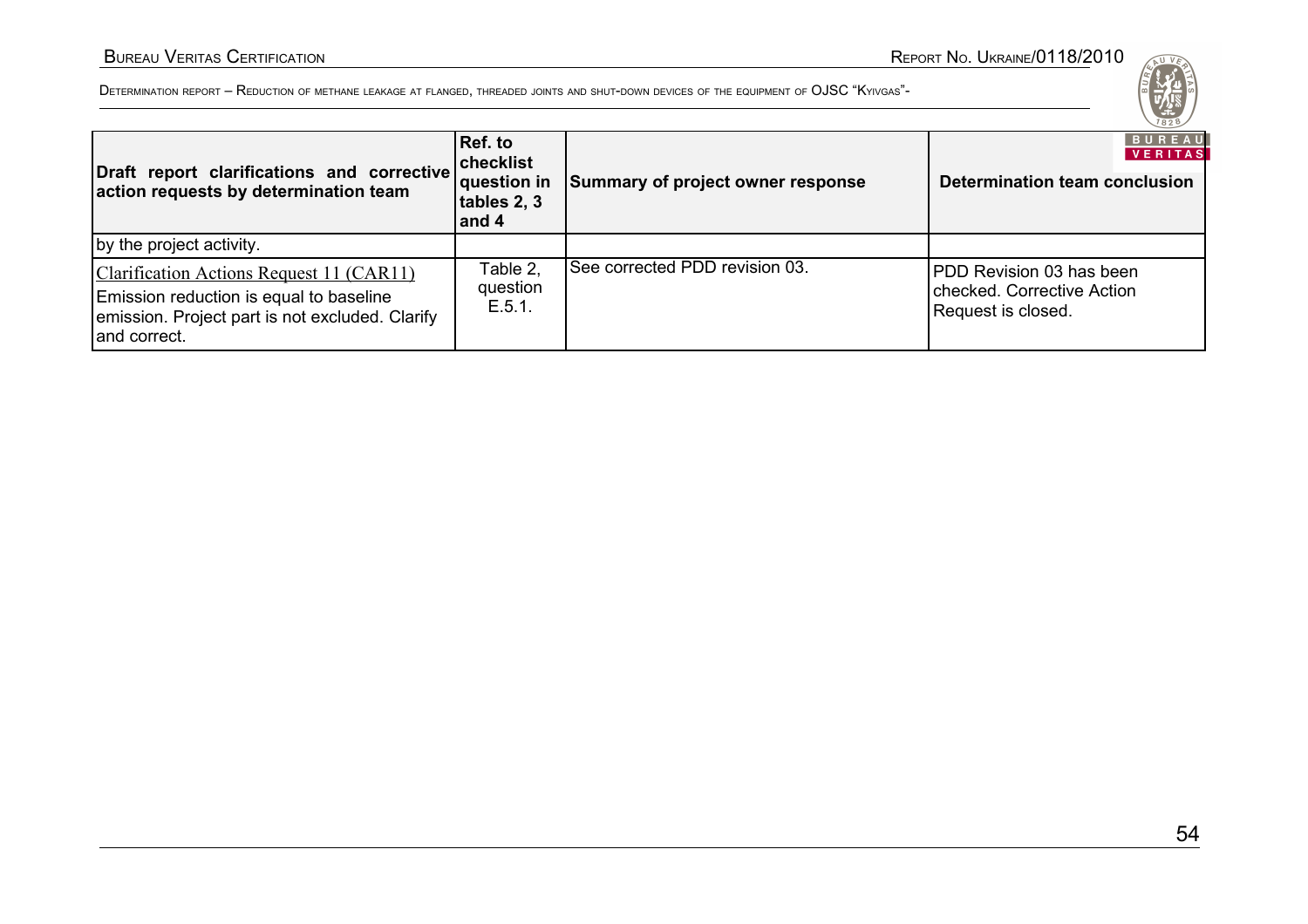| Draft report clarifications and corrective action requests by determination team | Ref. to checklist question in tables 2, 3 and 4 | Summary of project owner response | Determination team conclusion |
|---|---|---|---|
| by the project activity. | | | |
| Clarification Actions Request 11 (CAR11) Emission reduction is equal to baseline emission. Project part is not excluded. Clarify and correct. | Table 2, question E.5.1. | See corrected PDD revision 03. | PDD Revision 03 has been checked. Corrective Action Request is closed. |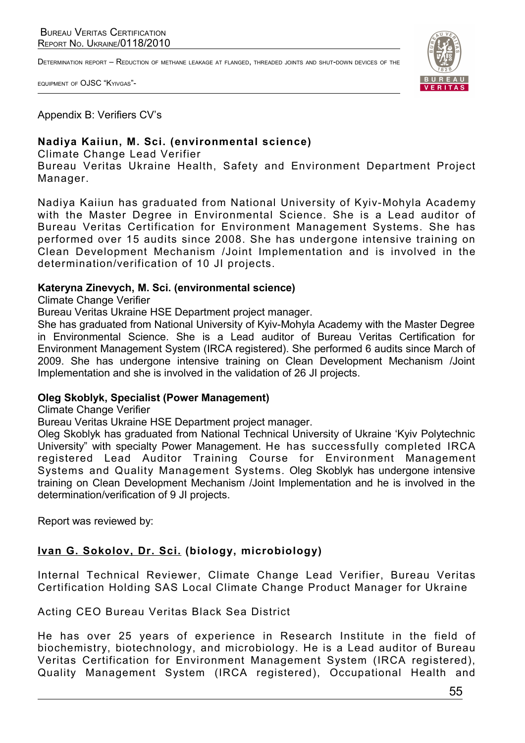Appendix B: Verifiers CV's

**Nadiya Kaiiun, M. Sci. (environmental science)**
Climate Change Lead Verifier
Bureau Veritas Ukraine Health, Safety and Environment Department Project Manager.

Nadiya Kaiiun has graduated from National University of Kyiv-Mohyla Academy with the Master Degree in Environmental Science. She is a Lead auditor of Bureau Veritas Certification for Environment Management Systems. She has performed over 15 audits since 2008. She has undergone intensive training on Clean Development Mechanism /Joint Implementation and is involved in the determination/verification of 10 JI projects.

**Kateryna Zinevych, M. Sci. (environmental science)**
Climate Change Verifier
Bureau Veritas Ukraine HSE Department project manager.
She has graduated from National University of Kyiv-Mohyla Academy with the Master Degree in Environmental Science. She is a Lead auditor of Bureau Veritas Certification for Environment Management System (IRCA registered). She performed 6 audits since March of 2009. She has undergone intensive training on Clean Development Mechanism /Joint Implementation and she is involved in the validation of 26 JI projects.

**Oleg Skoblyk, Specialist (Power Management)**
Climate Change Verifier
Bureau Veritas Ukraine HSE Department project manager.
Oleg Skoblyk has graduated from National Technical University of Ukraine 'Kyiv Polytechnic University" with specialty Power Management. He has successfully completed IRCA registered Lead Auditor Training Course for Environment Management Systems and Quality Management Systems. Oleg Skoblyk has undergone intensive training on Clean Development Mechanism /Joint Implementation and he is involved in the determination/verification of 9 JI projects.

Report was reviewed by:

**Ivan G. Sokolov, Dr. Sci. (biology, microbiology)**

Internal Technical Reviewer, Climate Change Lead Verifier, Bureau Veritas Certification Holding SAS Local Climate Change Product Manager for Ukraine

Acting CEO Bureau Veritas Black Sea District

He has over 25 years of experience in Research Institute in the field of biochemistry, biotechnology, and microbiology. He is a Lead auditor of Bureau Veritas Certification for Environment Management System (IRCA registered), Quality Management System (IRCA registered), Occupational Health and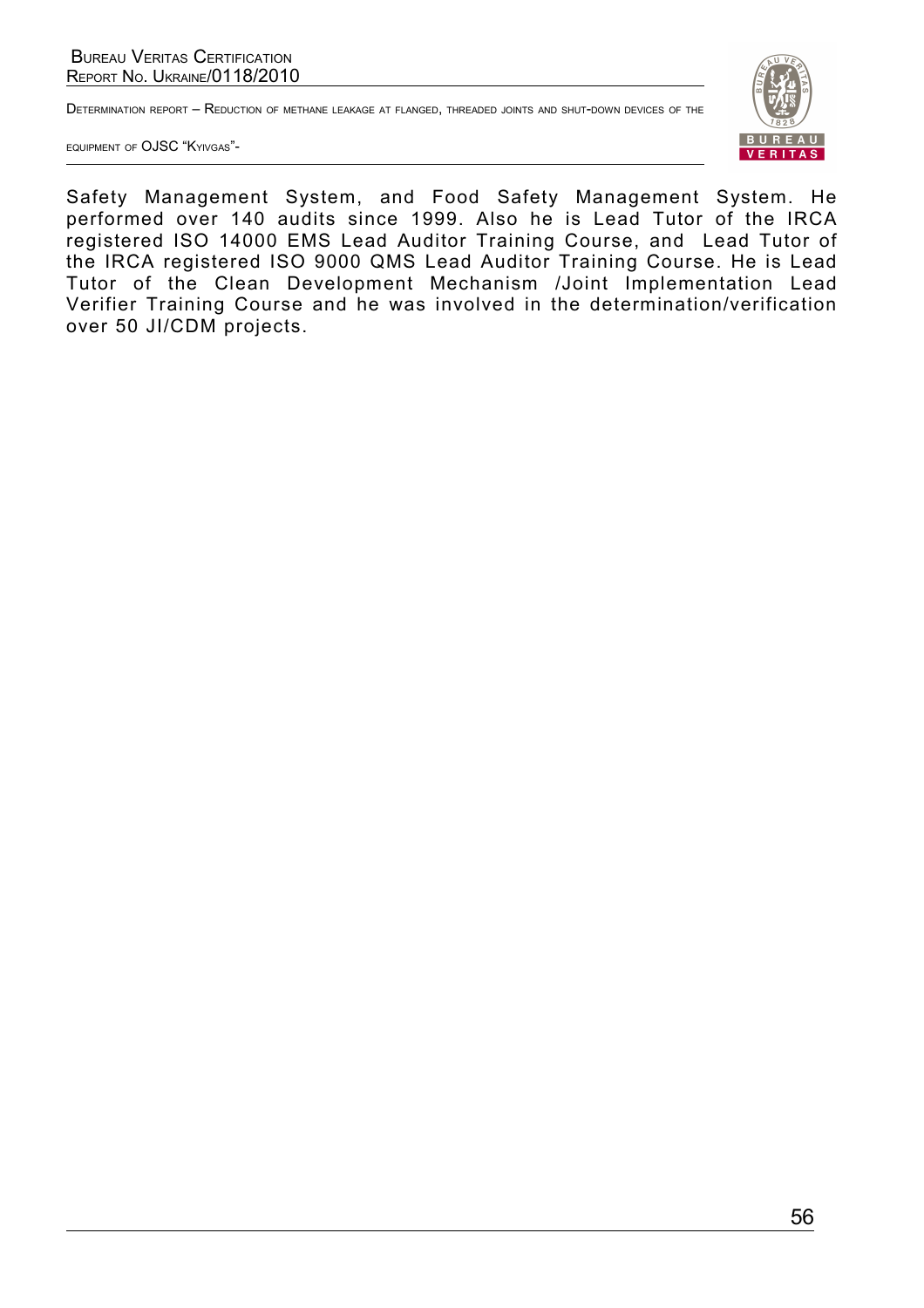Safety Management System, and Food Safety Management System. He performed over 140 audits since 1999. Also he is Lead Tutor of the IRCA registered ISO 14000 EMS Lead Auditor Training Course, and Lead Tutor of the IRCA registered ISO 9000 QMS Lead Auditor Training Course. He is Lead Tutor of the Clean Development Mechanism /Joint Implementation Lead Verifier Training Course and he was involved in the determination/verification over 50 JI/CDM projects.